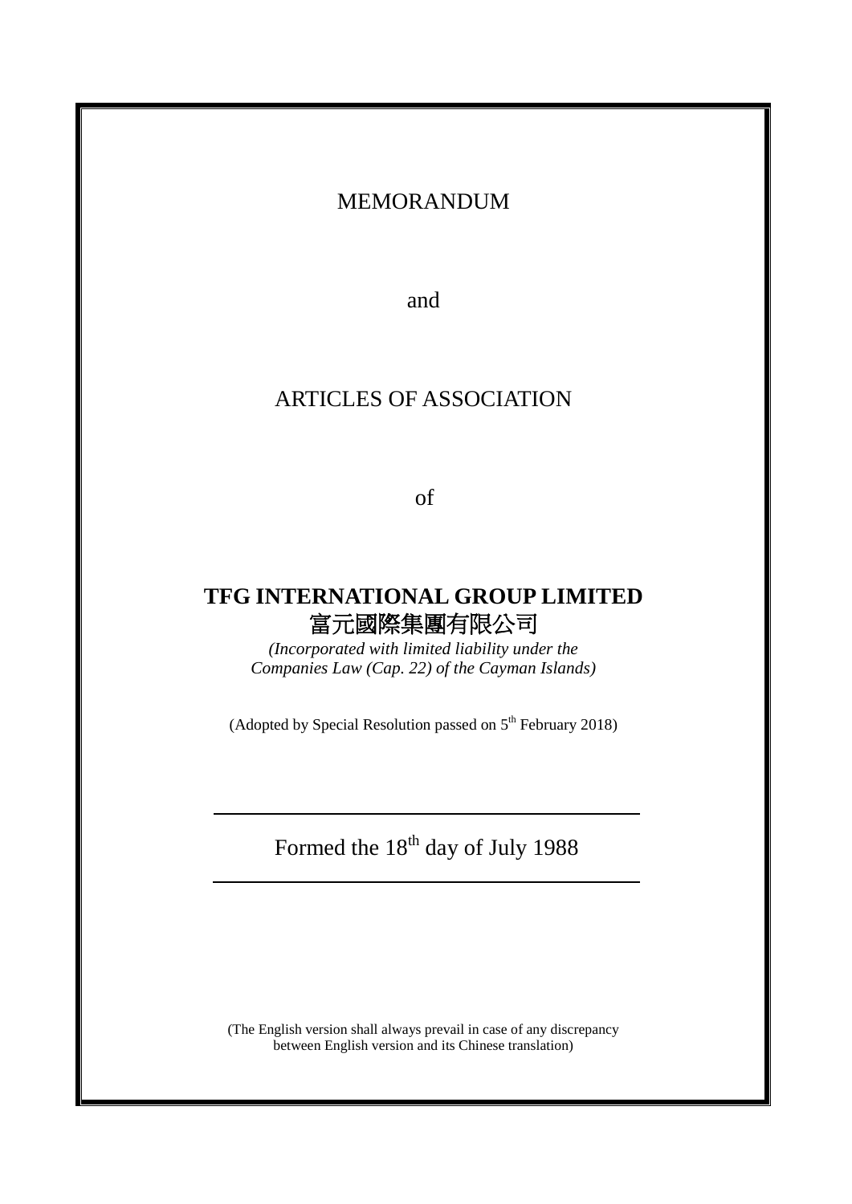MEMORANDUM

and

ARTICLES OF ASSOCIATION

of

# TFG INTERNATIONAL GROUP LIMITED
# 富元國際集團有限公司

*(Incorporated with limited liability under the Companies Law (Cap. 22) of the Cayman Islands)*

(Adopted by Special Resolution passed on 5th February 2018)

---

Formed the 18th day of July 1988

---

(The English version shall always prevail in case of any discrepancy between English version and its Chinese translation)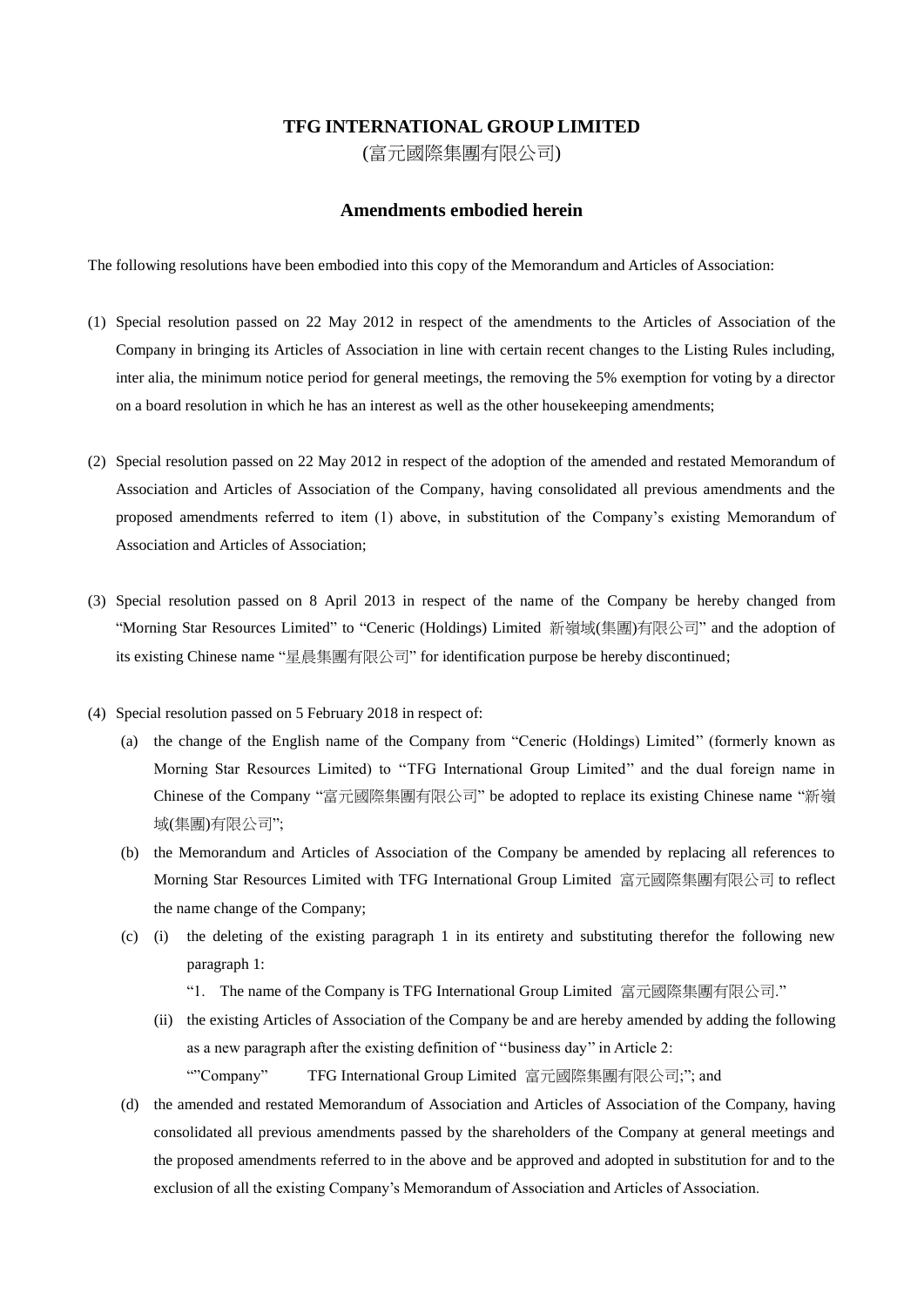# TFG INTERNATIONAL GROUP LIMITED

(富元國際集團有限公司)

## Amendments embodied herein

The following resolutions have been embodied into this copy of the Memorandum and Articles of Association:

(1) Special resolution passed on 22 May 2012 in respect of the amendments to the Articles of Association of the Company in bringing its Articles of Association in line with certain recent changes to the Listing Rules including, inter alia, the minimum notice period for general meetings, the removing the 5% exemption for voting by a director on a board resolution in which he has an interest as well as the other housekeeping amendments;

(2) Special resolution passed on 22 May 2012 in respect of the adoption of the amended and restated Memorandum of Association and Articles of Association of the Company, having consolidated all previous amendments and the proposed amendments referred to item (1) above, in substitution of the Company's existing Memorandum of Association and Articles of Association;

(3) Special resolution passed on 8 April 2013 in respect of the name of the Company be hereby changed from "Morning Star Resources Limited" to "Ceneric (Holdings) Limited 新嶺域(集團)有限公司" and the adoption of its existing Chinese name "星晨集團有限公司" for identification purpose be hereby discontinued;

(4) Special resolution passed on 5 February 2018 in respect of:

   (a) the change of the English name of the Company from "Ceneric (Holdings) Limited" (formerly known as Morning Star Resources Limited) to "TFG International Group Limited" and the dual foreign name in Chinese of the Company "富元國際集團有限公司" be adopted to replace its existing Chinese name "新嶺域(集團)有限公司";

   (b) the Memorandum and Articles of Association of the Company be amended by replacing all references to Morning Star Resources Limited with TFG International Group Limited 富元國際集團有限公司 to reflect the name change of the Company;

   (c) (i) the deleting of the existing paragraph 1 in its entirety and substituting therefor the following new paragraph 1:

      "1. The name of the Company is TFG International Group Limited 富元國際集團有限公司."

      (ii) the existing Articles of Association of the Company be and are hereby amended by adding the following as a new paragraph after the existing definition of "business day" in Article 2:

      ""Company" TFG International Group Limited 富元國際集團有限公司;"; and

   (d) the amended and restated Memorandum of Association and Articles of Association of the Company, having consolidated all previous amendments passed by the shareholders of the Company at general meetings and the proposed amendments referred to in the above and be approved and adopted in substitution for and to the exclusion of all the existing Company's Memorandum of Association and Articles of Association.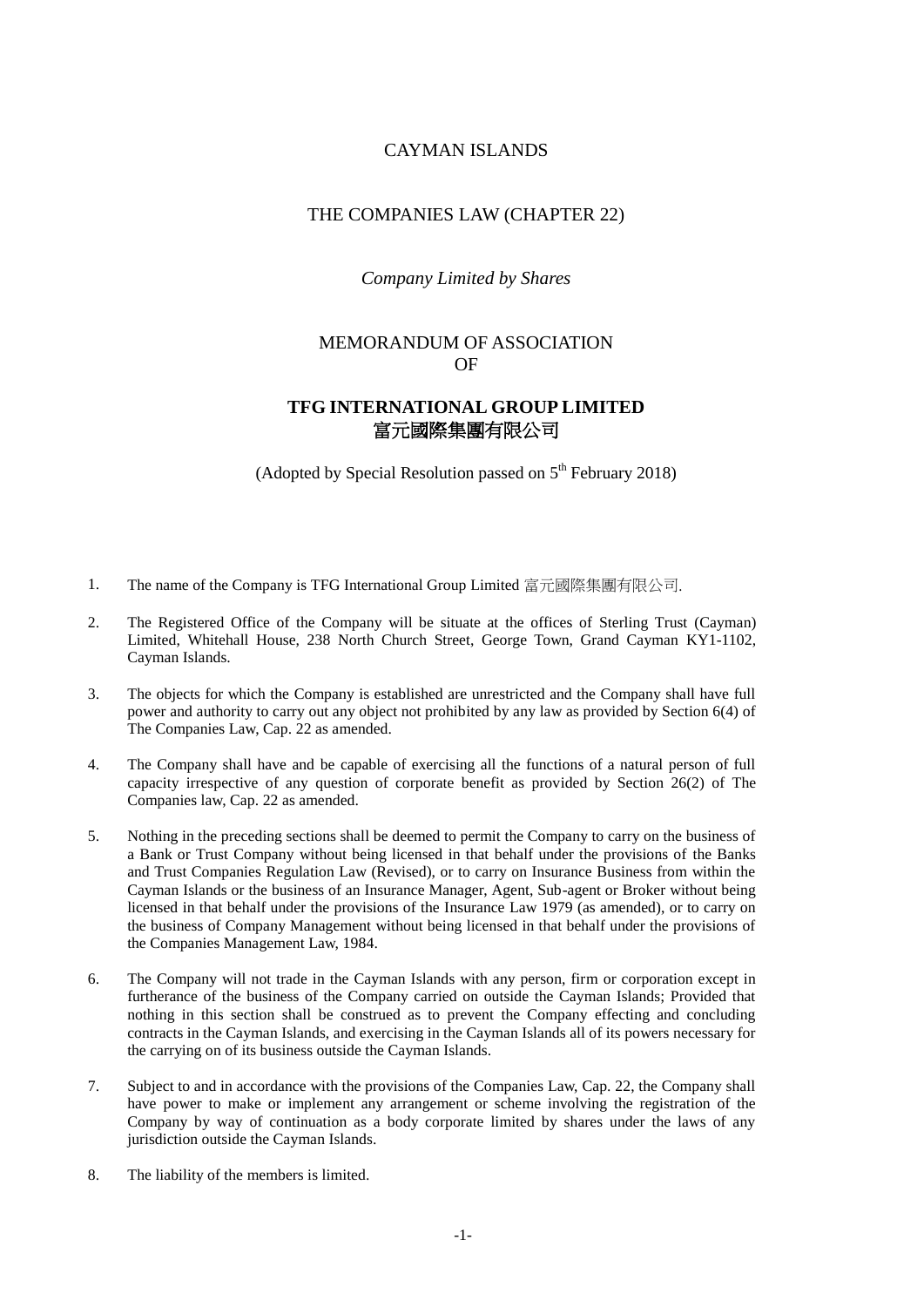CAYMAN ISLANDS

THE COMPANIES LAW (CHAPTER 22)

*Company Limited by Shares*

MEMORANDUM OF ASSOCIATION
OF

# TFG INTERNATIONAL GROUP LIMITED
# 富元國際集團有限公司

(Adopted by Special Resolution passed on 5th February 2018)

1. The name of the Company is TFG International Group Limited 富元國際集團有限公司.

2. The Registered Office of the Company will be situate at the offices of Sterling Trust (Cayman) Limited, Whitehall House, 238 North Church Street, George Town, Grand Cayman KY1-1102, Cayman Islands.

3. The objects for which the Company is established are unrestricted and the Company shall have full power and authority to carry out any object not prohibited by any law as provided by Section 6(4) of The Companies Law, Cap. 22 as amended.

4. The Company shall have and be capable of exercising all the functions of a natural person of full capacity irrespective of any question of corporate benefit as provided by Section 26(2) of The Companies law, Cap. 22 as amended.

5. Nothing in the preceding sections shall be deemed to permit the Company to carry on the business of a Bank or Trust Company without being licensed in that behalf under the provisions of the Banks and Trust Companies Regulation Law (Revised), or to carry on Insurance Business from within the Cayman Islands or the business of an Insurance Manager, Agent, Sub-agent or Broker without being licensed in that behalf under the provisions of the Insurance Law 1979 (as amended), or to carry on the business of Company Management without being licensed in that behalf under the provisions of the Companies Management Law, 1984.

6. The Company will not trade in the Cayman Islands with any person, firm or corporation except in furtherance of the business of the Company carried on outside the Cayman Islands; Provided that nothing in this section shall be construed as to prevent the Company effecting and concluding contracts in the Cayman Islands, and exercising in the Cayman Islands all of its powers necessary for the carrying on of its business outside the Cayman Islands.

7. Subject to and in accordance with the provisions of the Companies Law, Cap. 22, the Company shall have power to make or implement any arrangement or scheme involving the registration of the Company by way of continuation as a body corporate limited by shares under the laws of any jurisdiction outside the Cayman Islands.

8. The liability of the members is limited.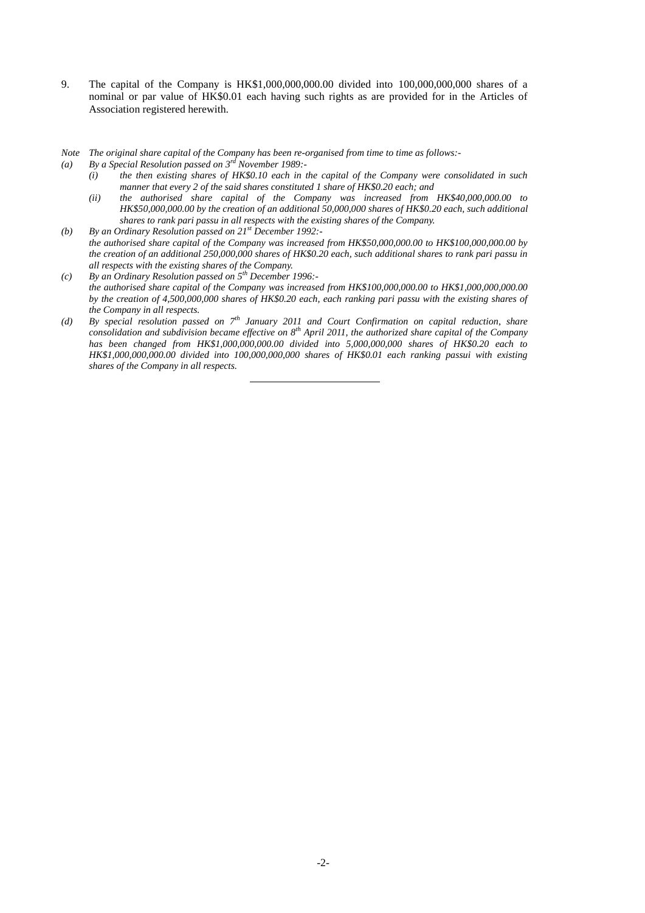9. The capital of the Company is HK$1,000,000,000.00 divided into 100,000,000,000 shares of a nominal or par value of HK$0.01 each having such rights as are provided for in the Articles of Association registered herewith.

*Note The original share capital of the Company has been re-organised from time to time as follows:-*

*(a) By a Special Resolution passed on 3rd November 1989:-*

*(i) the then existing shares of HK$0.10 each in the capital of the Company were consolidated in such manner that every 2 of the said shares constituted 1 share of HK$0.20 each; and*

*(ii) the authorised share capital of the Company was increased from HK$40,000,000.00 to HK$50,000,000.00 by the creation of an additional 50,000,000 shares of HK$0.20 each, such additional shares to rank pari passu in all respects with the existing shares of the Company.*

*(b) By an Ordinary Resolution passed on 21st December 1992:-*
*the authorised share capital of the Company was increased from HK$50,000,000.00 to HK$100,000,000.00 by the creation of an additional 250,000,000 shares of HK$0.20 each, such additional shares to rank pari passu in all respects with the existing shares of the Company.*

*(c) By an Ordinary Resolution passed on 5th December 1996:-*
*the authorised share capital of the Company was increased from HK$100,000,000.00 to HK$1,000,000,000.00 by the creation of 4,500,000,000 shares of HK$0.20 each, each ranking pari passu with the existing shares of the Company in all respects.*

*(d) By special resolution passed on 7th January 2011 and Court Confirmation on capital reduction, share consolidation and subdivision became effective on 8th April 2011, the authorized share capital of the Company has been changed from HK$1,000,000,000.00 divided into 5,000,000,000 shares of HK$0.20 each to HK$1,000,000,000.00 divided into 100,000,000,000 shares of HK$0.01 each ranking passui with existing shares of the Company in all respects.*

---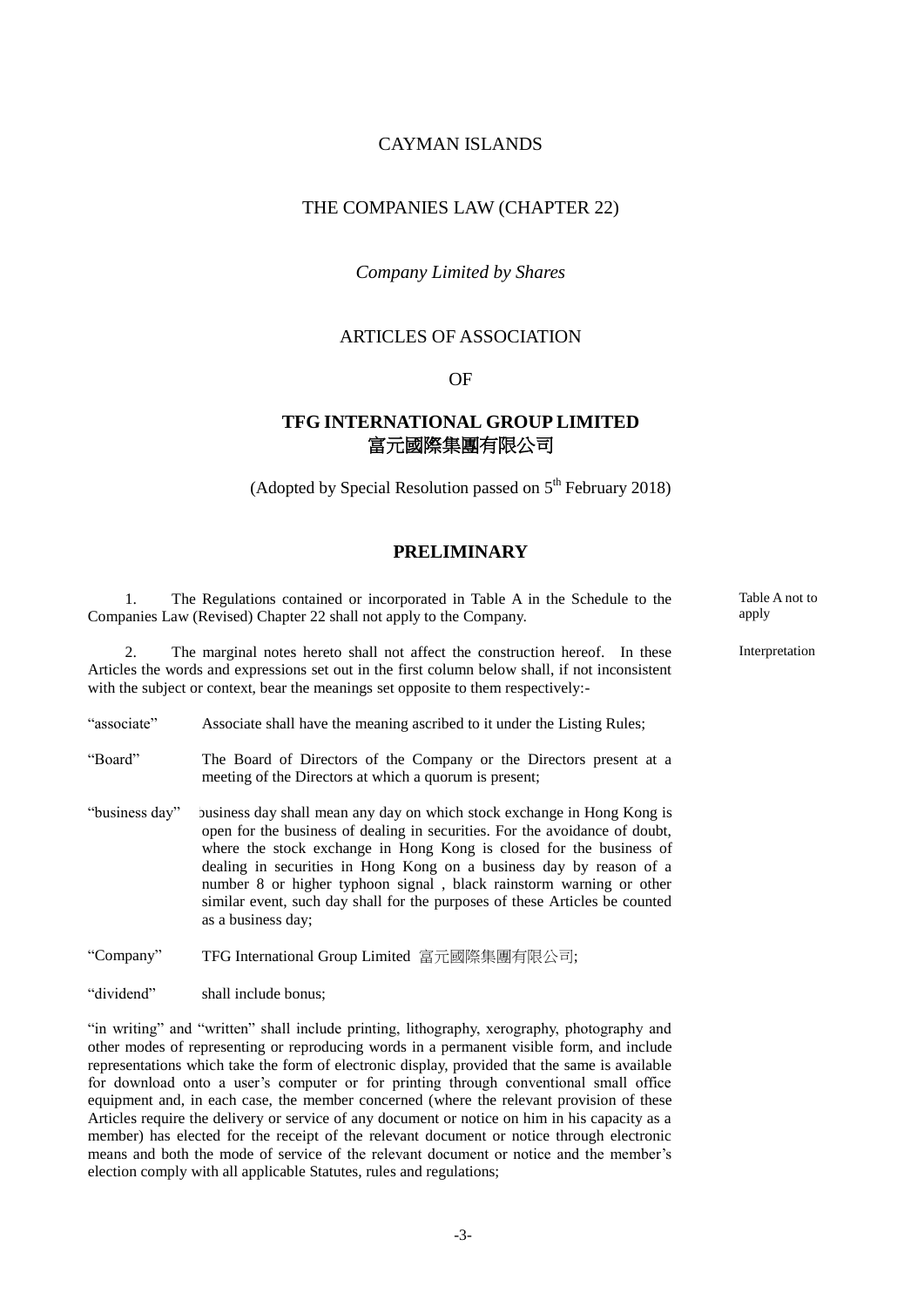CAYMAN ISLANDS

THE COMPANIES LAW (CHAPTER 22)

*Company Limited by Shares*

ARTICLES OF ASSOCIATION

OF

**TFG INTERNATIONAL GROUP LIMITED**
**富元國際集團有限公司**

(Adopted by Special Resolution passed on 5th February 2018)

## PRELIMINARY

Table A not to apply

1. The Regulations contained or incorporated in Table A in the Schedule to the Companies Law (Revised) Chapter 22 shall not apply to the Company.

Interpretation

2. The marginal notes hereto shall not affect the construction hereof. In these Articles the words and expressions set out in the first column below shall, if not inconsistent with the subject or context, bear the meanings set opposite to them respectively:-

"associate" Associate shall have the meaning ascribed to it under the Listing Rules;

"Board" The Board of Directors of the Company or the Directors present at a meeting of the Directors at which a quorum is present;

"business day" business day shall mean any day on which stock exchange in Hong Kong is open for the business of dealing in securities. For the avoidance of doubt, where the stock exchange in Hong Kong is closed for the business of dealing in securities in Hong Kong on a business day by reason of a number 8 or higher typhoon signal , black rainstorm warning or other similar event, such day shall for the purposes of these Articles be counted as a business day;

"Company" TFG International Group Limited 富元國際集團有限公司;

"dividend" shall include bonus;

"in writing" and "written" shall include printing, lithography, xerography, photography and other modes of representing or reproducing words in a permanent visible form, and include representations which take the form of electronic display, provided that the same is available for download onto a user's computer or for printing through conventional small office equipment and, in each case, the member concerned (where the relevant provision of these Articles require the delivery or service of any document or notice on him in his capacity as a member) has elected for the receipt of the relevant document or notice through electronic means and both the mode of service of the relevant document or notice and the member's election comply with all applicable Statutes, rules and regulations;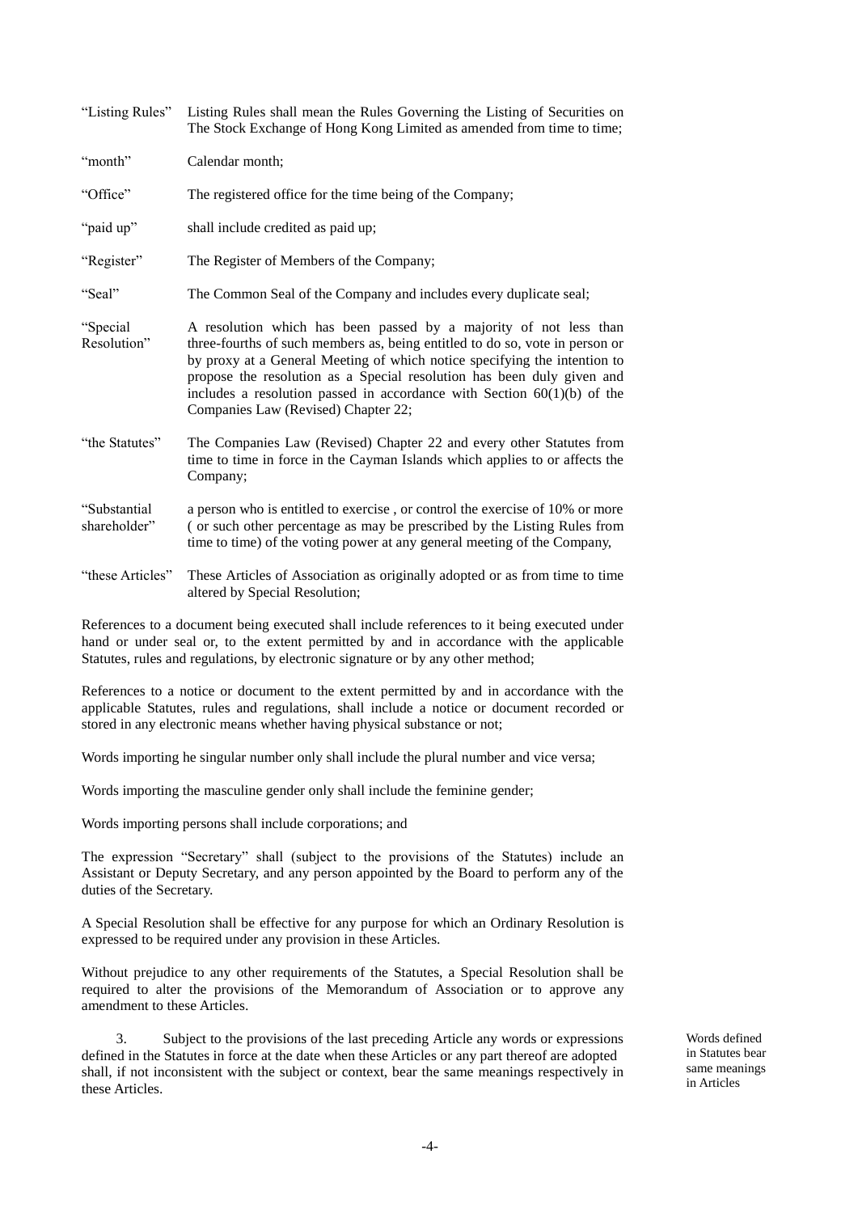| | |
|---|---|
| "Listing Rules" | Listing Rules shall mean the Rules Governing the Listing of Securities on The Stock Exchange of Hong Kong Limited as amended from time to time; |
| "month" | Calendar month; |
| "Office" | The registered office for the time being of the Company; |
| "paid up" | shall include credited as paid up; |
| "Register" | The Register of Members of the Company; |
| "Seal" | The Common Seal of the Company and includes every duplicate seal; |
| "Special Resolution" | A resolution which has been passed by a majority of not less than three-fourths of such members as, being entitled to do so, vote in person or by proxy at a General Meeting of which notice specifying the intention to propose the resolution as a Special resolution has been duly given and includes a resolution passed in accordance with Section 60(1)(b) of the Companies Law (Revised) Chapter 22; |
| "the Statutes" | The Companies Law (Revised) Chapter 22 and every other Statutes from time to time in force in the Cayman Islands which applies to or affects the Company; |
| "Substantial shareholder" | a person who is entitled to exercise , or control the exercise of 10% or more ( or such other percentage as may be prescribed by the Listing Rules from time to time) of the voting power at any general meeting of the Company, |
| "these Articles" | These Articles of Association as originally adopted or as from time to time altered by Special Resolution; |

References to a document being executed shall include references to it being executed under hand or under seal or, to the extent permitted by and in accordance with the applicable Statutes, rules and regulations, by electronic signature or by any other method;

References to a notice or document to the extent permitted by and in accordance with the applicable Statutes, rules and regulations, shall include a notice or document recorded or stored in any electronic means whether having physical substance or not;

Words importing he singular number only shall include the plural number and vice versa;

Words importing the masculine gender only shall include the feminine gender;

Words importing persons shall include corporations; and

The expression "Secretary" shall (subject to the provisions of the Statutes) include an Assistant or Deputy Secretary, and any person appointed by the Board to perform any of the duties of the Secretary.

A Special Resolution shall be effective for any purpose for which an Ordinary Resolution is expressed to be required under any provision in these Articles.

Without prejudice to any other requirements of the Statutes, a Special Resolution shall be required to alter the provisions of the Memorandum of Association or to approve any amendment to these Articles.

3. Subject to the provisions of the last preceding Article any words or expressions defined in the Statutes in force at the date when these Articles or any part thereof are adopted shall, if not inconsistent with the subject or context, bear the same meanings respectively in these Articles.

*Words defined in Statutes bear same meanings in Articles*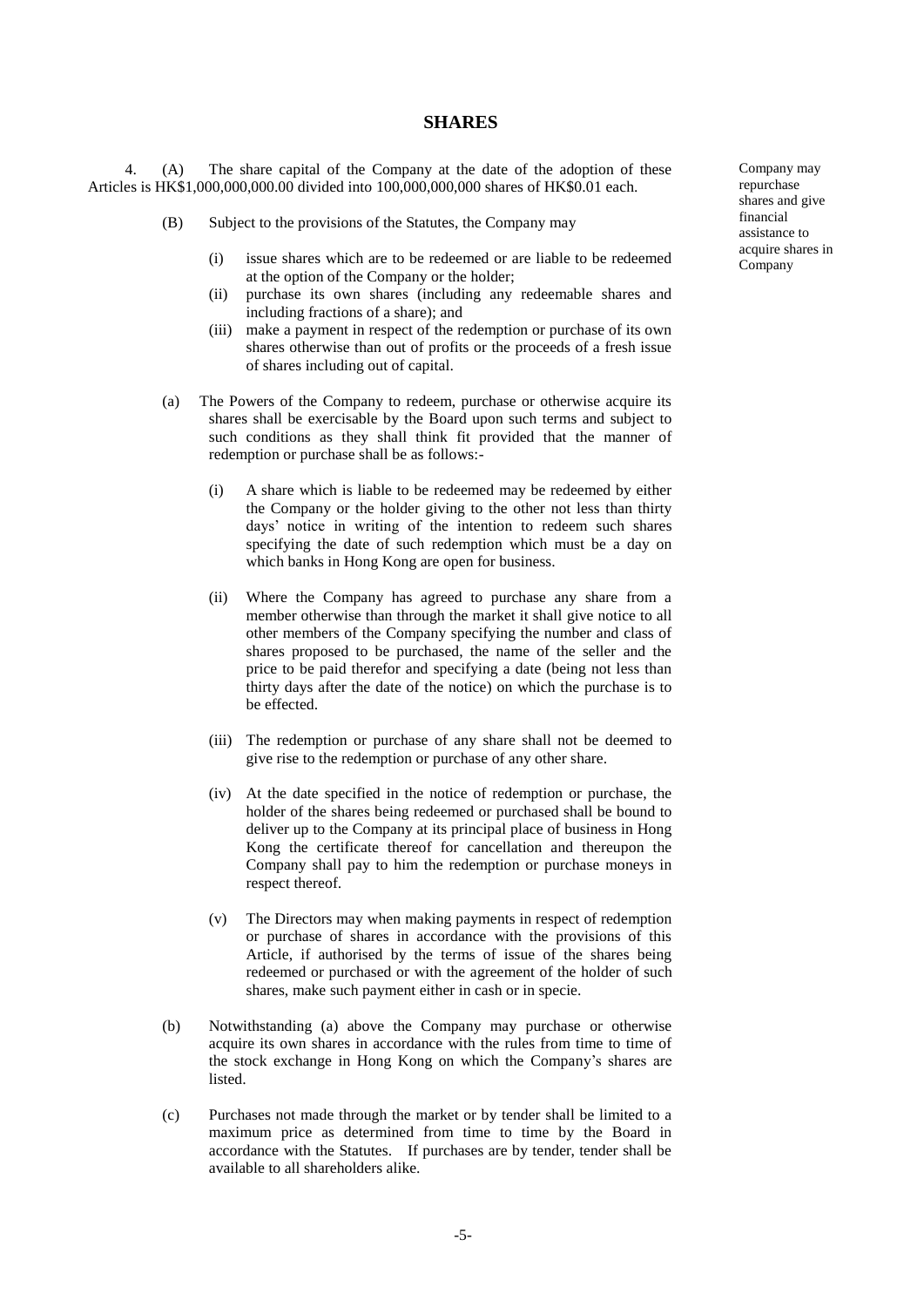## SHARES

4. (A) The share capital of the Company at the date of the adoption of these Articles is HK$1,000,000,000.00 divided into 100,000,000,000 shares of HK$0.01 each.

*Company may repurchase shares and give financial assistance to acquire shares in Company*

(B) Subject to the provisions of the Statutes, the Company may

(i) issue shares which are to be redeemed or are liable to be redeemed at the option of the Company or the holder;
(ii) purchase its own shares (including any redeemable shares and including fractions of a share); and
(iii) make a payment in respect of the redemption or purchase of its own shares otherwise than out of profits or the proceeds of a fresh issue of shares including out of capital.

(a) The Powers of the Company to redeem, purchase or otherwise acquire its shares shall be exercisable by the Board upon such terms and subject to such conditions as they shall think fit provided that the manner of redemption or purchase shall be as follows:-

(i) A share which is liable to be redeemed may be redeemed by either the Company or the holder giving to the other not less than thirty days' notice in writing of the intention to redeem such shares specifying the date of such redemption which must be a day on which banks in Hong Kong are open for business.

(ii) Where the Company has agreed to purchase any share from a member otherwise than through the market it shall give notice to all other members of the Company specifying the number and class of shares proposed to be purchased, the name of the seller and the price to be paid therefor and specifying a date (being not less than thirty days after the date of the notice) on which the purchase is to be effected.

(iii) The redemption or purchase of any share shall not be deemed to give rise to the redemption or purchase of any other share.

(iv) At the date specified in the notice of redemption or purchase, the holder of the shares being redeemed or purchased shall be bound to deliver up to the Company at its principal place of business in Hong Kong the certificate thereof for cancellation and thereupon the Company shall pay to him the redemption or purchase moneys in respect thereof.

(v) The Directors may when making payments in respect of redemption or purchase of shares in accordance with the provisions of this Article, if authorised by the terms of issue of the shares being redeemed or purchased or with the agreement of the holder of such shares, make such payment either in cash or in specie.

(b) Notwithstanding (a) above the Company may purchase or otherwise acquire its own shares in accordance with the rules from time to time of the stock exchange in Hong Kong on which the Company's shares are listed.

(c) Purchases not made through the market or by tender shall be limited to a maximum price as determined from time to time by the Board in accordance with the Statutes. If purchases are by tender, tender shall be available to all shareholders alike.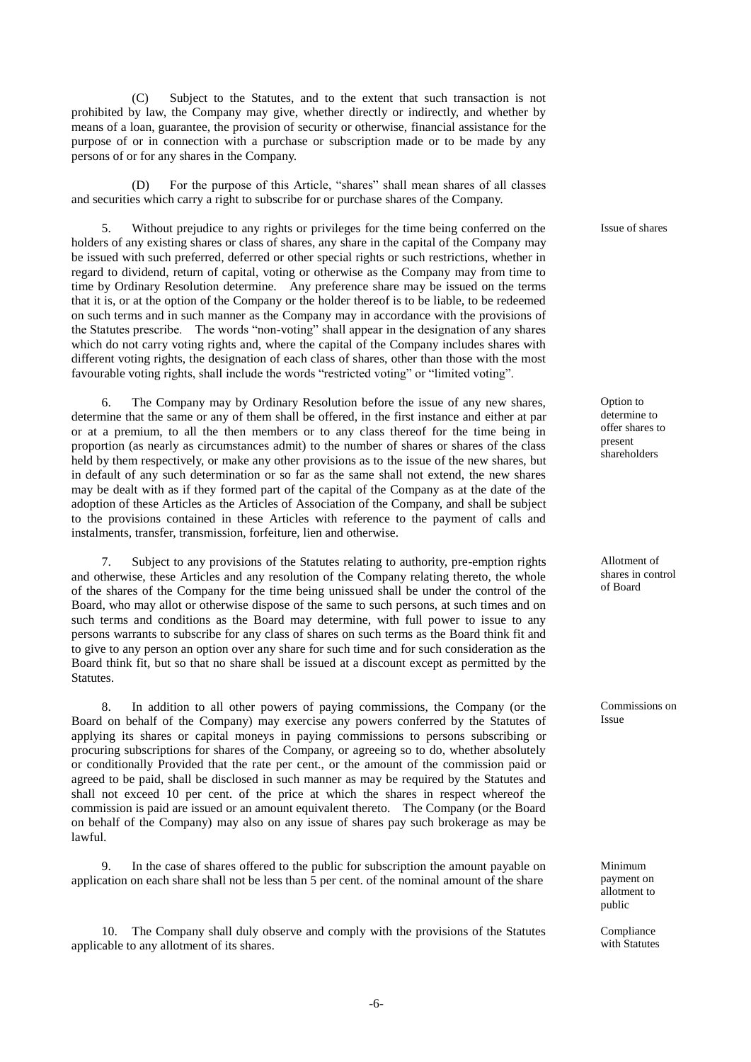(C) Subject to the Statutes, and to the extent that such transaction is not prohibited by law, the Company may give, whether directly or indirectly, and whether by means of a loan, guarantee, the provision of security or otherwise, financial assistance for the purpose of or in connection with a purchase or subscription made or to be made by any persons of or for any shares in the Company.

(D) For the purpose of this Article, "shares" shall mean shares of all classes and securities which carry a right to subscribe for or purchase shares of the Company.

Issue of shares

5. Without prejudice to any rights or privileges for the time being conferred on the holders of any existing shares or class of shares, any share in the capital of the Company may be issued with such preferred, deferred or other special rights or such restrictions, whether in regard to dividend, return of capital, voting or otherwise as the Company may from time to time by Ordinary Resolution determine. Any preference share may be issued on the terms that it is, or at the option of the Company or the holder thereof is to be liable, to be redeemed on such terms and in such manner as the Company may in accordance with the provisions of the Statutes prescribe. The words "non-voting" shall appear in the designation of any shares which do not carry voting rights and, where the capital of the Company includes shares with different voting rights, the designation of each class of shares, other than those with the most favourable voting rights, shall include the words "restricted voting" or "limited voting".

Option to determine to offer shares to present shareholders

6. The Company may by Ordinary Resolution before the issue of any new shares, determine that the same or any of them shall be offered, in the first instance and either at par or at a premium, to all the then members or to any class thereof for the time being in proportion (as nearly as circumstances admit) to the number of shares or shares of the class held by them respectively, or make any other provisions as to the issue of the new shares, but in default of any such determination or so far as the same shall not extend, the new shares may be dealt with as if they formed part of the capital of the Company as at the date of the adoption of these Articles as the Articles of Association of the Company, and shall be subject to the provisions contained in these Articles with reference to the payment of calls and instalments, transfer, transmission, forfeiture, lien and otherwise.

Allotment of shares in control of Board

7. Subject to any provisions of the Statutes relating to authority, pre-emption rights and otherwise, these Articles and any resolution of the Company relating thereto, the whole of the shares of the Company for the time being unissued shall be under the control of the Board, who may allot or otherwise dispose of the same to such persons, at such times and on such terms and conditions as the Board may determine, with full power to issue to any persons warrants to subscribe for any class of shares on such terms as the Board think fit and to give to any person an option over any share for such time and for such consideration as the Board think fit, but so that no share shall be issued at a discount except as permitted by the Statutes.

Commissions on Issue

8. In addition to all other powers of paying commissions, the Company (or the Board on behalf of the Company) may exercise any powers conferred by the Statutes of applying its shares or capital moneys in paying commissions to persons subscribing or procuring subscriptions for shares of the Company, or agreeing so to do, whether absolutely or conditionally Provided that the rate per cent., or the amount of the commission paid or agreed to be paid, shall be disclosed in such manner as may be required by the Statutes and shall not exceed 10 per cent. of the price at which the shares in respect whereof the commission is paid are issued or an amount equivalent thereto. The Company (or the Board on behalf of the Company) may also on any issue of shares pay such brokerage as may be lawful.

Minimum payment on allotment to public

9. In the case of shares offered to the public for subscription the amount payable on application on each share shall not be less than 5 per cent. of the nominal amount of the share

Compliance with Statutes

10. The Company shall duly observe and comply with the provisions of the Statutes applicable to any allotment of its shares.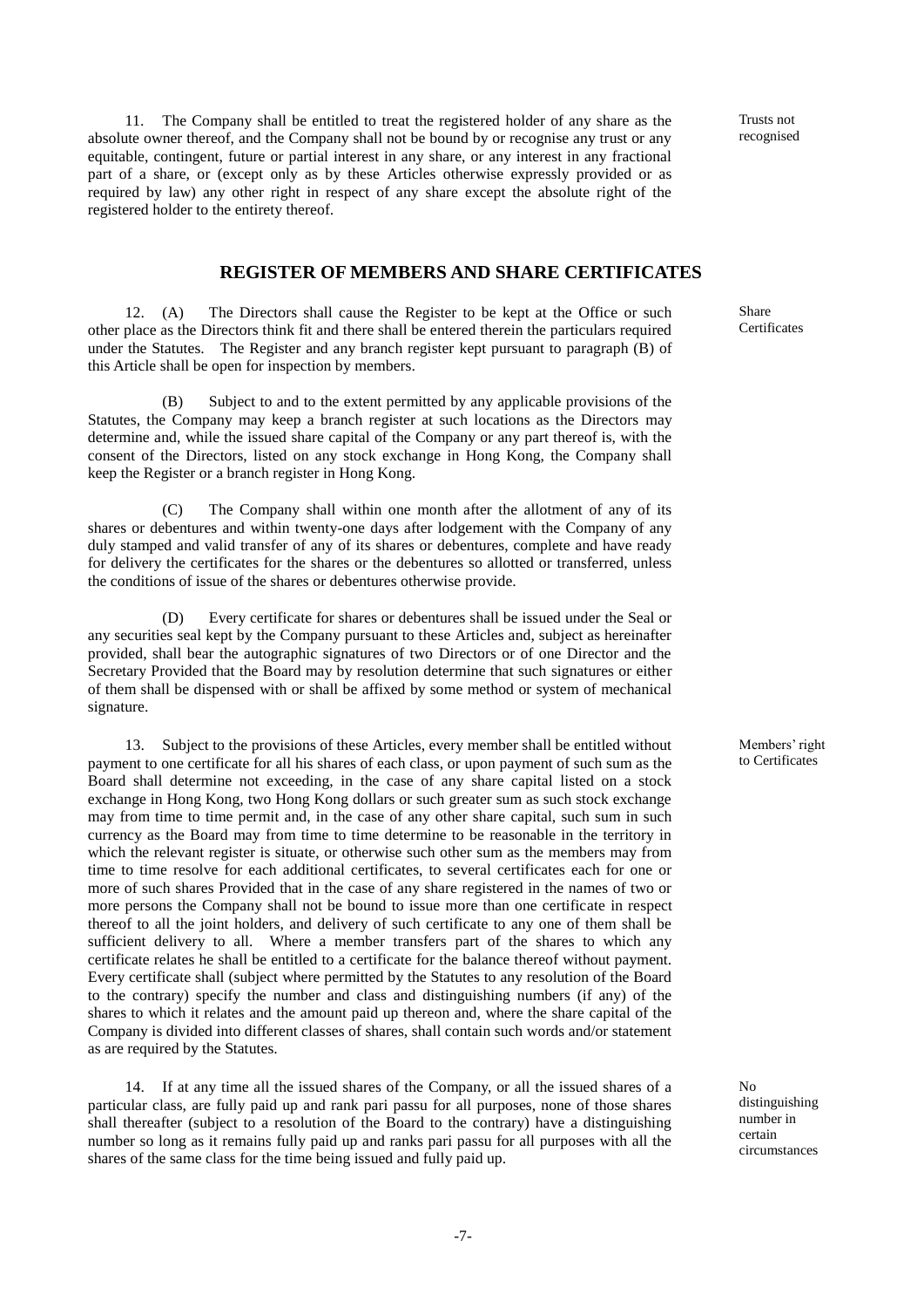11. The Company shall be entitled to treat the registered holder of any share as the absolute owner thereof, and the Company shall not be bound by or recognise any trust or any equitable, contingent, future or partial interest in any share, or any interest in any fractional part of a share, or (except only as by these Articles otherwise expressly provided or as required by law) any other right in respect of any share except the absolute right of the registered holder to the entirety thereof.

Trusts not recognised

## REGISTER OF MEMBERS AND SHARE CERTIFICATES

Share Certificates

12. (A) The Directors shall cause the Register to be kept at the Office or such other place as the Directors think fit and there shall be entered therein the particulars required under the Statutes. The Register and any branch register kept pursuant to paragraph (B) of this Article shall be open for inspection by members.

(B) Subject to and to the extent permitted by any applicable provisions of the Statutes, the Company may keep a branch register at such locations as the Directors may determine and, while the issued share capital of the Company or any part thereof is, with the consent of the Directors, listed on any stock exchange in Hong Kong, the Company shall keep the Register or a branch register in Hong Kong.

(C) The Company shall within one month after the allotment of any of its shares or debentures and within twenty-one days after lodgement with the Company of any duly stamped and valid transfer of any of its shares or debentures, complete and have ready for delivery the certificates for the shares or the debentures so allotted or transferred, unless the conditions of issue of the shares or debentures otherwise provide.

(D) Every certificate for shares or debentures shall be issued under the Seal or any securities seal kept by the Company pursuant to these Articles and, subject as hereinafter provided, shall bear the autographic signatures of two Directors or of one Director and the Secretary Provided that the Board may by resolution determine that such signatures or either of them shall be dispensed with or shall be affixed by some method or system of mechanical signature.

Members' right to Certificates

13. Subject to the provisions of these Articles, every member shall be entitled without payment to one certificate for all his shares of each class, or upon payment of such sum as the Board shall determine not exceeding, in the case of any share capital listed on a stock exchange in Hong Kong, two Hong Kong dollars or such greater sum as such stock exchange may from time to time permit and, in the case of any other share capital, such sum in such currency as the Board may from time to time determine to be reasonable in the territory in which the relevant register is situate, or otherwise such other sum as the members may from time to time resolve for each additional certificates, to several certificates each for one or more of such shares Provided that in the case of any share registered in the names of two or more persons the Company shall not be bound to issue more than one certificate in respect thereof to all the joint holders, and delivery of such certificate to any one of them shall be sufficient delivery to all. Where a member transfers part of the shares to which any certificate relates he shall be entitled to a certificate for the balance thereof without payment. Every certificate shall (subject where permitted by the Statutes to any resolution of the Board to the contrary) specify the number and class and distinguishing numbers (if any) of the shares to which it relates and the amount paid up thereon and, where the share capital of the Company is divided into different classes of shares, shall contain such words and/or statement as are required by the Statutes.

No distinguishing number in certain circumstances

14. If at any time all the issued shares of the Company, or all the issued shares of a particular class, are fully paid up and rank pari passu for all purposes, none of those shares shall thereafter (subject to a resolution of the Board to the contrary) have a distinguishing number so long as it remains fully paid up and ranks pari passu for all purposes with all the shares of the same class for the time being issued and fully paid up.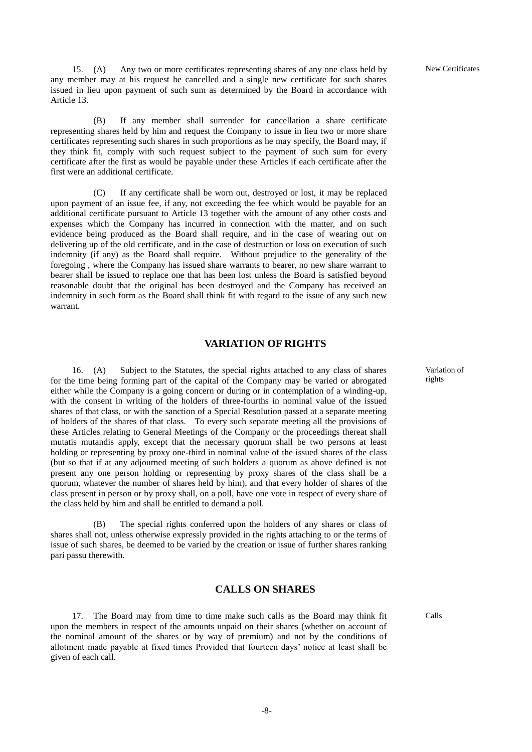New Certificates

15. (A) Any two or more certificates representing shares of any one class held by any member may at his request be cancelled and a single new certificate for such shares issued in lieu upon payment of such sum as determined by the Board in accordance with Article 13.

(B) If any member shall surrender for cancellation a share certificate representing shares held by him and request the Company to issue in lieu two or more share certificates representing such shares in such proportions as he may specify, the Board may, if they think fit, comply with such request subject to the payment of such sum for every certificate after the first as would be payable under these Articles if each certificate after the first were an additional certificate.

(C) If any certificate shall be worn out, destroyed or lost, it may be replaced upon payment of an issue fee, if any, not exceeding the fee which would be payable for an additional certificate pursuant to Article 13 together with the amount of any other costs and expenses which the Company has incurred in connection with the matter, and on such evidence being produced as the Board shall require, and in the case of wearing out on delivering up of the old certificate, and in the case of destruction or loss on execution of such indemnity (if any) as the Board shall require. Without prejudice to the generality of the foregoing , where the Company has issued share warrants to bearer, no new share warrant to bearer shall be issued to replace one that has been lost unless the Board is satisfied beyond reasonable doubt that the original has been destroyed and the Company has received an indemnity in such form as the Board shall think fit with regard to the issue of any such new warrant.

## VARIATION OF RIGHTS

Variation of rights

16. (A) Subject to the Statutes, the special rights attached to any class of shares for the time being forming part of the capital of the Company may be varied or abrogated either while the Company is a going concern or during or in contemplation of a winding-up, with the consent in writing of the holders of three-fourths in nominal value of the issued shares of that class, or with the sanction of a Special Resolution passed at a separate meeting of holders of the shares of that class. To every such separate meeting all the provisions of these Articles relating to General Meetings of the Company or the proceedings thereat shall mutatis mutandis apply, except that the necessary quorum shall be two persons at least holding or representing by proxy one-third in nominal value of the issued shares of the class (but so that if at any adjourned meeting of such holders a quorum as above defined is not present any one person holding or representing by proxy shares of the class shall be a quorum, whatever the number of shares held by him), and that every holder of shares of the class present in person or by proxy shall, on a poll, have one vote in respect of every share of the class held by him and shall be entitled to demand a poll.

(B) The special rights conferred upon the holders of any shares or class of shares shall not, unless otherwise expressly provided in the rights attaching to or the terms of issue of such shares, be deemed to be varied by the creation or issue of further shares ranking pari passu therewith.

## CALLS ON SHARES

Calls

17. The Board may from time to time make such calls as the Board may think fit upon the members in respect of the amounts unpaid on their shares (whether on account of the nominal amount of the shares or by way of premium) and not by the conditions of allotment made payable at fixed times Provided that fourteen days' notice at least shall be given of each call.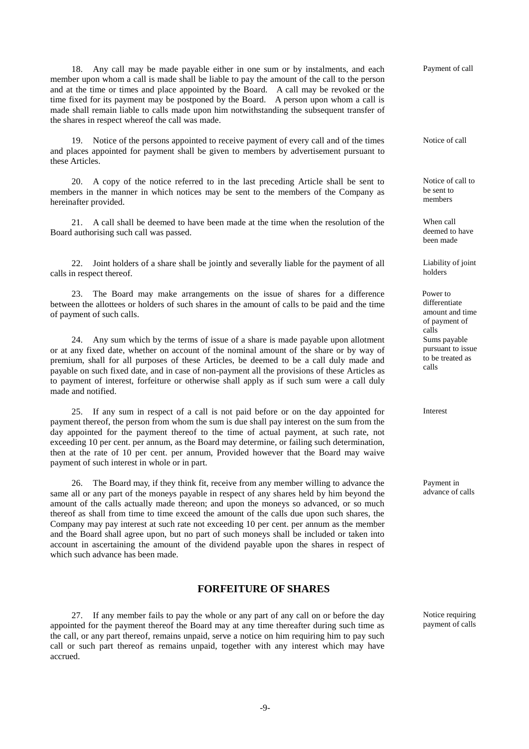18. Any call may be made payable either in one sum or by instalments, and each member upon whom a call is made shall be liable to pay the amount of the call to the person and at the time or times and place appointed by the Board. A call may be revoked or the time fixed for its payment may be postponed by the Board. A person upon whom a call is made shall remain liable to calls made upon him notwithstanding the subsequent transfer of the shares in respect whereof the call was made.

*Payment of call*

19. Notice of the persons appointed to receive payment of every call and of the times and places appointed for payment shall be given to members by advertisement pursuant to these Articles.

*Notice of call*

20. A copy of the notice referred to in the last preceding Article shall be sent to members in the manner in which notices may be sent to the members of the Company as hereinafter provided.

*Notice of call to be sent to members*

21. A call shall be deemed to have been made at the time when the resolution of the Board authorising such call was passed.

*When call deemed to have been made*

22. Joint holders of a share shall be jointly and severally liable for the payment of all calls in respect thereof.

*Liability of joint holders*

23. The Board may make arrangements on the issue of shares for a difference between the allottees or holders of such shares in the amount of calls to be paid and the time of payment of such calls.

*Power to differentiate amount and time of payment of calls*

24. Any sum which by the terms of issue of a share is made payable upon allotment or at any fixed date, whether on account of the nominal amount of the share or by way of premium, shall for all purposes of these Articles, be deemed to be a call duly made and payable on such fixed date, and in case of non-payment all the provisions of these Articles as to payment of interest, forfeiture or otherwise shall apply as if such sum were a call duly made and notified.

*Sums payable pursuant to issue to be treated as calls*

25. If any sum in respect of a call is not paid before or on the day appointed for payment thereof, the person from whom the sum is due shall pay interest on the sum from the day appointed for the payment thereof to the time of actual payment, at such rate, not exceeding 10 per cent. per annum, as the Board may determine, or failing such determination, then at the rate of 10 per cent. per annum, Provided however that the Board may waive payment of such interest in whole or in part.

*Interest*

26. The Board may, if they think fit, receive from any member willing to advance the same all or any part of the moneys payable in respect of any shares held by him beyond the amount of the calls actually made thereon; and upon the moneys so advanced, or so much thereof as shall from time to time exceed the amount of the calls due upon such shares, the Company may pay interest at such rate not exceeding 10 per cent. per annum as the member and the Board shall agree upon, but no part of such moneys shall be included or taken into account in ascertaining the amount of the dividend payable upon the shares in respect of which such advance has been made.

*Payment in advance of calls*

## FORFEITURE OF SHARES

27. If any member fails to pay the whole or any part of any call on or before the day appointed for the payment thereof the Board may at any time thereafter during such time as the call, or any part thereof, remains unpaid, serve a notice on him requiring him to pay such call or such part thereof as remains unpaid, together with any interest which may have accrued.

*Notice requiring payment of calls*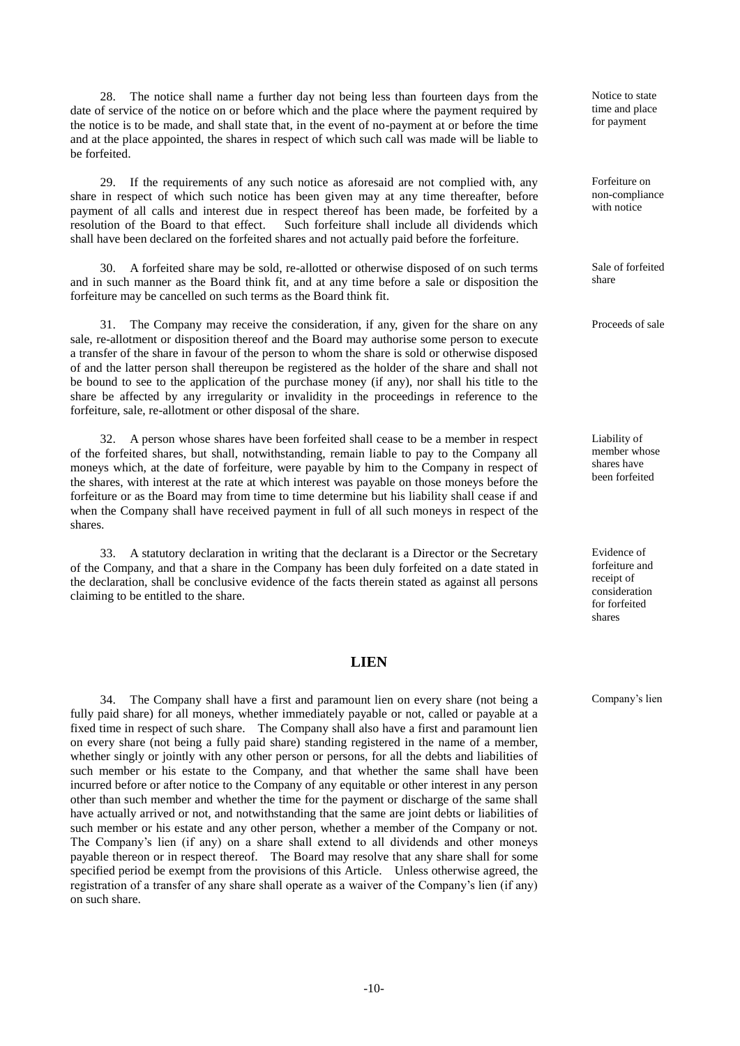28. The notice shall name a further day not being less than fourteen days from the date of service of the notice on or before which and the place where the payment required by the notice is to be made, and shall state that, in the event of no-payment at or before the time and at the place appointed, the shares in respect of which such call was made will be liable to be forfeited.

*Notice to state time and place for payment*

29. If the requirements of any such notice as aforesaid are not complied with, any share in respect of which such notice has been given may at any time thereafter, before payment of all calls and interest due in respect thereof has been made, be forfeited by a resolution of the Board to that effect. Such forfeiture shall include all dividends which shall have been declared on the forfeited shares and not actually paid before the forfeiture.

*Forfeiture on non-compliance with notice*

30. A forfeited share may be sold, re-allotted or otherwise disposed of on such terms and in such manner as the Board think fit, and at any time before a sale or disposition the forfeiture may be cancelled on such terms as the Board think fit.

*Sale of forfeited share*

31. The Company may receive the consideration, if any, given for the share on any sale, re-allotment or disposition thereof and the Board may authorise some person to execute a transfer of the share in favour of the person to whom the share is sold or otherwise disposed of and the latter person shall thereupon be registered as the holder of the share and shall not be bound to see to the application of the purchase money (if any), nor shall his title to the share be affected by any irregularity or invalidity in the proceedings in reference to the forfeiture, sale, re-allotment or other disposal of the share.

*Proceeds of sale*

32. A person whose shares have been forfeited shall cease to be a member in respect of the forfeited shares, but shall, notwithstanding, remain liable to pay to the Company all moneys which, at the date of forfeiture, were payable by him to the Company in respect of the shares, with interest at the rate at which interest was payable on those moneys before the forfeiture or as the Board may from time to time determine but his liability shall cease if and when the Company shall have received payment in full of all such moneys in respect of the shares.

*Liability of member whose shares have been forfeited*

33. A statutory declaration in writing that the declarant is a Director or the Secretary of the Company, and that a share in the Company has been duly forfeited on a date stated in the declaration, shall be conclusive evidence of the facts therein stated as against all persons claiming to be entitled to the share.

*Evidence of forfeiture and receipt of consideration for forfeited shares*

## LIEN

34. The Company shall have a first and paramount lien on every share (not being a fully paid share) for all moneys, whether immediately payable or not, called or payable at a fixed time in respect of such share. The Company shall also have a first and paramount lien on every share (not being a fully paid share) standing registered in the name of a member, whether singly or jointly with any other person or persons, for all the debts and liabilities of such member or his estate to the Company, and that whether the same shall have been incurred before or after notice to the Company of any equitable or other interest in any person other than such member and whether the time for the payment or discharge of the same shall have actually arrived or not, and notwithstanding that the same are joint debts or liabilities of such member or his estate and any other person, whether a member of the Company or not. The Company's lien (if any) on a share shall extend to all dividends and other moneys payable thereon or in respect thereof. The Board may resolve that any share shall for some specified period be exempt from the provisions of this Article. Unless otherwise agreed, the registration of a transfer of any share shall operate as a waiver of the Company's lien (if any) on such share.

*Company's lien*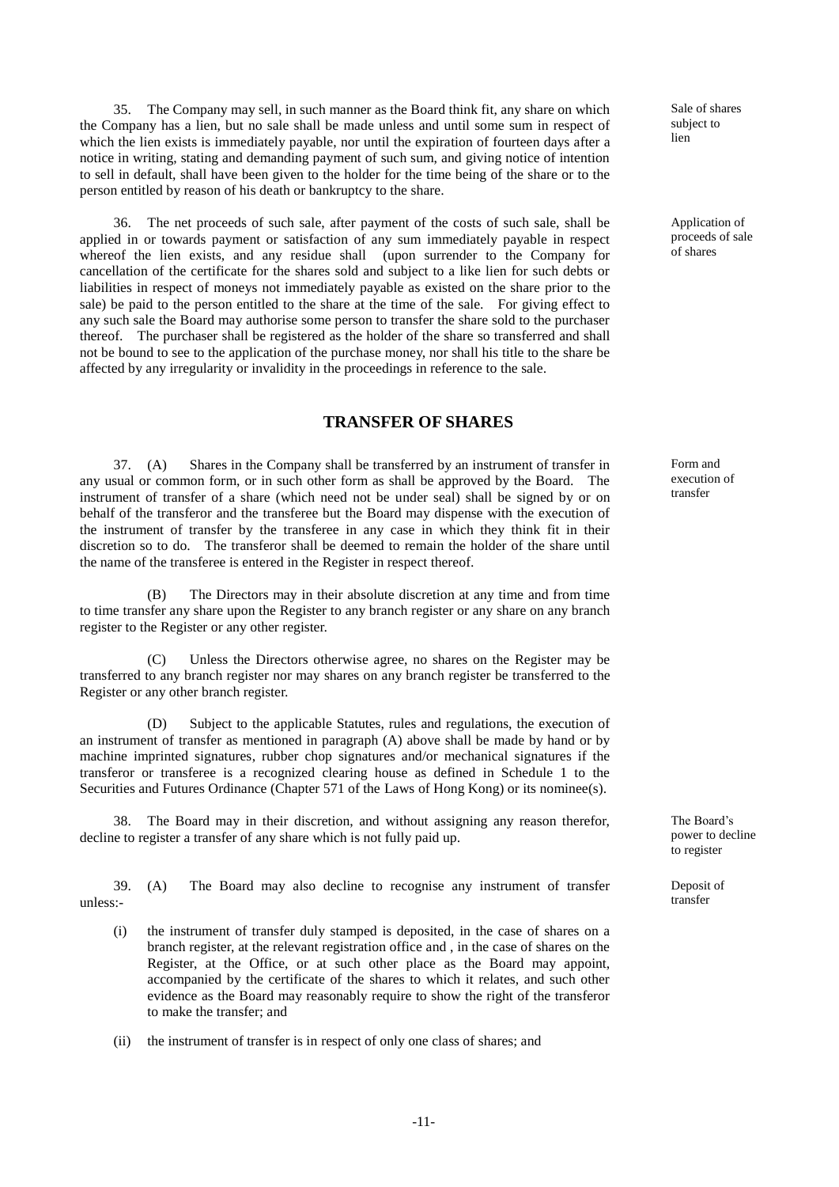35. The Company may sell, in such manner as the Board think fit, any share on which the Company has a lien, but no sale shall be made unless and until some sum in respect of which the lien exists is immediately payable, nor until the expiration of fourteen days after a notice in writing, stating and demanding payment of such sum, and giving notice of intention to sell in default, shall have been given to the holder for the time being of the share or to the person entitled by reason of his death or bankruptcy to the share.

*Sale of shares subject to lien*

36. The net proceeds of such sale, after payment of the costs of such sale, shall be applied in or towards payment or satisfaction of any sum immediately payable in respect whereof the lien exists, and any residue shall (upon surrender to the Company for cancellation of the certificate for the shares sold and subject to a like lien for such debts or liabilities in respect of moneys not immediately payable as existed on the share prior to the sale) be paid to the person entitled to the share at the time of the sale. For giving effect to any such sale the Board may authorise some person to transfer the share sold to the purchaser thereof. The purchaser shall be registered as the holder of the share so transferred and shall not be bound to see to the application of the purchase money, nor shall his title to the share be affected by any irregularity or invalidity in the proceedings in reference to the sale.

*Application of proceeds of sale of shares*

## TRANSFER OF SHARES

37. (A) Shares in the Company shall be transferred by an instrument of transfer in any usual or common form, or in such other form as shall be approved by the Board. The instrument of transfer of a share (which need not be under seal) shall be signed by or on behalf of the transferor and the transferee but the Board may dispense with the execution of the instrument of transfer by the transferee in any case in which they think fit in their discretion so to do. The transferor shall be deemed to remain the holder of the share until the name of the transferee is entered in the Register in respect thereof.

*Form and execution of transfer*

(B) The Directors may in their absolute discretion at any time and from time to time transfer any share upon the Register to any branch register or any share on any branch register to the Register or any other register.

(C) Unless the Directors otherwise agree, no shares on the Register may be transferred to any branch register nor may shares on any branch register be transferred to the Register or any other branch register.

(D) Subject to the applicable Statutes, rules and regulations, the execution of an instrument of transfer as mentioned in paragraph (A) above shall be made by hand or by machine imprinted signatures, rubber chop signatures and/or mechanical signatures if the transferor or transferee is a recognized clearing house as defined in Schedule 1 to the Securities and Futures Ordinance (Chapter 571 of the Laws of Hong Kong) or its nominee(s).

38. The Board may in their discretion, and without assigning any reason therefor, decline to register a transfer of any share which is not fully paid up.

*The Board's power to decline to register*

39. (A) The Board may also decline to recognise any instrument of transfer unless:-

*Deposit of transfer*

(i) the instrument of transfer duly stamped is deposited, in the case of shares on a branch register, at the relevant registration office and , in the case of shares on the Register, at the Office, or at such other place as the Board may appoint, accompanied by the certificate of the shares to which it relates, and such other evidence as the Board may reasonably require to show the right of the transferor to make the transfer; and

(ii) the instrument of transfer is in respect of only one class of shares; and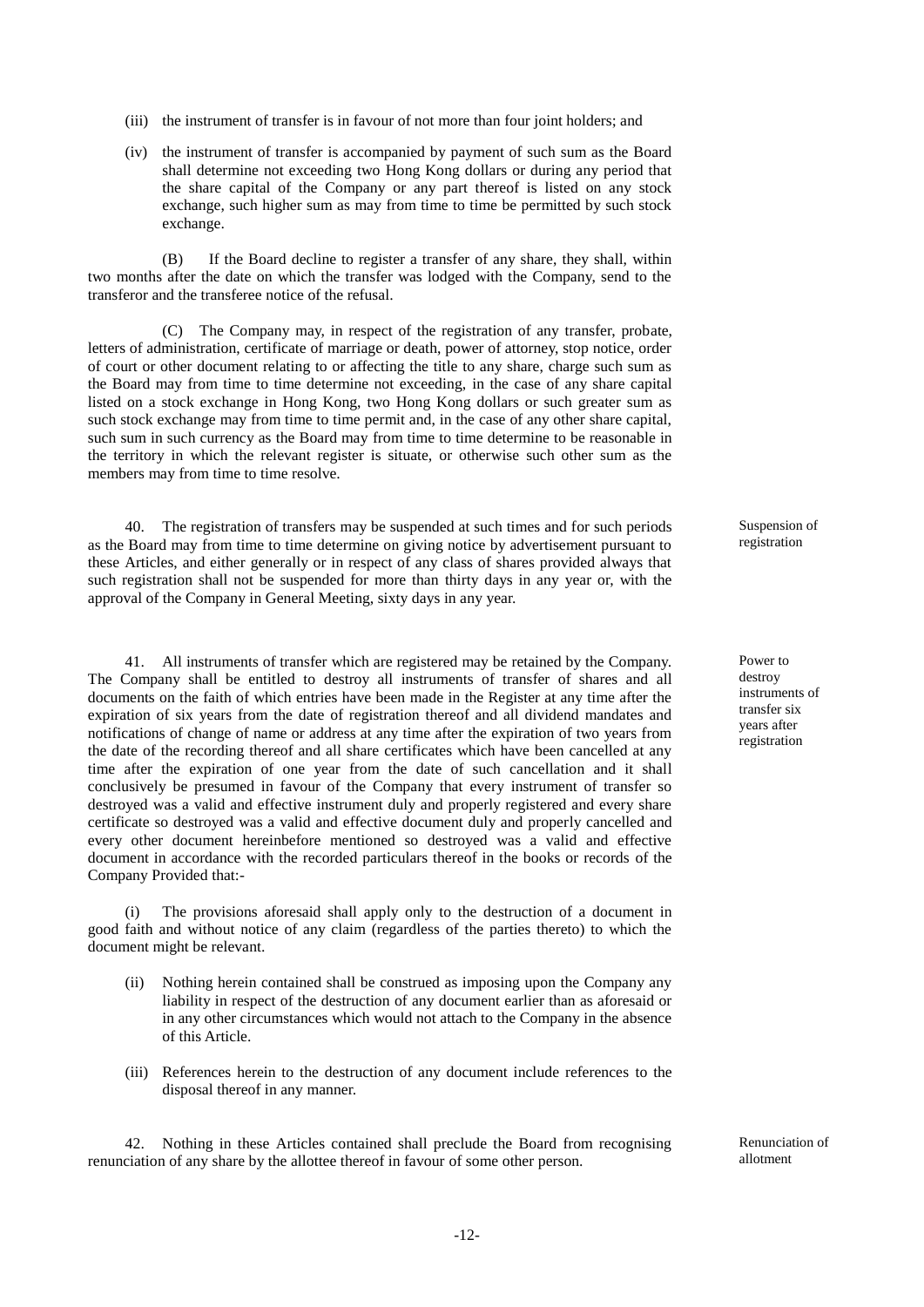(iii) the instrument of transfer is in favour of not more than four joint holders; and

(iv) the instrument of transfer is accompanied by payment of such sum as the Board shall determine not exceeding two Hong Kong dollars or during any period that the share capital of the Company or any part thereof is listed on any stock exchange, such higher sum as may from time to time be permitted by such stock exchange.

(B) If the Board decline to register a transfer of any share, they shall, within two months after the date on which the transfer was lodged with the Company, send to the transferor and the transferee notice of the refusal.

(C) The Company may, in respect of the registration of any transfer, probate, letters of administration, certificate of marriage or death, power of attorney, stop notice, order of court or other document relating to or affecting the title to any share, charge such sum as the Board may from time to time determine not exceeding, in the case of any share capital listed on a stock exchange in Hong Kong, two Hong Kong dollars or such greater sum as such stock exchange may from time to time permit and, in the case of any other share capital, such sum in such currency as the Board may from time to time determine to be reasonable in the territory in which the relevant register is situate, or otherwise such other sum as the members may from time to time resolve.

*Suspension of registration*

40. The registration of transfers may be suspended at such times and for such periods as the Board may from time to time determine on giving notice by advertisement pursuant to these Articles, and either generally or in respect of any class of shares provided always that such registration shall not be suspended for more than thirty days in any year or, with the approval of the Company in General Meeting, sixty days in any year.

*Power to destroy instruments of transfer six years after registration*

41. All instruments of transfer which are registered may be retained by the Company. The Company shall be entitled to destroy all instruments of transfer of shares and all documents on the faith of which entries have been made in the Register at any time after the expiration of six years from the date of registration thereof and all dividend mandates and notifications of change of name or address at any time after the expiration of two years from the date of the recording thereof and all share certificates which have been cancelled at any time after the expiration of one year from the date of such cancellation and it shall conclusively be presumed in favour of the Company that every instrument of transfer so destroyed was a valid and effective instrument duly and properly registered and every share certificate so destroyed was a valid and effective document duly and properly cancelled and every other document hereinbefore mentioned so destroyed was a valid and effective document in accordance with the recorded particulars thereof in the books or records of the Company Provided that:-

(i) The provisions aforesaid shall apply only to the destruction of a document in good faith and without notice of any claim (regardless of the parties thereto) to which the document might be relevant.

(ii) Nothing herein contained shall be construed as imposing upon the Company any liability in respect of the destruction of any document earlier than as aforesaid or in any other circumstances which would not attach to the Company in the absence of this Article.

(iii) References herein to the destruction of any document include references to the disposal thereof in any manner.

*Renunciation of allotment*

42. Nothing in these Articles contained shall preclude the Board from recognising renunciation of any share by the allottee thereof in favour of some other person.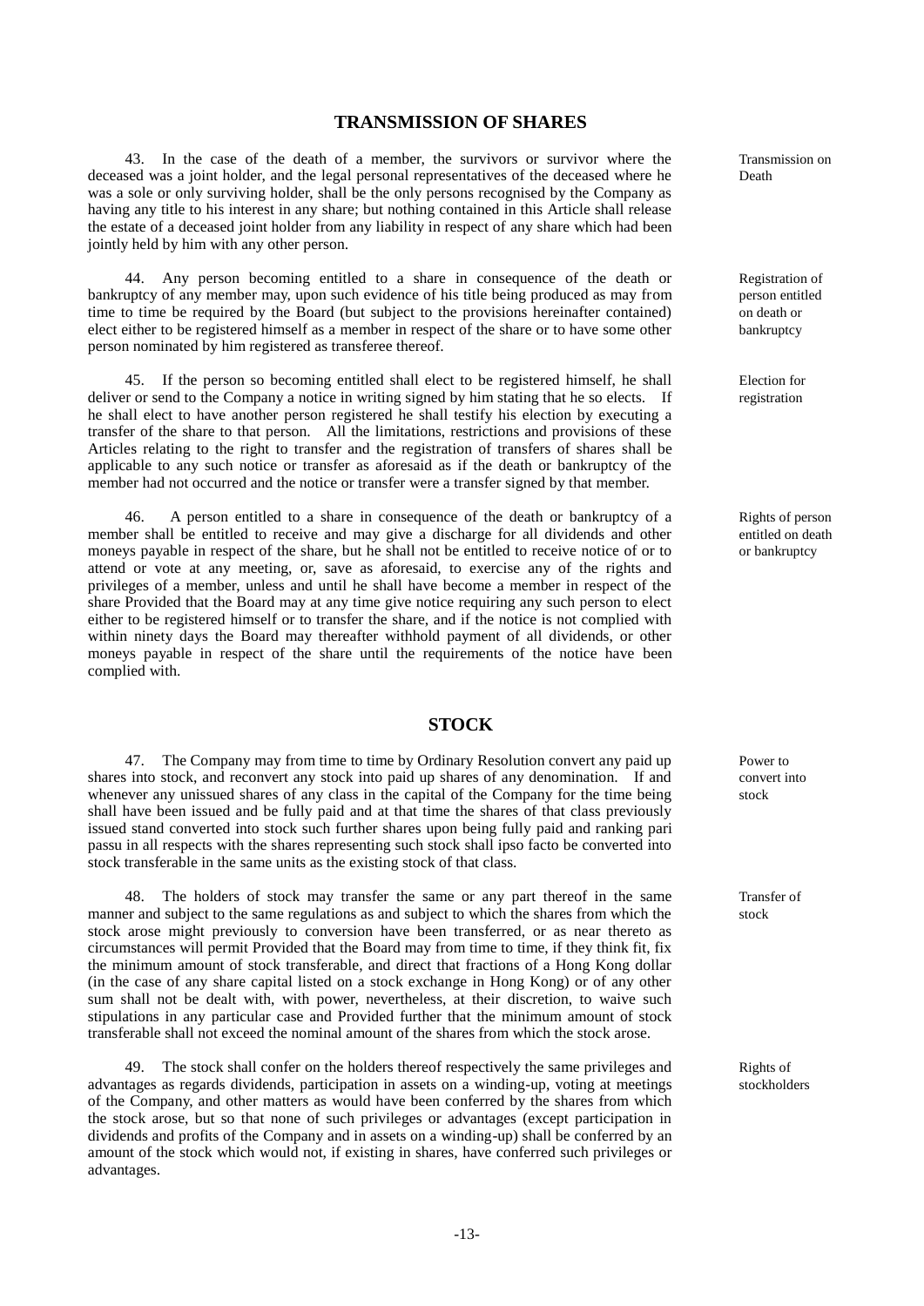## TRANSMISSION OF SHARES

43. In the case of the death of a member, the survivors or survivor where the deceased was a joint holder, and the legal personal representatives of the deceased where he was a sole or only surviving holder, shall be the only persons recognised by the Company as having any title to his interest in any share; but nothing contained in this Article shall release the estate of a deceased joint holder from any liability in respect of any share which had been jointly held by him with any other person.

*Transmission on Death*

44. Any person becoming entitled to a share in consequence of the death or bankruptcy of any member may, upon such evidence of his title being produced as may from time to time be required by the Board (but subject to the provisions hereinafter contained) elect either to be registered himself as a member in respect of the share or to have some other person nominated by him registered as transferee thereof.

*Registration of person entitled on death or bankruptcy*

45. If the person so becoming entitled shall elect to be registered himself, he shall deliver or send to the Company a notice in writing signed by him stating that he so elects. If he shall elect to have another person registered he shall testify his election by executing a transfer of the share to that person. All the limitations, restrictions and provisions of these Articles relating to the right to transfer and the registration of transfers of shares shall be applicable to any such notice or transfer as aforesaid as if the death or bankruptcy of the member had not occurred and the notice or transfer were a transfer signed by that member.

*Election for registration*

46. A person entitled to a share in consequence of the death or bankruptcy of a member shall be entitled to receive and may give a discharge for all dividends and other moneys payable in respect of the share, but he shall not be entitled to receive notice of or to attend or vote at any meeting, or, save as aforesaid, to exercise any of the rights and privileges of a member, unless and until he shall have become a member in respect of the share Provided that the Board may at any time give notice requiring any such person to elect either to be registered himself or to transfer the share, and if the notice is not complied with within ninety days the Board may thereafter withhold payment of all dividends, or other moneys payable in respect of the share until the requirements of the notice have been complied with.

*Rights of person entitled on death or bankruptcy*

## STOCK

47. The Company may from time to time by Ordinary Resolution convert any paid up shares into stock, and reconvert any stock into paid up shares of any denomination. If and whenever any unissued shares of any class in the capital of the Company for the time being shall have been issued and be fully paid and at that time the shares of that class previously issued stand converted into stock such further shares upon being fully paid and ranking pari passu in all respects with the shares representing such stock shall ipso facto be converted into stock transferable in the same units as the existing stock of that class.

*Power to convert into stock*

48. The holders of stock may transfer the same or any part thereof in the same manner and subject to the same regulations as and subject to which the shares from which the stock arose might previously to conversion have been transferred, or as near thereto as circumstances will permit Provided that the Board may from time to time, if they think fit, fix the minimum amount of stock transferable, and direct that fractions of a Hong Kong dollar (in the case of any share capital listed on a stock exchange in Hong Kong) or of any other sum shall not be dealt with, with power, nevertheless, at their discretion, to waive such stipulations in any particular case and Provided further that the minimum amount of stock transferable shall not exceed the nominal amount of the shares from which the stock arose.

*Transfer of stock*

49. The stock shall confer on the holders thereof respectively the same privileges and advantages as regards dividends, participation in assets on a winding-up, voting at meetings of the Company, and other matters as would have been conferred by the shares from which the stock arose, but so that none of such privileges or advantages (except participation in dividends and profits of the Company and in assets on a winding-up) shall be conferred by an amount of the stock which would not, if existing in shares, have conferred such privileges or advantages.

*Rights of stockholders*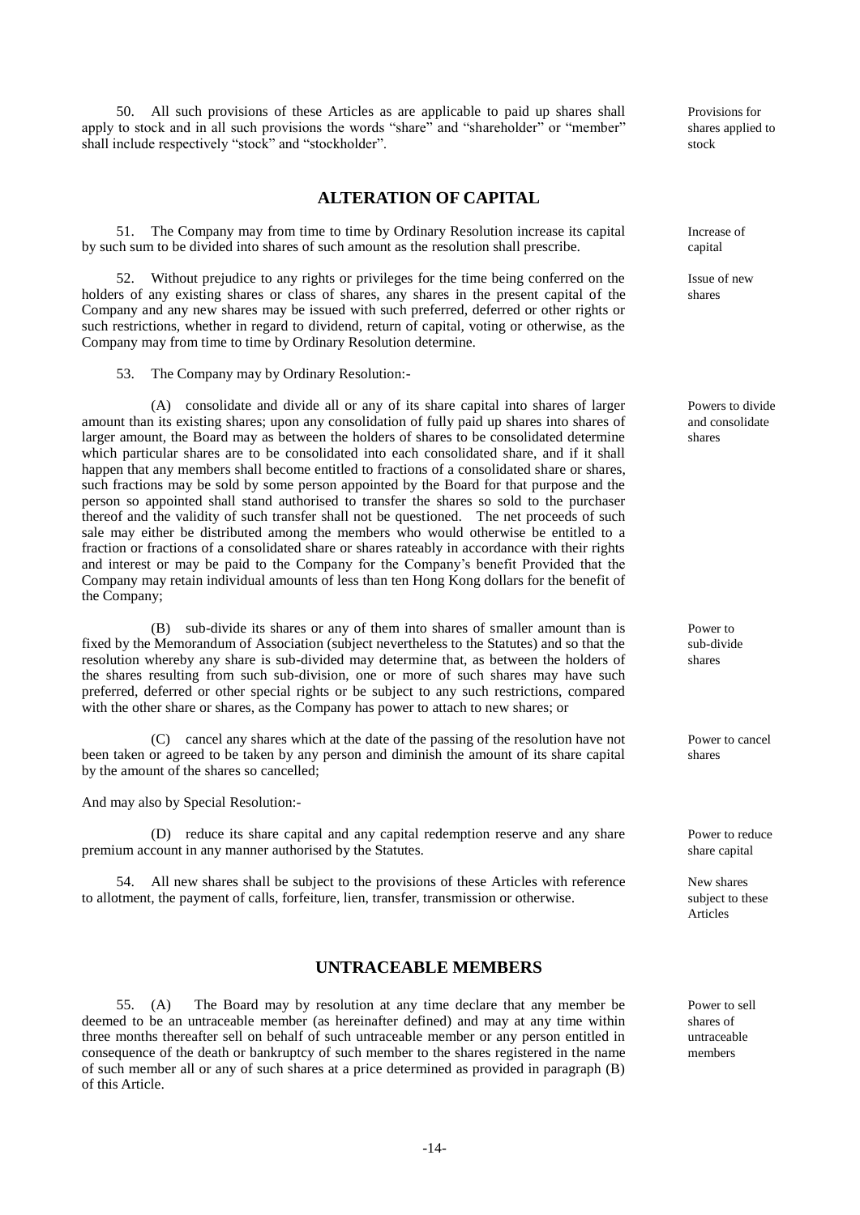50. All such provisions of these Articles as are applicable to paid up shares shall apply to stock and in all such provisions the words "share" and "shareholder" or "member" shall include respectively "stock" and "stockholder".

Provisions for shares applied to stock

## ALTERATION OF CAPITAL

51. The Company may from time to time by Ordinary Resolution increase its capital by such sum to be divided into shares of such amount as the resolution shall prescribe.

Increase of capital

52. Without prejudice to any rights or privileges for the time being conferred on the holders of any existing shares or class of shares, any shares in the present capital of the Company and any new shares may be issued with such preferred, deferred or other rights or such restrictions, whether in regard to dividend, return of capital, voting or otherwise, as the Company may from time to time by Ordinary Resolution determine.

Issue of new shares

53. The Company may by Ordinary Resolution:-

(A) consolidate and divide all or any of its share capital into shares of larger amount than its existing shares; upon any consolidation of fully paid up shares into shares of larger amount, the Board may as between the holders of shares to be consolidated determine which particular shares are to be consolidated into each consolidated share, and if it shall happen that any members shall become entitled to fractions of a consolidated share or shares, such fractions may be sold by some person appointed by the Board for that purpose and the person so appointed shall stand authorised to transfer the shares so sold to the purchaser thereof and the validity of such transfer shall not be questioned. The net proceeds of such sale may either be distributed among the members who would otherwise be entitled to a fraction or fractions of a consolidated share or shares rateably in accordance with their rights and interest or may be paid to the Company for the Company's benefit Provided that the Company may retain individual amounts of less than ten Hong Kong dollars for the benefit of the Company;

Powers to divide and consolidate shares

(B) sub-divide its shares or any of them into shares of smaller amount than is fixed by the Memorandum of Association (subject nevertheless to the Statutes) and so that the resolution whereby any share is sub-divided may determine that, as between the holders of the shares resulting from such sub-division, one or more of such shares may have such preferred, deferred or other special rights or be subject to any such restrictions, compared with the other share or shares, as the Company has power to attach to new shares; or

Power to sub-divide shares

(C) cancel any shares which at the date of the passing of the resolution have not been taken or agreed to be taken by any person and diminish the amount of its share capital by the amount of the shares so cancelled;

Power to cancel shares

And may also by Special Resolution:-

(D) reduce its share capital and any capital redemption reserve and any share premium account in any manner authorised by the Statutes.

Power to reduce share capital

54. All new shares shall be subject to the provisions of these Articles with reference to allotment, the payment of calls, forfeiture, lien, transfer, transmission or otherwise.

New shares subject to these Articles

## UNTRACEABLE MEMBERS

55. (A) The Board may by resolution at any time declare that any member be deemed to be an untraceable member (as hereinafter defined) and may at any time within three months thereafter sell on behalf of such untraceable member or any person entitled in consequence of the death or bankruptcy of such member to the shares registered in the name of such member all or any of such shares at a price determined as provided in paragraph (B) of this Article.

Power to sell shares of untraceable members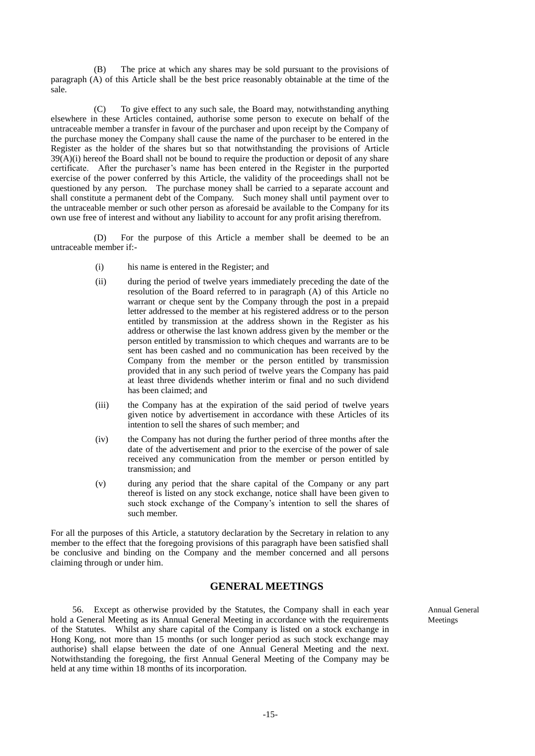(B) The price at which any shares may be sold pursuant to the provisions of paragraph (A) of this Article shall be the best price reasonably obtainable at the time of the sale.

(C) To give effect to any such sale, the Board may, notwithstanding anything elsewhere in these Articles contained, authorise some person to execute on behalf of the untraceable member a transfer in favour of the purchaser and upon receipt by the Company of the purchase money the Company shall cause the name of the purchaser to be entered in the Register as the holder of the shares but so that notwithstanding the provisions of Article 39(A)(i) hereof the Board shall not be bound to require the production or deposit of any share certificate. After the purchaser's name has been entered in the Register in the purported exercise of the power conferred by this Article, the validity of the proceedings shall not be questioned by any person. The purchase money shall be carried to a separate account and shall constitute a permanent debt of the Company. Such money shall until payment over to the untraceable member or such other person as aforesaid be available to the Company for its own use free of interest and without any liability to account for any profit arising therefrom.

(D) For the purpose of this Article a member shall be deemed to be an untraceable member if:-

(i) his name is entered in the Register; and

(ii) during the period of twelve years immediately preceding the date of the resolution of the Board referred to in paragraph (A) of this Article no warrant or cheque sent by the Company through the post in a prepaid letter addressed to the member at his registered address or to the person entitled by transmission at the address shown in the Register as his address or otherwise the last known address given by the member or the person entitled by transmission to which cheques and warrants are to be sent has been cashed and no communication has been received by the Company from the member or the person entitled by transmission provided that in any such period of twelve years the Company has paid at least three dividends whether interim or final and no such dividend has been claimed; and

(iii) the Company has at the expiration of the said period of twelve years given notice by advertisement in accordance with these Articles of its intention to sell the shares of such member; and

(iv) the Company has not during the further period of three months after the date of the advertisement and prior to the exercise of the power of sale received any communication from the member or person entitled by transmission; and

(v) during any period that the share capital of the Company or any part thereof is listed on any stock exchange, notice shall have been given to such stock exchange of the Company's intention to sell the shares of such member.

For all the purposes of this Article, a statutory declaration by the Secretary in relation to any member to the effect that the foregoing provisions of this paragraph have been satisfied shall be conclusive and binding on the Company and the member concerned and all persons claiming through or under him.

## GENERAL MEETINGS

*Annual General Meetings*

56. Except as otherwise provided by the Statutes, the Company shall in each year hold a General Meeting as its Annual General Meeting in accordance with the requirements of the Statutes. Whilst any share capital of the Company is listed on a stock exchange in Hong Kong, not more than 15 months (or such longer period as such stock exchange may authorise) shall elapse between the date of one Annual General Meeting and the next. Notwithstanding the foregoing, the first Annual General Meeting of the Company may be held at any time within 18 months of its incorporation.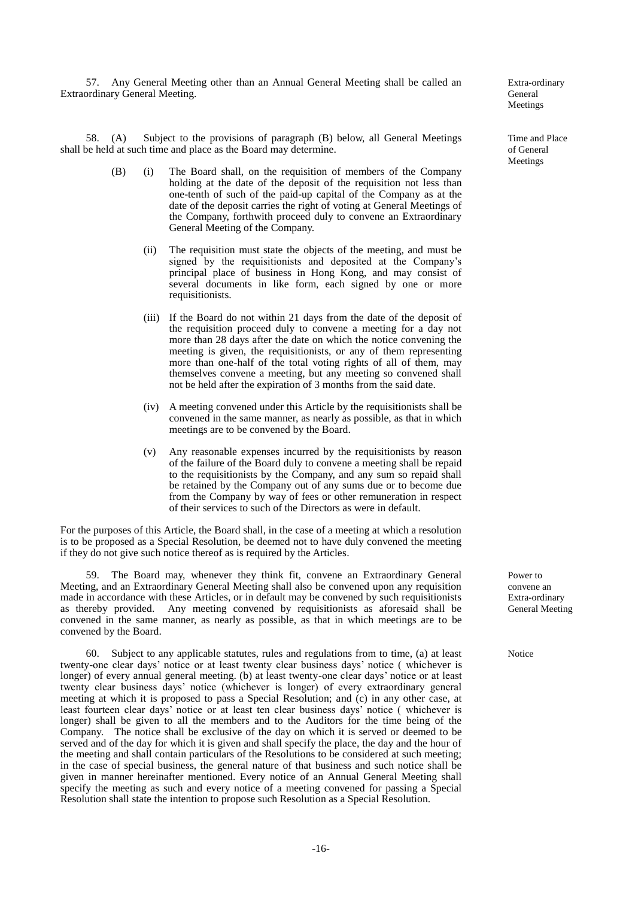57. Any General Meeting other than an Annual General Meeting shall be called an Extraordinary General Meeting.

*Extra-ordinary General Meetings*

58. (A) Subject to the provisions of paragraph (B) below, all General Meetings shall be held at such time and place as the Board may determine.

*Time and Place of General Meetings*

(B) (i) The Board shall, on the requisition of members of the Company holding at the date of the deposit of the requisition not less than one-tenth of such of the paid-up capital of the Company as at the date of the deposit carries the right of voting at General Meetings of the Company, forthwith proceed duly to convene an Extraordinary General Meeting of the Company.

(ii) The requisition must state the objects of the meeting, and must be signed by the requisitionists and deposited at the Company's principal place of business in Hong Kong, and may consist of several documents in like form, each signed by one or more requisitionists.

(iii) If the Board do not within 21 days from the date of the deposit of the requisition proceed duly to convene a meeting for a day not more than 28 days after the date on which the notice convening the meeting is given, the requisitionists, or any of them representing more than one-half of the total voting rights of all of them, may themselves convene a meeting, but any meeting so convened shall not be held after the expiration of 3 months from the said date.

(iv) A meeting convened under this Article by the requisitionists shall be convened in the same manner, as nearly as possible, as that in which meetings are to be convened by the Board.

(v) Any reasonable expenses incurred by the requisitionists by reason of the failure of the Board duly to convene a meeting shall be repaid to the requisitionists by the Company, and any sum so repaid shall be retained by the Company out of any sums due or to become due from the Company by way of fees or other remuneration in respect of their services to such of the Directors as were in default.

For the purposes of this Article, the Board shall, in the case of a meeting at which a resolution is to be proposed as a Special Resolution, be deemed not to have duly convened the meeting if they do not give such notice thereof as is required by the Articles.

59. The Board may, whenever they think fit, convene an Extraordinary General Meeting, and an Extraordinary General Meeting shall also be convened upon any requisition made in accordance with these Articles, or in default may be convened by such requisitionists as thereby provided. Any meeting convened by requisitionists as aforesaid shall be convened in the same manner, as nearly as possible, as that in which meetings are to be convened by the Board.

*Power to convene an Extra-ordinary General Meeting*

60. Subject to any applicable statutes, rules and regulations from to time, (a) at least twenty-one clear days' notice or at least twenty clear business days' notice ( whichever is longer) of every annual general meeting. (b) at least twenty-one clear days' notice or at least twenty clear business days' notice (whichever is longer) of every extraordinary general meeting at which it is proposed to pass a Special Resolution; and (c) in any other case, at least fourteen clear days' notice or at least ten clear business days' notice ( whichever is longer) shall be given to all the members and to the Auditors for the time being of the Company. The notice shall be exclusive of the day on which it is served or deemed to be served and of the day for which it is given and shall specify the place, the day and the hour of the meeting and shall contain particulars of the Resolutions to be considered at such meeting; in the case of special business, the general nature of that business and such notice shall be given in manner hereinafter mentioned. Every notice of an Annual General Meeting shall specify the meeting as such and every notice of a meeting convened for passing a Special Resolution shall state the intention to propose such Resolution as a Special Resolution.

*Notice*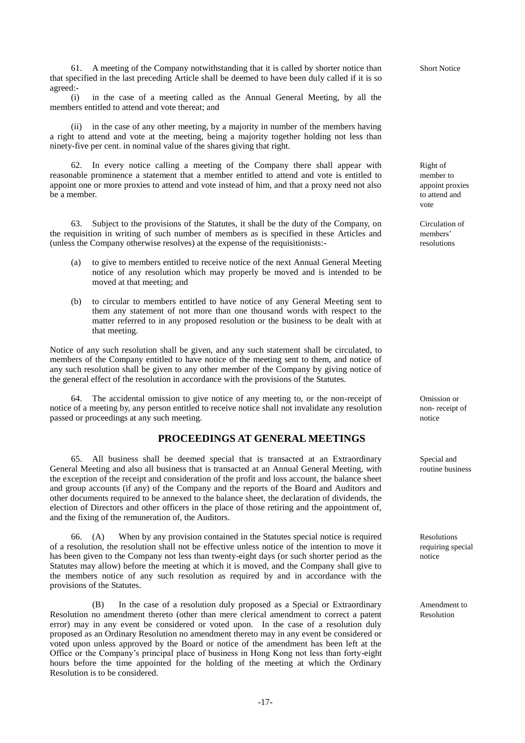61. A meeting of the Company notwithstanding that it is called by shorter notice than that specified in the last preceding Article shall be deemed to have been duly called if it is so agreed:-

Short Notice

(i) in the case of a meeting called as the Annual General Meeting, by all the members entitled to attend and vote thereat; and

(ii) in the case of any other meeting, by a majority in number of the members having a right to attend and vote at the meeting, being a majority together holding not less than ninety-five per cent. in nominal value of the shares giving that right.

62. In every notice calling a meeting of the Company there shall appear with reasonable prominence a statement that a member entitled to attend and vote is entitled to appoint one or more proxies to attend and vote instead of him, and that a proxy need not also be a member.

Right of member to appoint proxies to attend and vote

63. Subject to the provisions of the Statutes, it shall be the duty of the Company, on the requisition in writing of such number of members as is specified in these Articles and (unless the Company otherwise resolves) at the expense of the requisitionists:-

Circulation of members' resolutions

(a) to give to members entitled to receive notice of the next Annual General Meeting notice of any resolution which may properly be moved and is intended to be moved at that meeting; and

(b) to circular to members entitled to have notice of any General Meeting sent to them any statement of not more than one thousand words with respect to the matter referred to in any proposed resolution or the business to be dealt with at that meeting.

Notice of any such resolution shall be given, and any such statement shall be circulated, to members of the Company entitled to have notice of the meeting sent to them, and notice of any such resolution shall be given to any other member of the Company by giving notice of the general effect of the resolution in accordance with the provisions of the Statutes.

64. The accidental omission to give notice of any meeting to, or the non-receipt of notice of a meeting by, any person entitled to receive notice shall not invalidate any resolution passed or proceedings at any such meeting.

Omission or non- receipt of notice

## PROCEEDINGS AT GENERAL MEETINGS

65. All business shall be deemed special that is transacted at an Extraordinary General Meeting and also all business that is transacted at an Annual General Meeting, with the exception of the receipt and consideration of the profit and loss account, the balance sheet and group accounts (if any) of the Company and the reports of the Board and Auditors and other documents required to be annexed to the balance sheet, the declaration of dividends, the election of Directors and other officers in the place of those retiring and the appointment of, and the fixing of the remuneration of, the Auditors.

Special and routine business

66. (A) When by any provision contained in the Statutes special notice is required of a resolution, the resolution shall not be effective unless notice of the intention to move it has been given to the Company not less than twenty-eight days (or such shorter period as the Statutes may allow) before the meeting at which it is moved, and the Company shall give to the members notice of any such resolution as required by and in accordance with the provisions of the Statutes.

Resolutions requiring special notice

(B) In the case of a resolution duly proposed as a Special or Extraordinary Resolution no amendment thereto (other than mere clerical amendment to correct a patent error) may in any event be considered or voted upon. In the case of a resolution duly proposed as an Ordinary Resolution no amendment thereto may in any event be considered or voted upon unless approved by the Board or notice of the amendment has been left at the Office or the Company's principal place of business in Hong Kong not less than forty-eight hours before the time appointed for the holding of the meeting at which the Ordinary Resolution is to be considered.

Amendment to Resolution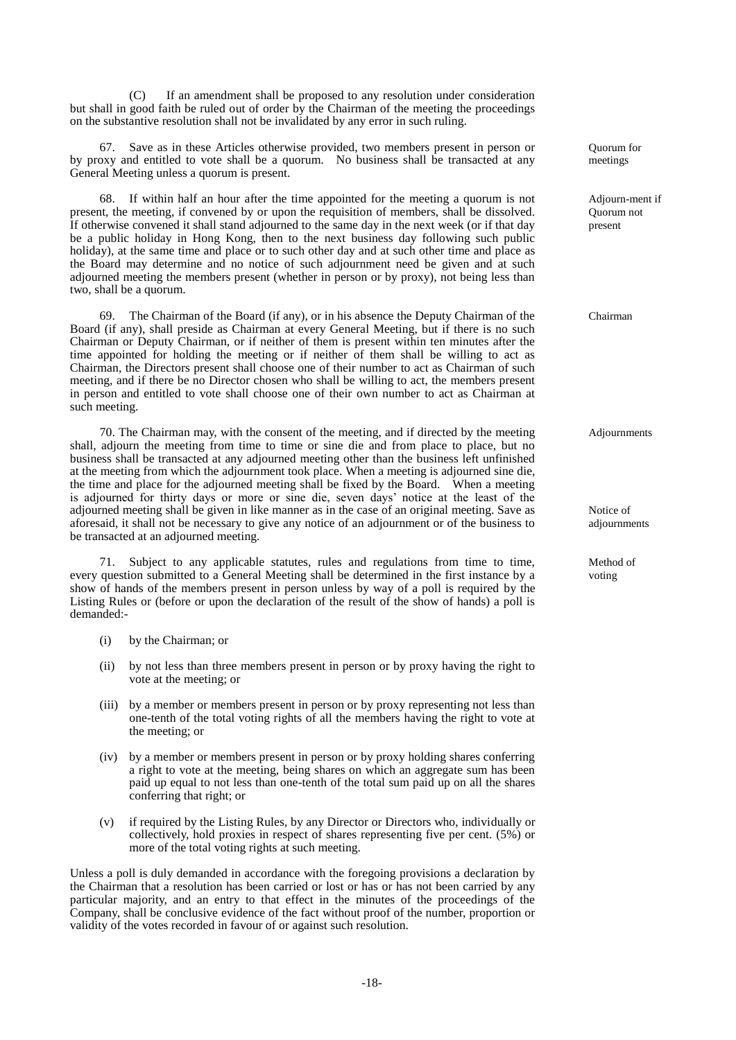(C) If an amendment shall be proposed to any resolution under consideration but shall in good faith be ruled out of order by the Chairman of the meeting the proceedings on the substantive resolution shall not be invalidated by any error in such ruling.

Quorum for meetings

67. Save as in these Articles otherwise provided, two members present in person or by proxy and entitled to vote shall be a quorum. No business shall be transacted at any General Meeting unless a quorum is present.

Adjourn-ment if Quorum not present

68. If within half an hour after the time appointed for the meeting a quorum is not present, the meeting, if convened by or upon the requisition of members, shall be dissolved. If otherwise convened it shall stand adjourned to the same day in the next week (or if that day be a public holiday in Hong Kong, then to the next business day following such public holiday), at the same time and place or to such other day and at such other time and place as the Board may determine and no notice of such adjournment need be given and at such adjourned meeting the members present (whether in person or by proxy), not being less than two, shall be a quorum.

Chairman

69. The Chairman of the Board (if any), or in his absence the Deputy Chairman of the Board (if any), shall preside as Chairman at every General Meeting, but if there is no such Chairman or Deputy Chairman, or if neither of them is present within ten minutes after the time appointed for holding the meeting or if neither of them shall be willing to act as Chairman, the Directors present shall choose one of their number to act as Chairman of such meeting, and if there be no Director chosen who shall be willing to act, the members present in person and entitled to vote shall choose one of their own number to act as Chairman at such meeting.

Adjournments

70. The Chairman may, with the consent of the meeting, and if directed by the meeting shall, adjourn the meeting from time to time or sine die and from place to place, but no business shall be transacted at any adjourned meeting other than the business left unfinished at the meeting from which the adjournment took place. When a meeting is adjourned sine die, the time and place for the adjourned meeting shall be fixed by the Board. When a meeting is adjourned for thirty days or more or sine die, seven days' notice at the least of the adjourned meeting shall be given in like manner as in the case of an original meeting. Save as aforesaid, it shall not be necessary to give any notice of an adjournment or of the business to be transacted at an adjourned meeting.

Notice of adjournments

Method of voting

71. Subject to any applicable statutes, rules and regulations from time to time, every question submitted to a General Meeting shall be determined in the first instance by a show of hands of the members present in person unless by way of a poll is required by the Listing Rules or (before or upon the declaration of the result of the show of hands) a poll is demanded:-

(i) by the Chairman; or

(ii) by not less than three members present in person or by proxy having the right to vote at the meeting; or

(iii) by a member or members present in person or by proxy representing not less than one-tenth of the total voting rights of all the members having the right to vote at the meeting; or

(iv) by a member or members present in person or by proxy holding shares conferring a right to vote at the meeting, being shares on which an aggregate sum has been paid up equal to not less than one-tenth of the total sum paid up on all the shares conferring that right; or

(v) if required by the Listing Rules, by any Director or Directors who, individually or collectively, hold proxies in respect of shares representing five per cent. (5%) or more of the total voting rights at such meeting.

Unless a poll is duly demanded in accordance with the foregoing provisions a declaration by the Chairman that a resolution has been carried or lost or has or has not been carried by any particular majority, and an entry to that effect in the minutes of the proceedings of the Company, shall be conclusive evidence of the fact without proof of the number, proportion or validity of the votes recorded in favour of or against such resolution.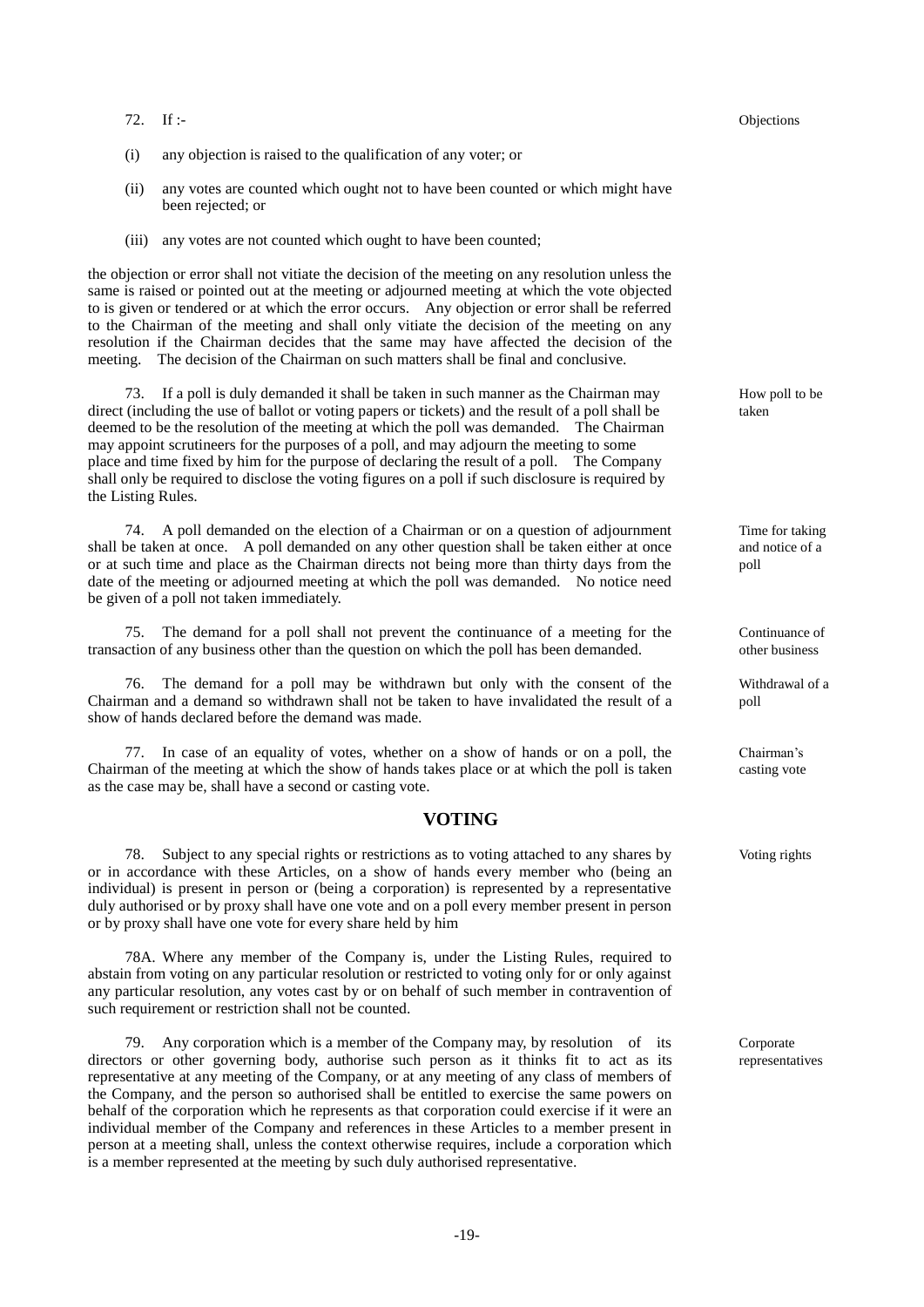72. If :- *Objections*

(i) any objection is raised to the qualification of any voter; or

(ii) any votes are counted which ought not to have been counted or which might have been rejected; or

(iii) any votes are not counted which ought to have been counted;

the objection or error shall not vitiate the decision of the meeting on any resolution unless the same is raised or pointed out at the meeting or adjourned meeting at which the vote objected to is given or tendered or at which the error occurs. Any objection or error shall be referred to the Chairman of the meeting and shall only vitiate the decision of the meeting on any resolution if the Chairman decides that the same may have affected the decision of the meeting. The decision of the Chairman on such matters shall be final and conclusive.

73. If a poll is duly demanded it shall be taken in such manner as the Chairman may direct (including the use of ballot or voting papers or tickets) and the result of a poll shall be deemed to be the resolution of the meeting at which the poll was demanded. The Chairman may appoint scrutineers for the purposes of a poll, and may adjourn the meeting to some place and time fixed by him for the purpose of declaring the result of a poll. The Company shall only be required to disclose the voting figures on a poll if such disclosure is required by the Listing Rules. *How poll to be taken*

74. A poll demanded on the election of a Chairman or on a question of adjournment shall be taken at once. A poll demanded on any other question shall be taken either at once or at such time and place as the Chairman directs not being more than thirty days from the date of the meeting or adjourned meeting at which the poll was demanded. No notice need be given of a poll not taken immediately. *Time for taking and notice of a poll*

75. The demand for a poll shall not prevent the continuance of a meeting for the transaction of any business other than the question on which the poll has been demanded. *Continuance of other business*

76. The demand for a poll may be withdrawn but only with the consent of the Chairman and a demand so withdrawn shall not be taken to have invalidated the result of a show of hands declared before the demand was made. *Withdrawal of a poll*

77. In case of an equality of votes, whether on a show of hands or on a poll, the Chairman of the meeting at which the show of hands takes place or at which the poll is taken as the case may be, shall have a second or casting vote. *Chairman's casting vote*

## VOTING

78. Subject to any special rights or restrictions as to voting attached to any shares by or in accordance with these Articles, on a show of hands every member who (being an individual) is present in person or (being a corporation) is represented by a representative duly authorised or by proxy shall have one vote and on a poll every member present in person or by proxy shall have one vote for every share held by him *Voting rights*

78A. Where any member of the Company is, under the Listing Rules, required to abstain from voting on any particular resolution or restricted to voting only for or only against any particular resolution, any votes cast by or on behalf of such member in contravention of such requirement or restriction shall not be counted.

79. Any corporation which is a member of the Company may, by resolution of its directors or other governing body, authorise such person as it thinks fit to act as its representative at any meeting of the Company, or at any meeting of any class of members of the Company, and the person so authorised shall be entitled to exercise the same powers on behalf of the corporation which he represents as that corporation could exercise if it were an individual member of the Company and references in these Articles to a member present in person at a meeting shall, unless the context otherwise requires, include a corporation which is a member represented at the meeting by such duly authorised representative. *Corporate representatives*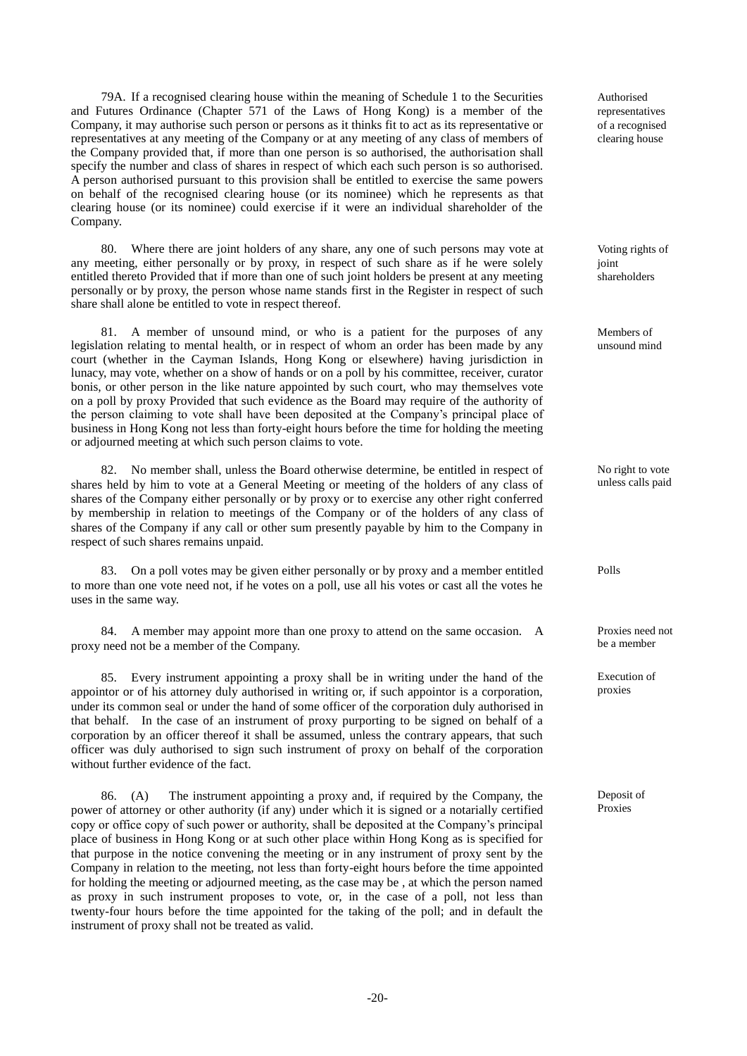79A. If a recognised clearing house within the meaning of Schedule 1 to the Securities and Futures Ordinance (Chapter 571 of the Laws of Hong Kong) is a member of the Company, it may authorise such person or persons as it thinks fit to act as its representative or representatives at any meeting of the Company or at any meeting of any class of members of the Company provided that, if more than one person is so authorised, the authorisation shall specify the number and class of shares in respect of which each such person is so authorised. A person authorised pursuant to this provision shall be entitled to exercise the same powers on behalf of the recognised clearing house (or its nominee) which he represents as that clearing house (or its nominee) could exercise if it were an individual shareholder of the Company.

*Authorised representatives of a recognised clearing house*

80. Where there are joint holders of any share, any one of such persons may vote at any meeting, either personally or by proxy, in respect of such share as if he were solely entitled thereto Provided that if more than one of such joint holders be present at any meeting personally or by proxy, the person whose name stands first in the Register in respect of such share shall alone be entitled to vote in respect thereof.

*Voting rights of joint shareholders*

81. A member of unsound mind, or who is a patient for the purposes of any legislation relating to mental health, or in respect of whom an order has been made by any court (whether in the Cayman Islands, Hong Kong or elsewhere) having jurisdiction in lunacy, may vote, whether on a show of hands or on a poll by his committee, receiver, curator bonis, or other person in the like nature appointed by such court, who may themselves vote on a poll by proxy Provided that such evidence as the Board may require of the authority of the person claiming to vote shall have been deposited at the Company's principal place of business in Hong Kong not less than forty-eight hours before the time for holding the meeting or adjourned meeting at which such person claims to vote.

*Members of unsound mind*

82. No member shall, unless the Board otherwise determine, be entitled in respect of shares held by him to vote at a General Meeting or meeting of the holders of any class of shares of the Company either personally or by proxy or to exercise any other right conferred by membership in relation to meetings of the Company or of the holders of any class of shares of the Company if any call or other sum presently payable by him to the Company in respect of such shares remains unpaid.

*No right to vote unless calls paid*

83. On a poll votes may be given either personally or by proxy and a member entitled to more than one vote need not, if he votes on a poll, use all his votes or cast all the votes he uses in the same way.

*Polls*

84. A member may appoint more than one proxy to attend on the same occasion. A proxy need not be a member of the Company.

*Proxies need not be a member*

85. Every instrument appointing a proxy shall be in writing under the hand of the appointor or of his attorney duly authorised in writing or, if such appointor is a corporation, under its common seal or under the hand of some officer of the corporation duly authorised in that behalf. In the case of an instrument of proxy purporting to be signed on behalf of a corporation by an officer thereof it shall be assumed, unless the contrary appears, that such officer was duly authorised to sign such instrument of proxy on behalf of the corporation without further evidence of the fact.

*Execution of proxies*

86. (A) The instrument appointing a proxy and, if required by the Company, the power of attorney or other authority (if any) under which it is signed or a notarially certified copy or office copy of such power or authority, shall be deposited at the Company's principal place of business in Hong Kong or at such other place within Hong Kong as is specified for that purpose in the notice convening the meeting or in any instrument of proxy sent by the Company in relation to the meeting, not less than forty-eight hours before the time appointed for holding the meeting or adjourned meeting, as the case may be , at which the person named as proxy in such instrument proposes to vote, or, in the case of a poll, not less than twenty-four hours before the time appointed for the taking of the poll; and in default the instrument of proxy shall not be treated as valid.

*Deposit of Proxies*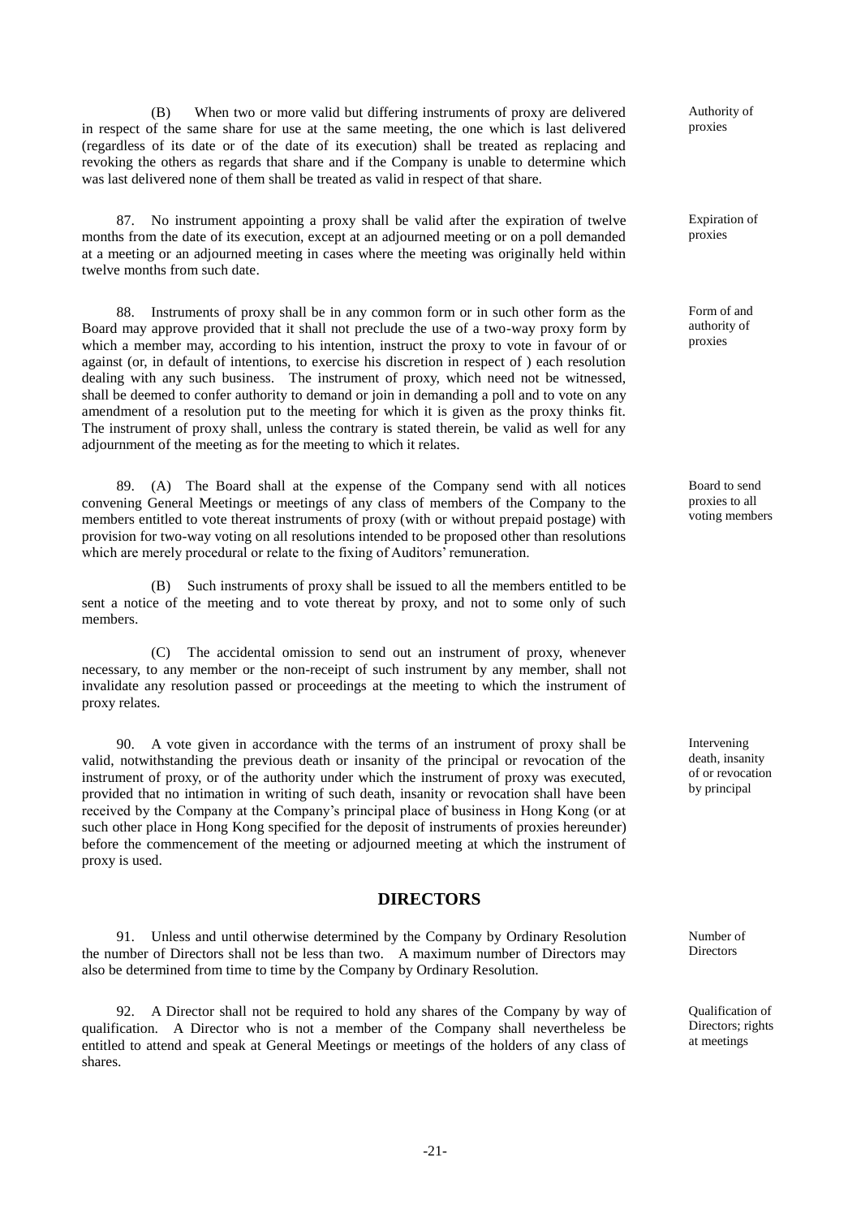(B) When two or more valid but differing instruments of proxy are delivered in respect of the same share for use at the same meeting, the one which is last delivered (regardless of its date or of the date of its execution) shall be treated as replacing and revoking the others as regards that share and if the Company is unable to determine which was last delivered none of them shall be treated as valid in respect of that share.

*Authority of proxies*

87. No instrument appointing a proxy shall be valid after the expiration of twelve months from the date of its execution, except at an adjourned meeting or on a poll demanded at a meeting or an adjourned meeting in cases where the meeting was originally held within twelve months from such date.

*Expiration of proxies*

88. Instruments of proxy shall be in any common form or in such other form as the Board may approve provided that it shall not preclude the use of a two-way proxy form by which a member may, according to his intention, instruct the proxy to vote in favour of or against (or, in default of intentions, to exercise his discretion in respect of ) each resolution dealing with any such business. The instrument of proxy, which need not be witnessed, shall be deemed to confer authority to demand or join in demanding a poll and to vote on any amendment of a resolution put to the meeting for which it is given as the proxy thinks fit. The instrument of proxy shall, unless the contrary is stated therein, be valid as well for any adjournment of the meeting as for the meeting to which it relates.

*Form of and authority of proxies*

89. (A) The Board shall at the expense of the Company send with all notices convening General Meetings or meetings of any class of members of the Company to the members entitled to vote thereat instruments of proxy (with or without prepaid postage) with provision for two-way voting on all resolutions intended to be proposed other than resolutions which are merely procedural or relate to the fixing of Auditors' remuneration.

*Board to send proxies to all voting members*

(B) Such instruments of proxy shall be issued to all the members entitled to be sent a notice of the meeting and to vote thereat by proxy, and not to some only of such members.

(C) The accidental omission to send out an instrument of proxy, whenever necessary, to any member or the non-receipt of such instrument by any member, shall not invalidate any resolution passed or proceedings at the meeting to which the instrument of proxy relates.

90. A vote given in accordance with the terms of an instrument of proxy shall be valid, notwithstanding the previous death or insanity of the principal or revocation of the instrument of proxy, or of the authority under which the instrument of proxy was executed, provided that no intimation in writing of such death, insanity or revocation shall have been received by the Company at the Company's principal place of business in Hong Kong (or at such other place in Hong Kong specified for the deposit of instruments of proxies hereunder) before the commencement of the meeting or adjourned meeting at which the instrument of proxy is used.

*Intervening death, insanity of or revocation by principal*

## DIRECTORS

91. Unless and until otherwise determined by the Company by Ordinary Resolution the number of Directors shall not be less than two. A maximum number of Directors may also be determined from time to time by the Company by Ordinary Resolution.

*Number of Directors*

92. A Director shall not be required to hold any shares of the Company by way of qualification. A Director who is not a member of the Company shall nevertheless be entitled to attend and speak at General Meetings or meetings of the holders of any class of shares.

*Qualification of Directors; rights at meetings*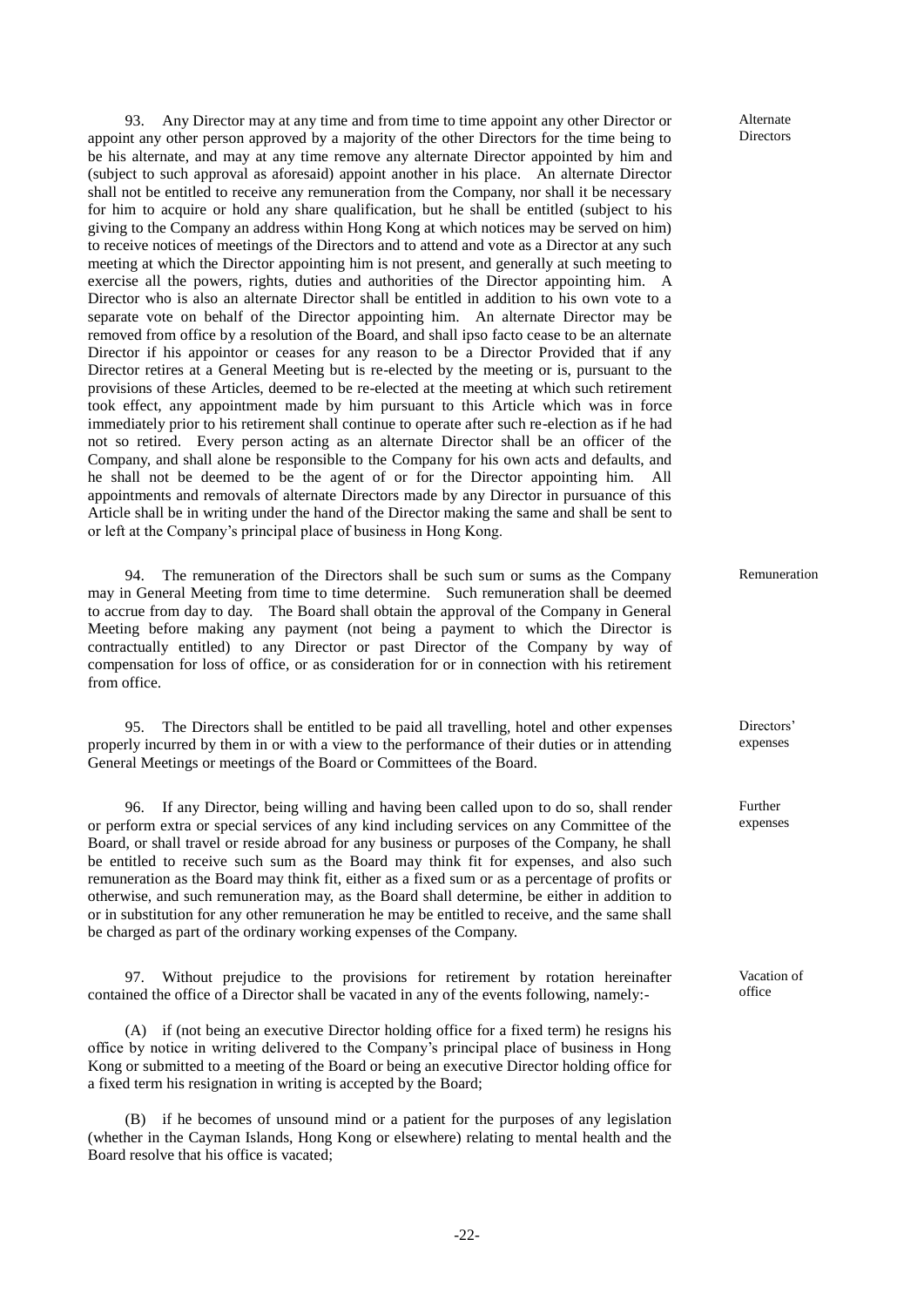93. Any Director may at any time and from time to time appoint any other Director or appoint any other person approved by a majority of the other Directors for the time being to be his alternate, and may at any time remove any alternate Director appointed by him and (subject to such approval as aforesaid) appoint another in his place. An alternate Director shall not be entitled to receive any remuneration from the Company, nor shall it be necessary for him to acquire or hold any share qualification, but he shall be entitled (subject to his giving to the Company an address within Hong Kong at which notices may be served on him) to receive notices of meetings of the Directors and to attend and vote as a Director at any such meeting at which the Director appointing him is not present, and generally at such meeting to exercise all the powers, rights, duties and authorities of the Director appointing him. A Director who is also an alternate Director shall be entitled in addition to his own vote to a separate vote on behalf of the Director appointing him. An alternate Director may be removed from office by a resolution of the Board, and shall ipso facto cease to be an alternate Director if his appointor or ceases for any reason to be a Director Provided that if any Director retires at a General Meeting but is re-elected by the meeting or is, pursuant to the provisions of these Articles, deemed to be re-elected at the meeting at which such retirement took effect, any appointment made by him pursuant to this Article which was in force immediately prior to his retirement shall continue to operate after such re-election as if he had not so retired. Every person acting as an alternate Director shall be an officer of the Company, and shall alone be responsible to the Company for his own acts and defaults, and he shall not be deemed to be the agent of or for the Director appointing him. All appointments and removals of alternate Directors made by any Director in pursuance of this Article shall be in writing under the hand of the Director making the same and shall be sent to or left at the Company's principal place of business in Hong Kong.

Alternate Directors

94. The remuneration of the Directors shall be such sum or sums as the Company may in General Meeting from time to time determine. Such remuneration shall be deemed to accrue from day to day. The Board shall obtain the approval of the Company in General Meeting before making any payment (not being a payment to which the Director is contractually entitled) to any Director or past Director of the Company by way of compensation for loss of office, or as consideration for or in connection with his retirement from office.

Remuneration

95. The Directors shall be entitled to be paid all travelling, hotel and other expenses properly incurred by them in or with a view to the performance of their duties or in attending General Meetings or meetings of the Board or Committees of the Board.

Directors' expenses

96. If any Director, being willing and having been called upon to do so, shall render or perform extra or special services of any kind including services on any Committee of the Board, or shall travel or reside abroad for any business or purposes of the Company, he shall be entitled to receive such sum as the Board may think fit for expenses, and also such remuneration as the Board may think fit, either as a fixed sum or as a percentage of profits or otherwise, and such remuneration may, as the Board shall determine, be either in addition to or in substitution for any other remuneration he may be entitled to receive, and the same shall be charged as part of the ordinary working expenses of the Company.

Further expenses

97. Without prejudice to the provisions for retirement by rotation hereinafter contained the office of a Director shall be vacated in any of the events following, namely:-

Vacation of office

(A) if (not being an executive Director holding office for a fixed term) he resigns his office by notice in writing delivered to the Company's principal place of business in Hong Kong or submitted to a meeting of the Board or being an executive Director holding office for a fixed term his resignation in writing is accepted by the Board;

(B) if he becomes of unsound mind or a patient for the purposes of any legislation (whether in the Cayman Islands, Hong Kong or elsewhere) relating to mental health and the Board resolve that his office is vacated;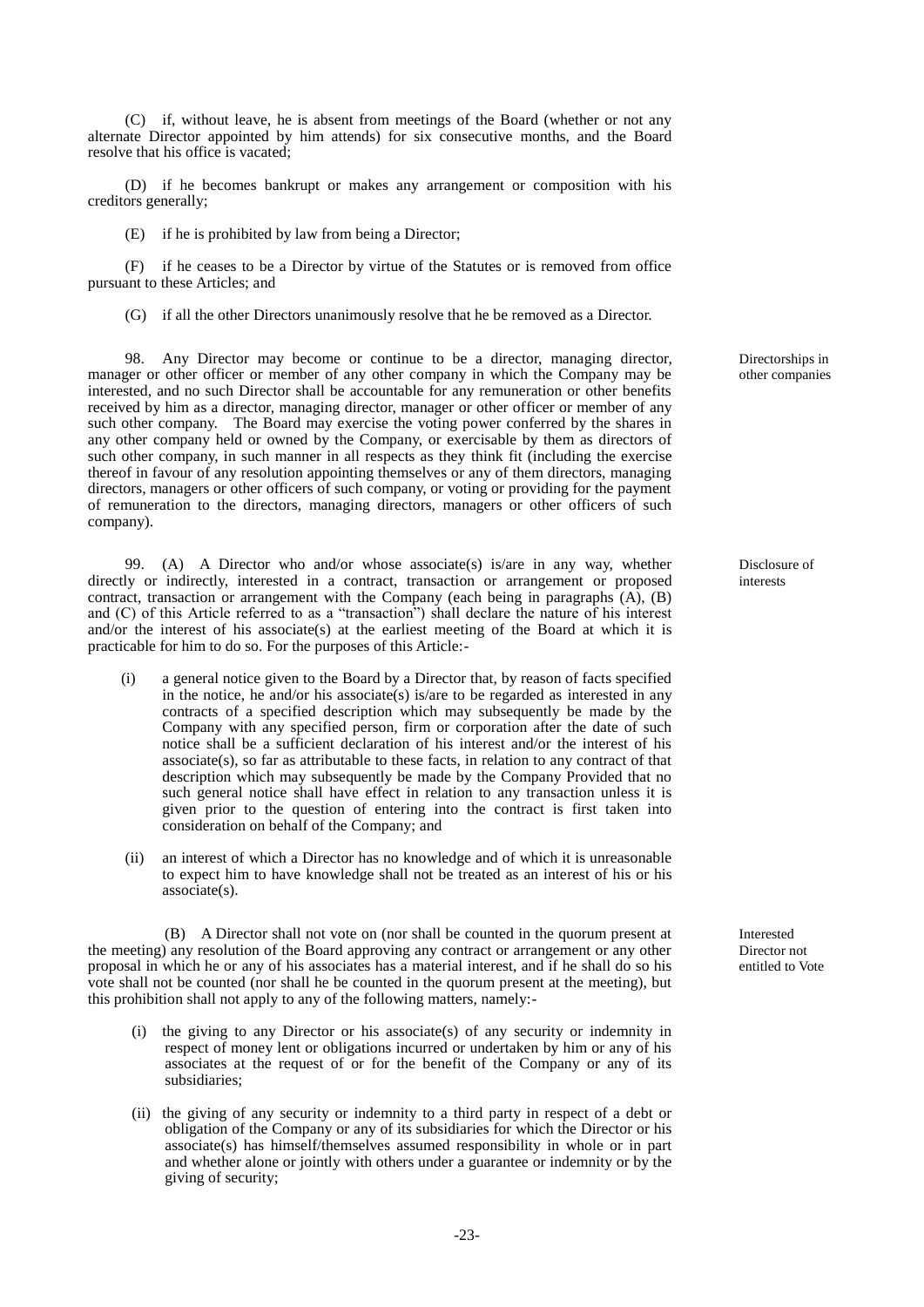(C) if, without leave, he is absent from meetings of the Board (whether or not any alternate Director appointed by him attends) for six consecutive months, and the Board resolve that his office is vacated;

(D) if he becomes bankrupt or makes any arrangement or composition with his creditors generally;

(E) if he is prohibited by law from being a Director;

(F) if he ceases to be a Director by virtue of the Statutes or is removed from office pursuant to these Articles; and

(G) if all the other Directors unanimously resolve that he be removed as a Director.

**Directorships in other companies**

98. Any Director may become or continue to be a director, managing director, manager or other officer or member of any other company in which the Company may be interested, and no such Director shall be accountable for any remuneration or other benefits received by him as a director, managing director, manager or other officer or member of any such other company. The Board may exercise the voting power conferred by the shares in any other company held or owned by the Company, or exercisable by them as directors of such other company, in such manner in all respects as they think fit (including the exercise thereof in favour of any resolution appointing themselves or any of them directors, managing directors, managers or other officers of such company, or voting or providing for the payment of remuneration to the directors, managing directors, managers or other officers of such company).

**Disclosure of interests**

99. (A) A Director who and/or whose associate(s) is/are in any way, whether directly or indirectly, interested in a contract, transaction or arrangement or proposed contract, transaction or arrangement with the Company (each being in paragraphs (A), (B) and (C) of this Article referred to as a "transaction") shall declare the nature of his interest and/or the interest of his associate(s) at the earliest meeting of the Board at which it is practicable for him to do so. For the purposes of this Article:-

(i) a general notice given to the Board by a Director that, by reason of facts specified in the notice, he and/or his associate(s) is/are to be regarded as interested in any contracts of a specified description which may subsequently be made by the Company with any specified person, firm or corporation after the date of such notice shall be a sufficient declaration of his interest and/or the interest of his associate(s), so far as attributable to these facts, in relation to any contract of that description which may subsequently be made by the Company Provided that no such general notice shall have effect in relation to any transaction unless it is given prior to the question of entering into the contract is first taken into consideration on behalf of the Company; and

(ii) an interest of which a Director has no knowledge and of which it is unreasonable to expect him to have knowledge shall not be treated as an interest of his or his associate(s).

**Interested Director not entitled to Vote**

(B) A Director shall not vote on (nor shall be counted in the quorum present at the meeting) any resolution of the Board approving any contract or arrangement or any other proposal in which he or any of his associates has a material interest, and if he shall do so his vote shall not be counted (nor shall he be counted in the quorum present at the meeting), but this prohibition shall not apply to any of the following matters, namely:-

(i) the giving to any Director or his associate(s) of any security or indemnity in respect of money lent or obligations incurred or undertaken by him or any of his associates at the request of or for the benefit of the Company or any of its subsidiaries;

(ii) the giving of any security or indemnity to a third party in respect of a debt or obligation of the Company or any of its subsidiaries for which the Director or his associate(s) has himself/themselves assumed responsibility in whole or in part and whether alone or jointly with others under a guarantee or indemnity or by the giving of security;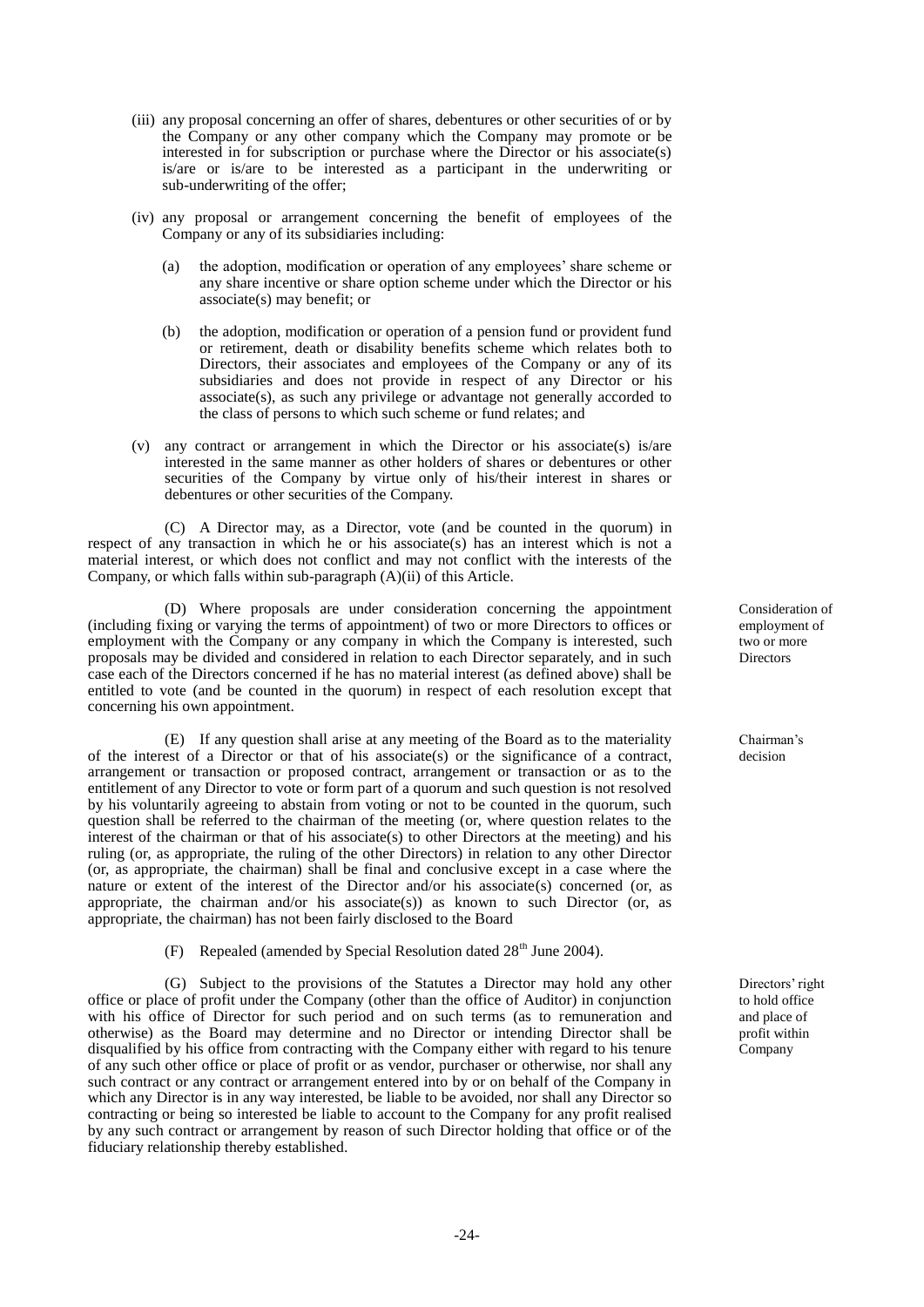(iii) any proposal concerning an offer of shares, debentures or other securities of or by the Company or any other company which the Company may promote or be interested in for subscription or purchase where the Director or his associate(s) is/are or is/are to be interested as a participant in the underwriting or sub-underwriting of the offer;

(iv) any proposal or arrangement concerning the benefit of employees of the Company or any of its subsidiaries including:

(a) the adoption, modification or operation of any employees' share scheme or any share incentive or share option scheme under which the Director or his associate(s) may benefit; or

(b) the adoption, modification or operation of a pension fund or provident fund or retirement, death or disability benefits scheme which relates both to Directors, their associates and employees of the Company or any of its subsidiaries and does not provide in respect of any Director or his associate(s), as such any privilege or advantage not generally accorded to the class of persons to which such scheme or fund relates; and

(v) any contract or arrangement in which the Director or his associate(s) is/are interested in the same manner as other holders of shares or debentures or other securities of the Company by virtue only of his/their interest in shares or debentures or other securities of the Company.

(C) A Director may, as a Director, vote (and be counted in the quorum) in respect of any transaction in which he or his associate(s) has an interest which is not a material interest, or which does not conflict and may not conflict with the interests of the Company, or which falls within sub-paragraph (A)(ii) of this Article.

*Consideration of employment of two or more Directors*

(D) Where proposals are under consideration concerning the appointment (including fixing or varying the terms of appointment) of two or more Directors to offices or employment with the Company or any company in which the Company is interested, such proposals may be divided and considered in relation to each Director separately, and in such case each of the Directors concerned if he has no material interest (as defined above) shall be entitled to vote (and be counted in the quorum) in respect of each resolution except that concerning his own appointment.

*Chairman's decision*

(E) If any question shall arise at any meeting of the Board as to the materiality of the interest of a Director or that of his associate(s) or the significance of a contract, arrangement or transaction or proposed contract, arrangement or transaction or as to the entitlement of any Director to vote or form part of a quorum and such question is not resolved by his voluntarily agreeing to abstain from voting or not to be counted in the quorum, such question shall be referred to the chairman of the meeting (or, where question relates to the interest of the chairman or that of his associate(s) to other Directors at the meeting) and his ruling (or, as appropriate, the ruling of the other Directors) in relation to any other Director (or, as appropriate, the chairman) shall be final and conclusive except in a case where the nature or extent of the interest of the Director and/or his associate(s) concerned (or, as appropriate, the chairman and/or his associate(s)) as known to such Director (or, as appropriate, the chairman) has not been fairly disclosed to the Board

(F) Repealed (amended by Special Resolution dated 28th June 2004).

*Directors' right to hold office and place of profit within Company*

(G) Subject to the provisions of the Statutes a Director may hold any other office or place of profit under the Company (other than the office of Auditor) in conjunction with his office of Director for such period and on such terms (as to remuneration and otherwise) as the Board may determine and no Director or intending Director shall be disqualified by his office from contracting with the Company either with regard to his tenure of any such other office or place of profit or as vendor, purchaser or otherwise, nor shall any such contract or any contract or arrangement entered into by or on behalf of the Company in which any Director is in any way interested, be liable to be avoided, nor shall any Director so contracting or being so interested be liable to account to the Company for any profit realised by any such contract or arrangement by reason of such Director holding that office or of the fiduciary relationship thereby established.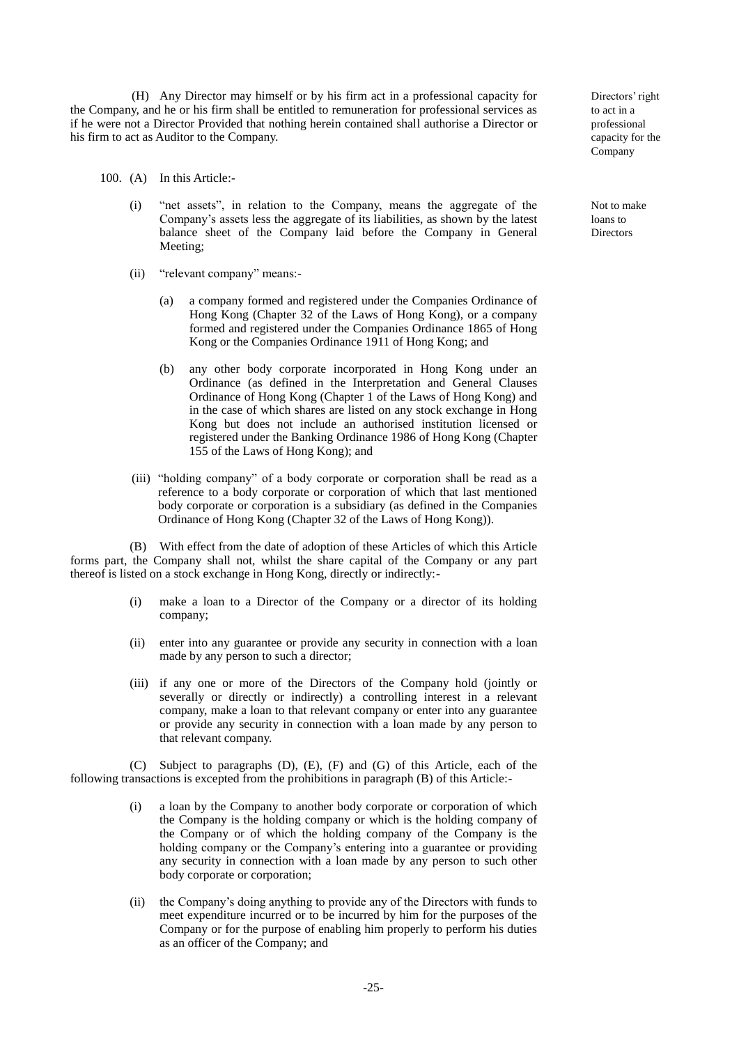(H) Any Director may himself or by his firm act in a professional capacity for the Company, and he or his firm shall be entitled to remuneration for professional services as if he were not a Director Provided that nothing herein contained shall authorise a Director or his firm to act as Auditor to the Company.

*Directors' right to act in a professional capacity for the Company*

100. (A) In this Article:-

*Not to make loans to Directors*

(i) "net assets", in relation to the Company, means the aggregate of the Company's assets less the aggregate of its liabilities, as shown by the latest balance sheet of the Company laid before the Company in General Meeting;

(ii) "relevant company" means:-

(a) a company formed and registered under the Companies Ordinance of Hong Kong (Chapter 32 of the Laws of Hong Kong), or a company formed and registered under the Companies Ordinance 1865 of Hong Kong or the Companies Ordinance 1911 of Hong Kong; and

(b) any other body corporate incorporated in Hong Kong under an Ordinance (as defined in the Interpretation and General Clauses Ordinance of Hong Kong (Chapter 1 of the Laws of Hong Kong) and in the case of which shares are listed on any stock exchange in Hong Kong but does not include an authorised institution licensed or registered under the Banking Ordinance 1986 of Hong Kong (Chapter 155 of the Laws of Hong Kong); and

(iii) "holding company" of a body corporate or corporation shall be read as a reference to a body corporate or corporation of which that last mentioned body corporate or corporation is a subsidiary (as defined in the Companies Ordinance of Hong Kong (Chapter 32 of the Laws of Hong Kong)).

(B) With effect from the date of adoption of these Articles of which this Article forms part, the Company shall not, whilst the share capital of the Company or any part thereof is listed on a stock exchange in Hong Kong, directly or indirectly:-

(i) make a loan to a Director of the Company or a director of its holding company;

(ii) enter into any guarantee or provide any security in connection with a loan made by any person to such a director;

(iii) if any one or more of the Directors of the Company hold (jointly or severally or directly or indirectly) a controlling interest in a relevant company, make a loan to that relevant company or enter into any guarantee or provide any security in connection with a loan made by any person to that relevant company.

(C) Subject to paragraphs (D), (E), (F) and (G) of this Article, each of the following transactions is excepted from the prohibitions in paragraph (B) of this Article:-

(i) a loan by the Company to another body corporate or corporation of which the Company is the holding company or which is the holding company of the Company or of which the holding company of the Company is the holding company or the Company's entering into a guarantee or providing any security in connection with a loan made by any person to such other body corporate or corporation;

(ii) the Company's doing anything to provide any of the Directors with funds to meet expenditure incurred or to be incurred by him for the purposes of the Company or for the purpose of enabling him properly to perform his duties as an officer of the Company; and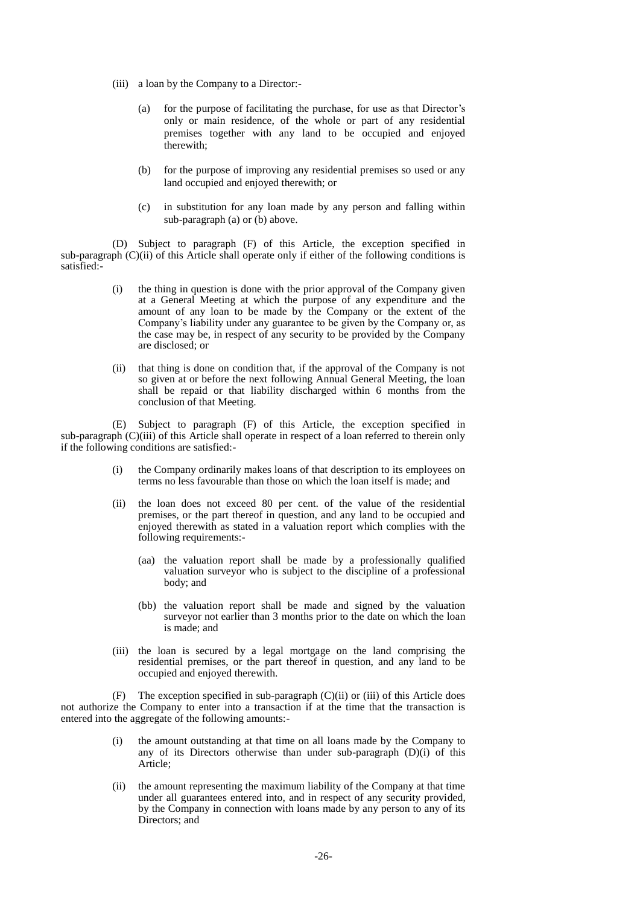(iii) a loan by the Company to a Director:-

(a) for the purpose of facilitating the purchase, for use as that Director's only or main residence, of the whole or part of any residential premises together with any land to be occupied and enjoyed therewith;

(b) for the purpose of improving any residential premises so used or any land occupied and enjoyed therewith; or

(c) in substitution for any loan made by any person and falling within sub-paragraph (a) or (b) above.

(D) Subject to paragraph (F) of this Article, the exception specified in sub-paragraph (C)(ii) of this Article shall operate only if either of the following conditions is satisfied:-

(i) the thing in question is done with the prior approval of the Company given at a General Meeting at which the purpose of any expenditure and the amount of any loan to be made by the Company or the extent of the Company's liability under any guarantee to be given by the Company or, as the case may be, in respect of any security to be provided by the Company are disclosed; or

(ii) that thing is done on condition that, if the approval of the Company is not so given at or before the next following Annual General Meeting, the loan shall be repaid or that liability discharged within 6 months from the conclusion of that Meeting.

(E) Subject to paragraph (F) of this Article, the exception specified in sub-paragraph (C)(iii) of this Article shall operate in respect of a loan referred to therein only if the following conditions are satisfied:-

(i) the Company ordinarily makes loans of that description to its employees on terms no less favourable than those on which the loan itself is made; and

(ii) the loan does not exceed 80 per cent. of the value of the residential premises, or the part thereof in question, and any land to be occupied and enjoyed therewith as stated in a valuation report which complies with the following requirements:-

(aa) the valuation report shall be made by a professionally qualified valuation surveyor who is subject to the discipline of a professional body; and

(bb) the valuation report shall be made and signed by the valuation surveyor not earlier than 3 months prior to the date on which the loan is made; and

(iii) the loan is secured by a legal mortgage on the land comprising the residential premises, or the part thereof in question, and any land to be occupied and enjoyed therewith.

(F) The exception specified in sub-paragraph (C)(ii) or (iii) of this Article does not authorize the Company to enter into a transaction if at the time that the transaction is entered into the aggregate of the following amounts:-

(i) the amount outstanding at that time on all loans made by the Company to any of its Directors otherwise than under sub-paragraph (D)(i) of this Article;

(ii) the amount representing the maximum liability of the Company at that time under all guarantees entered into, and in respect of any security provided, by the Company in connection with loans made by any person to any of its Directors; and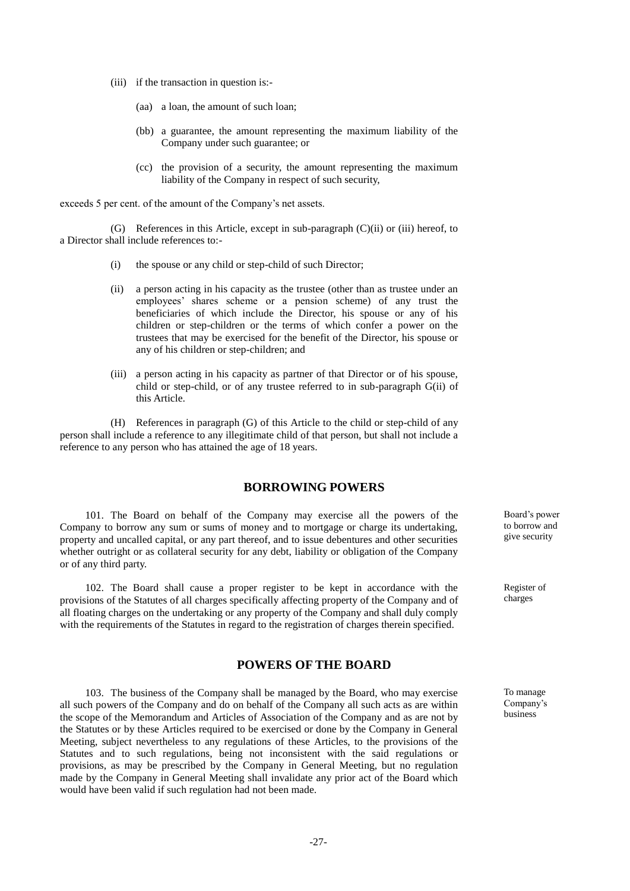(iii) if the transaction in question is:-

(aa) a loan, the amount of such loan;

(bb) a guarantee, the amount representing the maximum liability of the Company under such guarantee; or

(cc) the provision of a security, the amount representing the maximum liability of the Company in respect of such security,

exceeds 5 per cent. of the amount of the Company's net assets.

(G) References in this Article, except in sub-paragraph (C)(ii) or (iii) hereof, to a Director shall include references to:-

(i) the spouse or any child or step-child of such Director;

(ii) a person acting in his capacity as the trustee (other than as trustee under an employees' shares scheme or a pension scheme) of any trust the beneficiaries of which include the Director, his spouse or any of his children or step-children or the terms of which confer a power on the trustees that may be exercised for the benefit of the Director, his spouse or any of his children or step-children; and

(iii) a person acting in his capacity as partner of that Director or of his spouse, child or step-child, or of any trustee referred to in sub-paragraph G(ii) of this Article.

(H) References in paragraph (G) of this Article to the child or step-child of any person shall include a reference to any illegitimate child of that person, but shall not include a reference to any person who has attained the age of 18 years.

## BORROWING POWERS

*Board's power to borrow and give security*

101. The Board on behalf of the Company may exercise all the powers of the Company to borrow any sum or sums of money and to mortgage or charge its undertaking, property and uncalled capital, or any part thereof, and to issue debentures and other securities whether outright or as collateral security for any debt, liability or obligation of the Company or of any third party.

*Register of charges*

102. The Board shall cause a proper register to be kept in accordance with the provisions of the Statutes of all charges specifically affecting property of the Company and of all floating charges on the undertaking or any property of the Company and shall duly comply with the requirements of the Statutes in regard to the registration of charges therein specified.

## POWERS OF THE BOARD

*To manage Company's business*

103. The business of the Company shall be managed by the Board, who may exercise all such powers of the Company and do on behalf of the Company all such acts as are within the scope of the Memorandum and Articles of Association of the Company and as are not by the Statutes or by these Articles required to be exercised or done by the Company in General Meeting, subject nevertheless to any regulations of these Articles, to the provisions of the Statutes and to such regulations, being not inconsistent with the said regulations or provisions, as may be prescribed by the Company in General Meeting, but no regulation made by the Company in General Meeting shall invalidate any prior act of the Board which would have been valid if such regulation had not been made.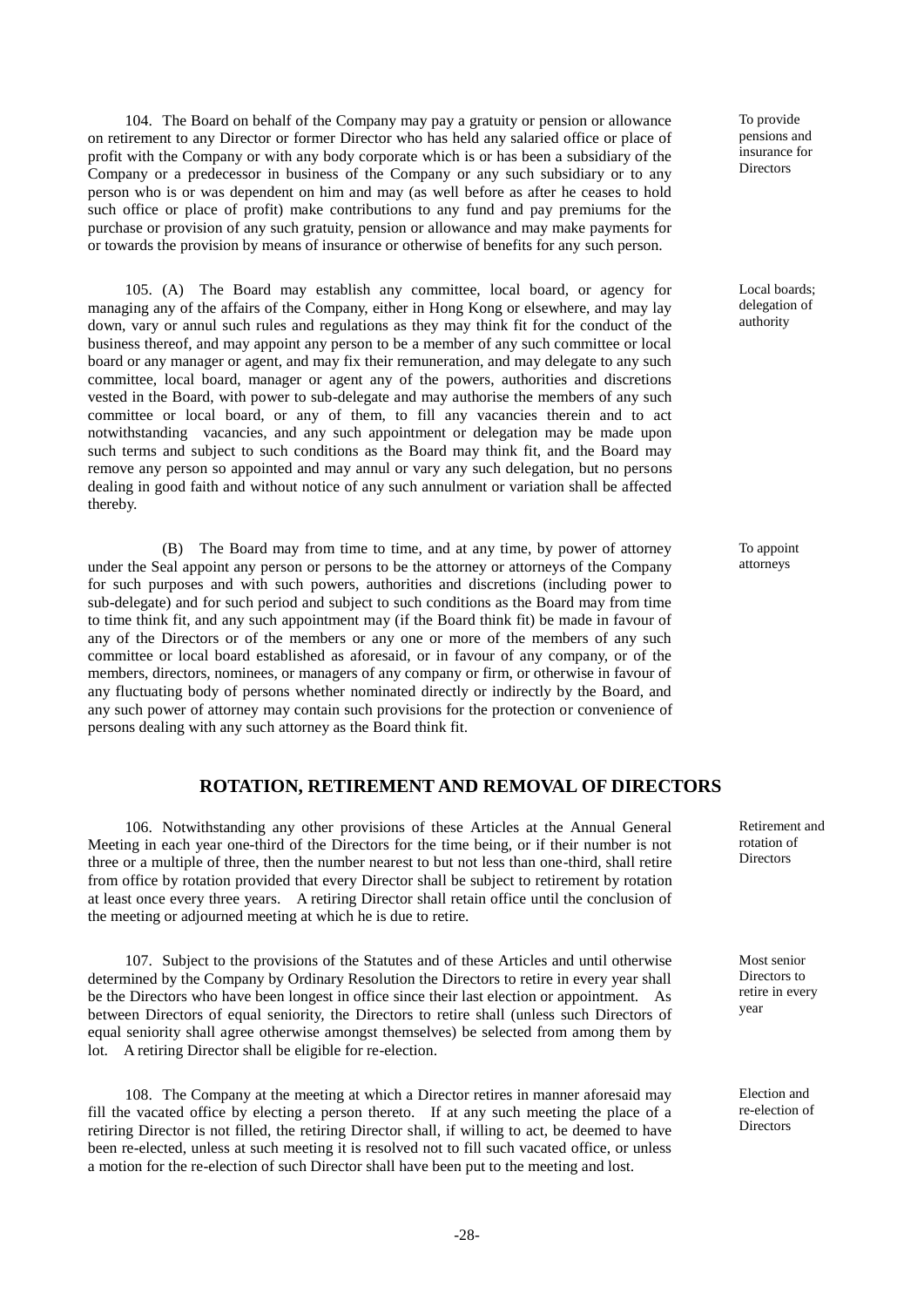104. The Board on behalf of the Company may pay a gratuity or pension or allowance on retirement to any Director or former Director who has held any salaried office or place of profit with the Company or with any body corporate which is or has been a subsidiary of the Company or a predecessor in business of the Company or any such subsidiary or to any person who is or was dependent on him and may (as well before as after he ceases to hold such office or place of profit) make contributions to any fund and pay premiums for the purchase or provision of any such gratuity, pension or allowance and may make payments for or towards the provision by means of insurance or otherwise of benefits for any such person.

*To provide pensions and insurance for Directors*

105. (A) The Board may establish any committee, local board, or agency for managing any of the affairs of the Company, either in Hong Kong or elsewhere, and may lay down, vary or annul such rules and regulations as they may think fit for the conduct of the business thereof, and may appoint any person to be a member of any such committee or local board or any manager or agent, and may fix their remuneration, and may delegate to any such committee, local board, manager or agent any of the powers, authorities and discretions vested in the Board, with power to sub-delegate and may authorise the members of any such committee or local board, or any of them, to fill any vacancies therein and to act notwithstanding vacancies, and any such appointment or delegation may be made upon such terms and subject to such conditions as the Board may think fit, and the Board may remove any person so appointed and may annul or vary any such delegation, but no persons dealing in good faith and without notice of any such annulment or variation shall be affected thereby.

*Local boards; delegation of authority*

(B) The Board may from time to time, and at any time, by power of attorney under the Seal appoint any person or persons to be the attorney or attorneys of the Company for such purposes and with such powers, authorities and discretions (including power to sub-delegate) and for such period and subject to such conditions as the Board may from time to time think fit, and any such appointment may (if the Board think fit) be made in favour of any of the Directors or of the members or any one or more of the members of any such committee or local board established as aforesaid, or in favour of any company, or of the members, directors, nominees, or managers of any company or firm, or otherwise in favour of any fluctuating body of persons whether nominated directly or indirectly by the Board, and any such power of attorney may contain such provisions for the protection or convenience of persons dealing with any such attorney as the Board think fit.

*To appoint attorneys*

## ROTATION, RETIREMENT AND REMOVAL OF DIRECTORS

106. Notwithstanding any other provisions of these Articles at the Annual General Meeting in each year one-third of the Directors for the time being, or if their number is not three or a multiple of three, then the number nearest to but not less than one-third, shall retire from office by rotation provided that every Director shall be subject to retirement by rotation at least once every three years. A retiring Director shall retain office until the conclusion of the meeting or adjourned meeting at which he is due to retire.

*Retirement and rotation of Directors*

107. Subject to the provisions of the Statutes and of these Articles and until otherwise determined by the Company by Ordinary Resolution the Directors to retire in every year shall be the Directors who have been longest in office since their last election or appointment. As between Directors of equal seniority, the Directors to retire shall (unless such Directors of equal seniority shall agree otherwise amongst themselves) be selected from among them by lot. A retiring Director shall be eligible for re-election.

*Most senior Directors to retire in every year*

108. The Company at the meeting at which a Director retires in manner aforesaid may fill the vacated office by electing a person thereto. If at any such meeting the place of a retiring Director is not filled, the retiring Director shall, if willing to act, be deemed to have been re-elected, unless at such meeting it is resolved not to fill such vacated office, or unless a motion for the re-election of such Director shall have been put to the meeting and lost.

*Election and re-election of Directors*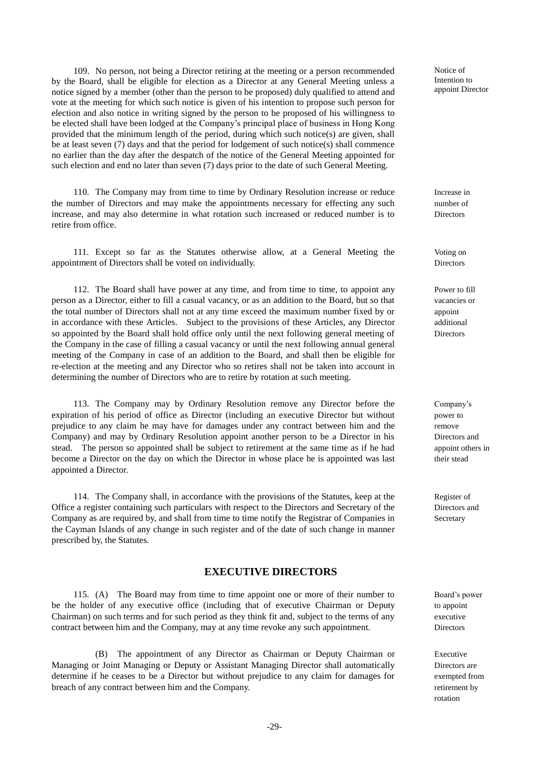109. No person, not being a Director retiring at the meeting or a person recommended by the Board, shall be eligible for election as a Director at any General Meeting unless a notice signed by a member (other than the person to be proposed) duly qualified to attend and vote at the meeting for which such notice is given of his intention to propose such person for election and also notice in writing signed by the person to be proposed of his willingness to be elected shall have been lodged at the Company's principal place of business in Hong Kong provided that the minimum length of the period, during which such notice(s) are given, shall be at least seven (7) days and that the period for lodgement of such notice(s) shall commence no earlier than the day after the despatch of the notice of the General Meeting appointed for such election and end no later than seven (7) days prior to the date of such General Meeting.

*Notice of Intention to appoint Director*

110. The Company may from time to time by Ordinary Resolution increase or reduce the number of Directors and may make the appointments necessary for effecting any such increase, and may also determine in what rotation such increased or reduced number is to retire from office.

*Increase in number of Directors*

111. Except so far as the Statutes otherwise allow, at a General Meeting the appointment of Directors shall be voted on individually.

*Voting on Directors*

112. The Board shall have power at any time, and from time to time, to appoint any person as a Director, either to fill a casual vacancy, or as an addition to the Board, but so that the total number of Directors shall not at any time exceed the maximum number fixed by or in accordance with these Articles. Subject to the provisions of these Articles, any Director so appointed by the Board shall hold office only until the next following general meeting of the Company in the case of filling a casual vacancy or until the next following annual general meeting of the Company in case of an addition to the Board, and shall then be eligible for re-election at the meeting and any Director who so retires shall not be taken into account in determining the number of Directors who are to retire by rotation at such meeting.

*Power to fill vacancies or appoint additional Directors*

113. The Company may by Ordinary Resolution remove any Director before the expiration of his period of office as Director (including an executive Director but without prejudice to any claim he may have for damages under any contract between him and the Company) and may by Ordinary Resolution appoint another person to be a Director in his stead. The person so appointed shall be subject to retirement at the same time as if he had become a Director on the day on which the Director in whose place he is appointed was last appointed a Director.

*Company's power to remove Directors and appoint others in their stead*

114. The Company shall, in accordance with the provisions of the Statutes, keep at the Office a register containing such particulars with respect to the Directors and Secretary of the Company as are required by, and shall from time to time notify the Registrar of Companies in the Cayman Islands of any change in such register and of the date of such change in manner prescribed by, the Statutes.

*Register of Directors and Secretary*

## EXECUTIVE DIRECTORS

115. (A) The Board may from time to time appoint one or more of their number to be the holder of any executive office (including that of executive Chairman or Deputy Chairman) on such terms and for such period as they think fit and, subject to the terms of any contract between him and the Company, may at any time revoke any such appointment.

*Board's power to appoint executive Directors*

(B) The appointment of any Director as Chairman or Deputy Chairman or Managing or Joint Managing or Deputy or Assistant Managing Director shall automatically determine if he ceases to be a Director but without prejudice to any claim for damages for breach of any contract between him and the Company.

*Executive Directors are exempted from retirement by rotation*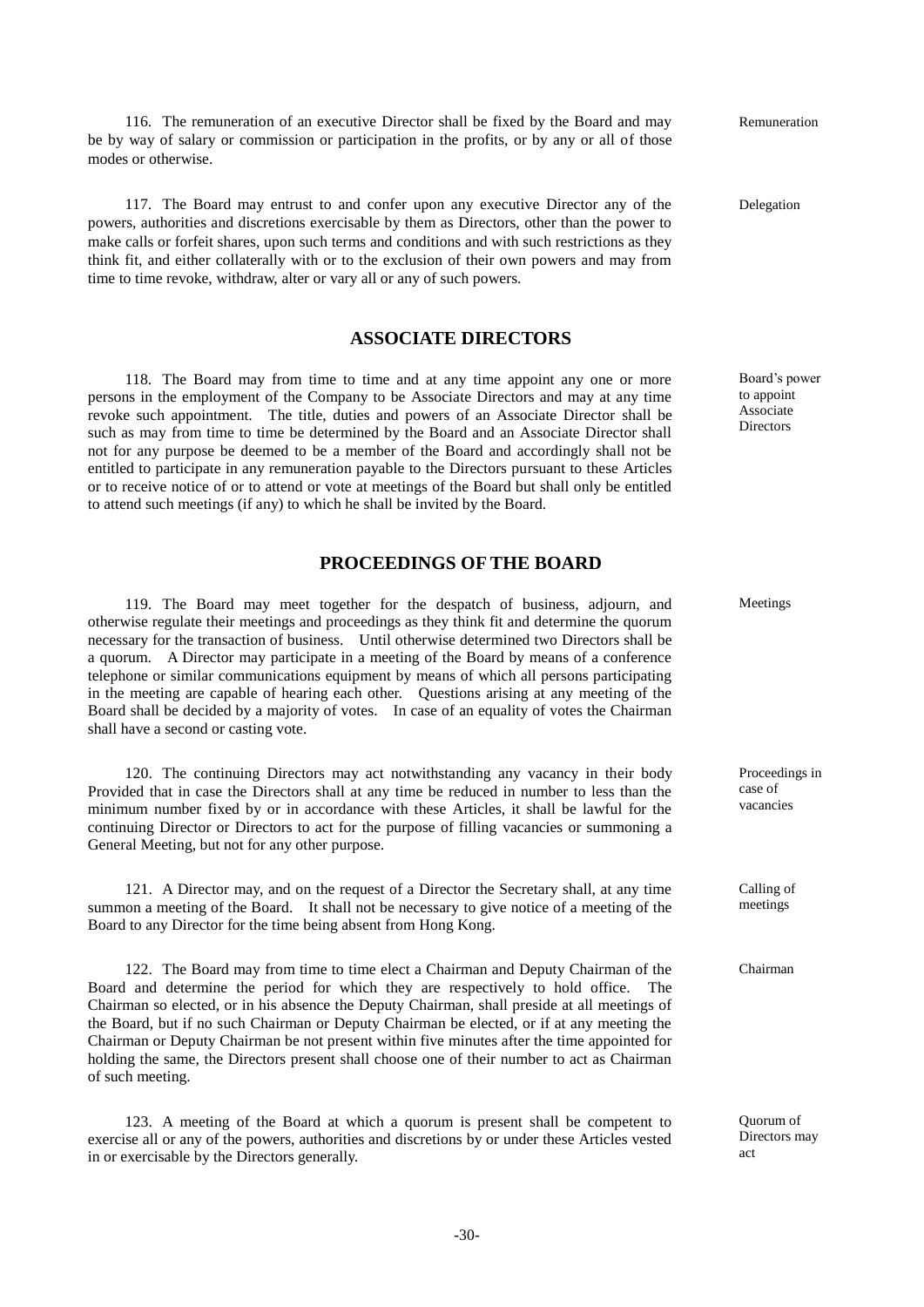116. The remuneration of an executive Director shall be fixed by the Board and may be by way of salary or commission or participation in the profits, or by any or all of those modes or otherwise.

Remuneration

117. The Board may entrust to and confer upon any executive Director any of the powers, authorities and discretions exercisable by them as Directors, other than the power to make calls or forfeit shares, upon such terms and conditions and with such restrictions as they think fit, and either collaterally with or to the exclusion of their own powers and may from time to time revoke, withdraw, alter or vary all or any of such powers.

Delegation

## ASSOCIATE DIRECTORS

118. The Board may from time to time and at any time appoint any one or more persons in the employment of the Company to be Associate Directors and may at any time revoke such appointment. The title, duties and powers of an Associate Director shall be such as may from time to time be determined by the Board and an Associate Director shall not for any purpose be deemed to be a member of the Board and accordingly shall not be entitled to participate in any remuneration payable to the Directors pursuant to these Articles or to receive notice of or to attend or vote at meetings of the Board but shall only be entitled to attend such meetings (if any) to which he shall be invited by the Board.

Board's power to appoint Associate Directors

## PROCEEDINGS OF THE BOARD

119. The Board may meet together for the despatch of business, adjourn, and otherwise regulate their meetings and proceedings as they think fit and determine the quorum necessary for the transaction of business. Until otherwise determined two Directors shall be a quorum. A Director may participate in a meeting of the Board by means of a conference telephone or similar communications equipment by means of which all persons participating in the meeting are capable of hearing each other. Questions arising at any meeting of the Board shall be decided by a majority of votes. In case of an equality of votes the Chairman shall have a second or casting vote.

Meetings

120. The continuing Directors may act notwithstanding any vacancy in their body Provided that in case the Directors shall at any time be reduced in number to less than the minimum number fixed by or in accordance with these Articles, it shall be lawful for the continuing Director or Directors to act for the purpose of filling vacancies or summoning a General Meeting, but not for any other purpose.

Proceedings in case of vacancies

121. A Director may, and on the request of a Director the Secretary shall, at any time summon a meeting of the Board. It shall not be necessary to give notice of a meeting of the Board to any Director for the time being absent from Hong Kong.

Calling of meetings

122. The Board may from time to time elect a Chairman and Deputy Chairman of the Board and determine the period for which they are respectively to hold office. The Chairman so elected, or in his absence the Deputy Chairman, shall preside at all meetings of the Board, but if no such Chairman or Deputy Chairman be elected, or if at any meeting the Chairman or Deputy Chairman be not present within five minutes after the time appointed for holding the same, the Directors present shall choose one of their number to act as Chairman of such meeting.

Chairman

123. A meeting of the Board at which a quorum is present shall be competent to exercise all or any of the powers, authorities and discretions by or under these Articles vested in or exercisable by the Directors generally.

Quorum of Directors may act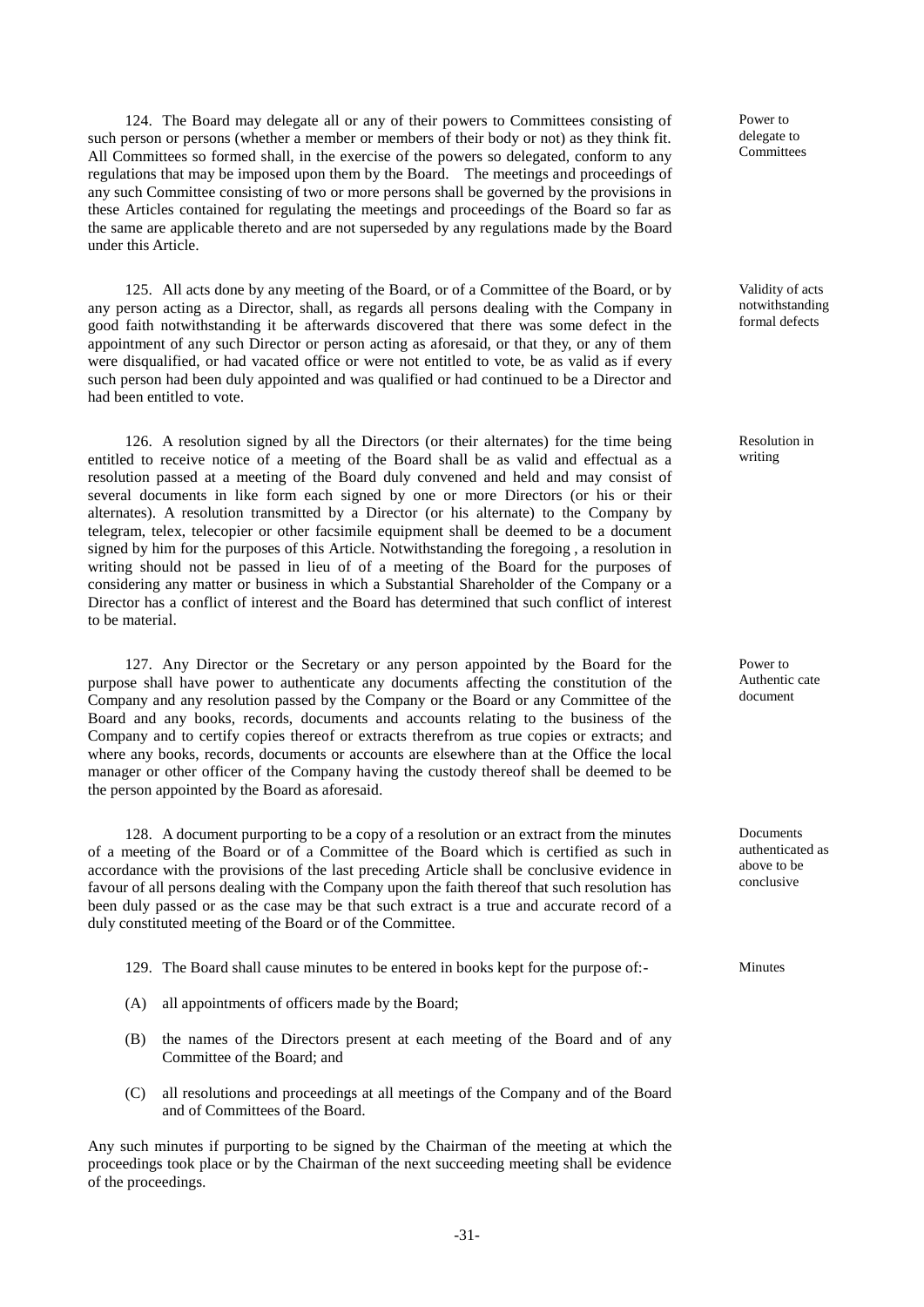124. The Board may delegate all or any of their powers to Committees consisting of such person or persons (whether a member or members of their body or not) as they think fit. All Committees so formed shall, in the exercise of the powers so delegated, conform to any regulations that may be imposed upon them by the Board. The meetings and proceedings of any such Committee consisting of two or more persons shall be governed by the provisions in these Articles contained for regulating the meetings and proceedings of the Board so far as the same are applicable thereto and are not superseded by any regulations made by the Board under this Article.

*Power to delegate to Committees*

125. All acts done by any meeting of the Board, or of a Committee of the Board, or by any person acting as a Director, shall, as regards all persons dealing with the Company in good faith notwithstanding it be afterwards discovered that there was some defect in the appointment of any such Director or person acting as aforesaid, or that they, or any of them were disqualified, or had vacated office or were not entitled to vote, be as valid as if every such person had been duly appointed and was qualified or had continued to be a Director and had been entitled to vote.

*Validity of acts notwithstanding formal defects*

126. A resolution signed by all the Directors (or their alternates) for the time being entitled to receive notice of a meeting of the Board shall be as valid and effectual as a resolution passed at a meeting of the Board duly convened and held and may consist of several documents in like form each signed by one or more Directors (or his or their alternates). A resolution transmitted by a Director (or his alternate) to the Company by telegram, telex, telecopier or other facsimile equipment shall be deemed to be a document signed by him for the purposes of this Article. Notwithstanding the foregoing , a resolution in writing should not be passed in lieu of of a meeting of the Board for the purposes of considering any matter or business in which a Substantial Shareholder of the Company or a Director has a conflict of interest and the Board has determined that such conflict of interest to be material.

*Resolution in writing*

127. Any Director or the Secretary or any person appointed by the Board for the purpose shall have power to authenticate any documents affecting the constitution of the Company and any resolution passed by the Company or the Board or any Committee of the Board and any books, records, documents and accounts relating to the business of the Company and to certify copies thereof or extracts therefrom as true copies or extracts; and where any books, records, documents or accounts are elsewhere than at the Office the local manager or other officer of the Company having the custody thereof shall be deemed to be the person appointed by the Board as aforesaid.

*Power to Authentic cate document*

128. A document purporting to be a copy of a resolution or an extract from the minutes of a meeting of the Board or of a Committee of the Board which is certified as such in accordance with the provisions of the last preceding Article shall be conclusive evidence in favour of all persons dealing with the Company upon the faith thereof that such resolution has been duly passed or as the case may be that such extract is a true and accurate record of a duly constituted meeting of the Board or of the Committee.

*Documents authenticated as above to be conclusive*

129. The Board shall cause minutes to be entered in books kept for the purpose of:-

*Minutes*

(A) all appointments of officers made by the Board;

(B) the names of the Directors present at each meeting of the Board and of any Committee of the Board; and

(C) all resolutions and proceedings at all meetings of the Company and of the Board and of Committees of the Board.

Any such minutes if purporting to be signed by the Chairman of the meeting at which the proceedings took place or by the Chairman of the next succeeding meeting shall be evidence of the proceedings.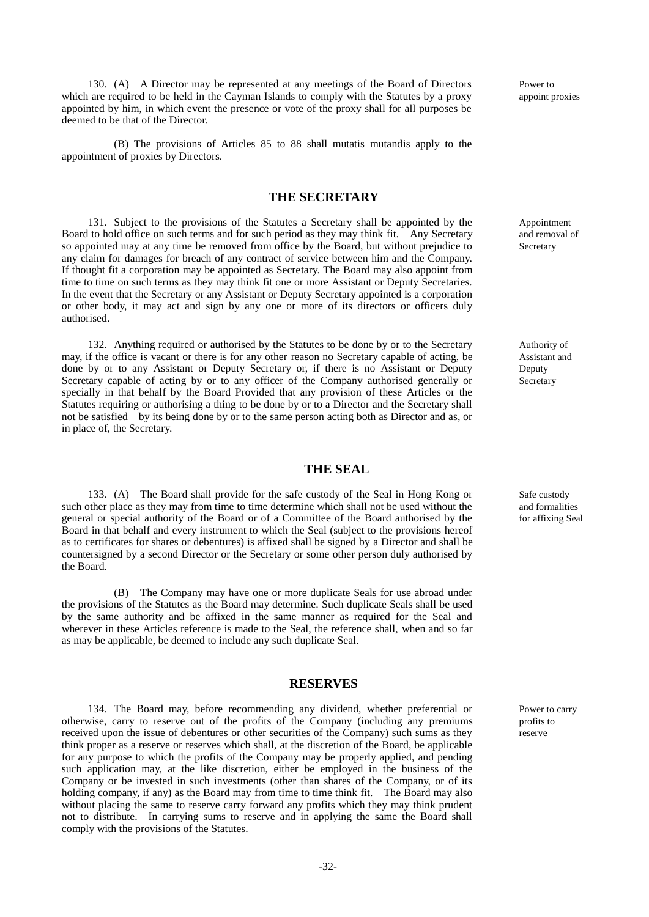130. (A) A Director may be represented at any meetings of the Board of Directors which are required to be held in the Cayman Islands to comply with the Statutes by a proxy appointed by him, in which event the presence or vote of the proxy shall for all purposes be deemed to be that of the Director.

*Power to appoint proxies*

(B) The provisions of Articles 85 to 88 shall mutatis mutandis apply to the appointment of proxies by Directors.

## THE SECRETARY

131. Subject to the provisions of the Statutes a Secretary shall be appointed by the Board to hold office on such terms and for such period as they may think fit. Any Secretary so appointed may at any time be removed from office by the Board, but without prejudice to any claim for damages for breach of any contract of service between him and the Company. If thought fit a corporation may be appointed as Secretary. The Board may also appoint from time to time on such terms as they may think fit one or more Assistant or Deputy Secretaries. In the event that the Secretary or any Assistant or Deputy Secretary appointed is a corporation or other body, it may act and sign by any one or more of its directors or officers duly authorised.

*Appointment and removal of Secretary*

132. Anything required or authorised by the Statutes to be done by or to the Secretary may, if the office is vacant or there is for any other reason no Secretary capable of acting, be done by or to any Assistant or Deputy Secretary or, if there is no Assistant or Deputy Secretary capable of acting by or to any officer of the Company authorised generally or specially in that behalf by the Board Provided that any provision of these Articles or the Statutes requiring or authorising a thing to be done by or to a Director and the Secretary shall not be satisfied by its being done by or to the same person acting both as Director and as, or in place of, the Secretary.

*Authority of Assistant and Deputy Secretary*

## THE SEAL

133. (A) The Board shall provide for the safe custody of the Seal in Hong Kong or such other place as they may from time to time determine which shall not be used without the general or special authority of the Board or of a Committee of the Board authorised by the Board in that behalf and every instrument to which the Seal (subject to the provisions hereof as to certificates for shares or debentures) is affixed shall be signed by a Director and shall be countersigned by a second Director or the Secretary or some other person duly authorised by the Board.

*Safe custody and formalities for affixing Seal*

(B) The Company may have one or more duplicate Seals for use abroad under the provisions of the Statutes as the Board may determine. Such duplicate Seals shall be used by the same authority and be affixed in the same manner as required for the Seal and wherever in these Articles reference is made to the Seal, the reference shall, when and so far as may be applicable, be deemed to include any such duplicate Seal.

## RESERVES

134. The Board may, before recommending any dividend, whether preferential or otherwise, carry to reserve out of the profits of the Company (including any premiums received upon the issue of debentures or other securities of the Company) such sums as they think proper as a reserve or reserves which shall, at the discretion of the Board, be applicable for any purpose to which the profits of the Company may be properly applied, and pending such application may, at the like discretion, either be employed in the business of the Company or be invested in such investments (other than shares of the Company, or of its holding company, if any) as the Board may from time to time think fit. The Board may also without placing the same to reserve carry forward any profits which they may think prudent not to distribute. In carrying sums to reserve and in applying the same the Board shall comply with the provisions of the Statutes.

*Power to carry profits to reserve*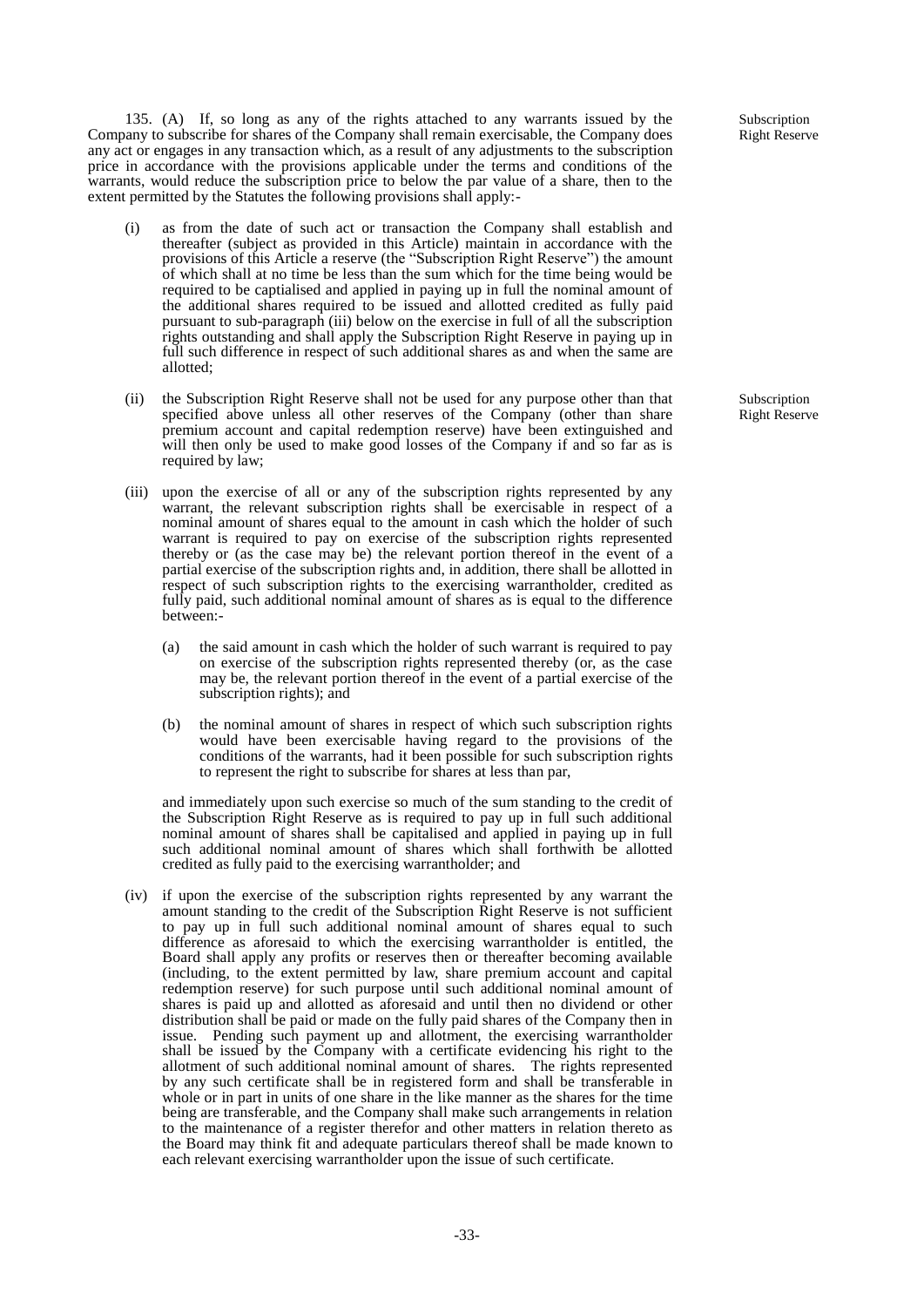135. (A) If, so long as any of the rights attached to any warrants issued by the Company to subscribe for shares of the Company shall remain exercisable, the Company does any act or engages in any transaction which, as a result of any adjustments to the subscription price in accordance with the provisions applicable under the terms and conditions of the warrants, would reduce the subscription price to below the par value of a share, then to the extent permitted by the Statutes the following provisions shall apply:-

Subscription Right Reserve

(i) as from the date of such act or transaction the Company shall establish and thereafter (subject as provided in this Article) maintain in accordance with the provisions of this Article a reserve (the "Subscription Right Reserve") the amount of which shall at no time be less than the sum which for the time being would be required to be captialised and applied in paying up in full the nominal amount of the additional shares required to be issued and allotted credited as fully paid pursuant to sub-paragraph (iii) below on the exercise in full of all the subscription rights outstanding and shall apply the Subscription Right Reserve in paying up in full such difference in respect of such additional shares as and when the same are allotted;

Subscription Right Reserve

(ii) the Subscription Right Reserve shall not be used for any purpose other than that specified above unless all other reserves of the Company (other than share premium account and capital redemption reserve) have been extinguished and will then only be used to make good losses of the Company if and so far as is required by law;

(iii) upon the exercise of all or any of the subscription rights represented by any warrant, the relevant subscription rights shall be exercisable in respect of a nominal amount of shares equal to the amount in cash which the holder of such warrant is required to pay on exercise of the subscription rights represented thereby or (as the case may be) the relevant portion thereof in the event of a partial exercise of the subscription rights and, in addition, there shall be allotted in respect of such subscription rights to the exercising warrantholder, credited as fully paid, such additional nominal amount of shares as is equal to the difference between:-

   (a) the said amount in cash which the holder of such warrant is required to pay on exercise of the subscription rights represented thereby (or, as the case may be, the relevant portion thereof in the event of a partial exercise of the subscription rights); and

   (b) the nominal amount of shares in respect of which such subscription rights would have been exercisable having regard to the provisions of the conditions of the warrants, had it been possible for such subscription rights to represent the right to subscribe for shares at less than par,

   and immediately upon such exercise so much of the sum standing to the credit of the Subscription Right Reserve as is required to pay up in full such additional nominal amount of shares shall be capitalised and applied in paying up in full such additional nominal amount of shares which shall forthwith be allotted credited as fully paid to the exercising warrantholder; and

(iv) if upon the exercise of the subscription rights represented by any warrant the amount standing to the credit of the Subscription Right Reserve is not sufficient to pay up in full such additional nominal amount of shares equal to such difference as aforesaid to which the exercising warrantholder is entitled, the Board shall apply any profits or reserves then or thereafter becoming available (including, to the extent permitted by law, share premium account and capital redemption reserve) for such purpose until such additional nominal amount of shares is paid up and allotted as aforesaid and until then no dividend or other distribution shall be paid or made on the fully paid shares of the Company then in issue. Pending such payment up and allotment, the exercising warrantholder shall be issued by the Company with a certificate evidencing his right to the allotment of such additional nominal amount of shares. The rights represented by any such certificate shall be in registered form and shall be transferable in whole or in part in units of one share in the like manner as the shares for the time being are transferable, and the Company shall make such arrangements in relation to the maintenance of a register therefor and other matters in relation thereto as the Board may think fit and adequate particulars thereof shall be made known to each relevant exercising warrantholder upon the issue of such certificate.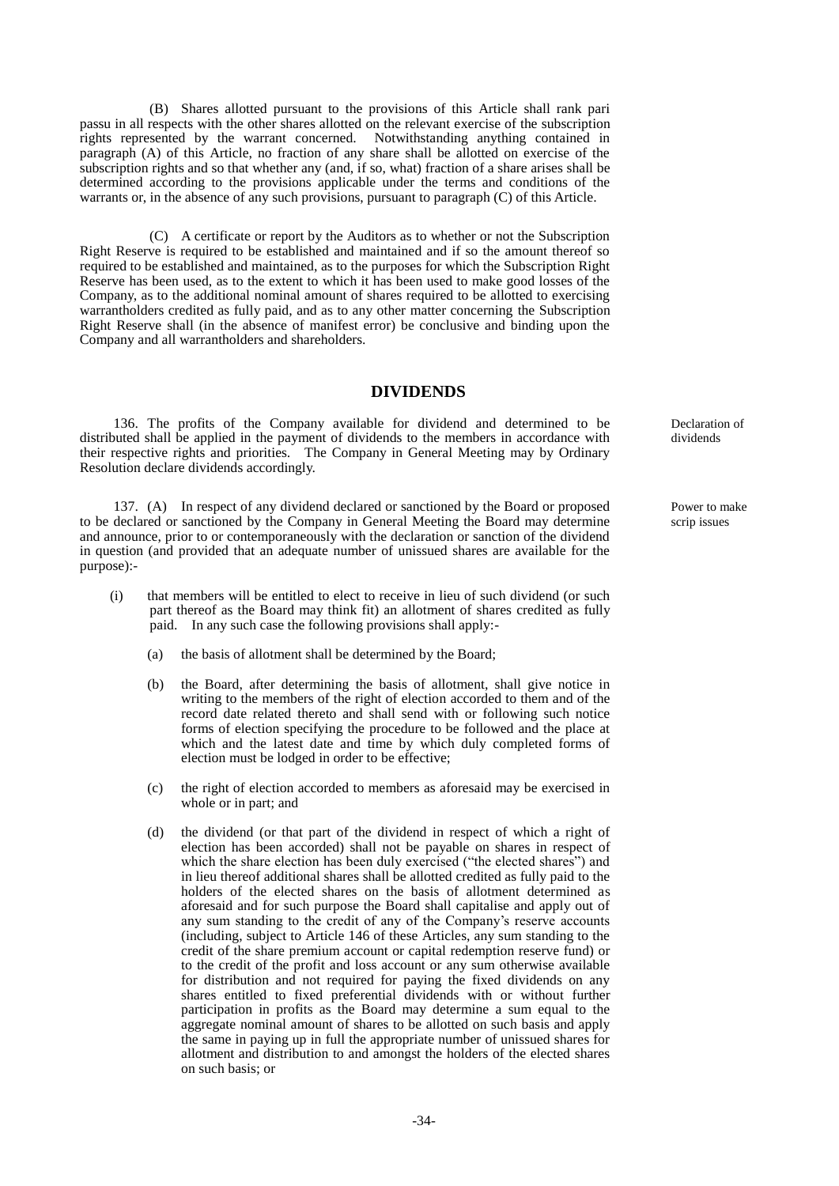(B) Shares allotted pursuant to the provisions of this Article shall rank pari passu in all respects with the other shares allotted on the relevant exercise of the subscription rights represented by the warrant concerned. Notwithstanding anything contained in paragraph (A) of this Article, no fraction of any share shall be allotted on exercise of the subscription rights and so that whether any (and, if so, what) fraction of a share arises shall be determined according to the provisions applicable under the terms and conditions of the warrants or, in the absence of any such provisions, pursuant to paragraph (C) of this Article.

(C) A certificate or report by the Auditors as to whether or not the Subscription Right Reserve is required to be established and maintained and if so the amount thereof so required to be established and maintained, as to the purposes for which the Subscription Right Reserve has been used, as to the extent to which it has been used to make good losses of the Company, as to the additional nominal amount of shares required to be allotted to exercising warrantholders credited as fully paid, and as to any other matter concerning the Subscription Right Reserve shall (in the absence of manifest error) be conclusive and binding upon the Company and all warrantholders and shareholders.

## DIVIDENDS

*Declaration of dividends*

136. The profits of the Company available for dividend and determined to be distributed shall be applied in the payment of dividends to the members in accordance with their respective rights and priorities. The Company in General Meeting may by Ordinary Resolution declare dividends accordingly.

*Power to make scrip issues*

137. (A) In respect of any dividend declared or sanctioned by the Board or proposed to be declared or sanctioned by the Company in General Meeting the Board may determine and announce, prior to or contemporaneously with the declaration or sanction of the dividend in question (and provided that an adequate number of unissued shares are available for the purpose):-

(i) that members will be entitled to elect to receive in lieu of such dividend (or such part thereof as the Board may think fit) an allotment of shares credited as fully paid. In any such case the following provisions shall apply:-

(a) the basis of allotment shall be determined by the Board;

(b) the Board, after determining the basis of allotment, shall give notice in writing to the members of the right of election accorded to them and of the record date related thereto and shall send with or following such notice forms of election specifying the procedure to be followed and the place at which and the latest date and time by which duly completed forms of election must be lodged in order to be effective;

(c) the right of election accorded to members as aforesaid may be exercised in whole or in part; and

(d) the dividend (or that part of the dividend in respect of which a right of election has been accorded) shall not be payable on shares in respect of which the share election has been duly exercised ("the elected shares") and in lieu thereof additional shares shall be allotted credited as fully paid to the holders of the elected shares on the basis of allotment determined as aforesaid and for such purpose the Board shall capitalise and apply out of any sum standing to the credit of any of the Company's reserve accounts (including, subject to Article 146 of these Articles, any sum standing to the credit of the share premium account or capital redemption reserve fund) or to the credit of the profit and loss account or any sum otherwise available for distribution and not required for paying the fixed dividends on any shares entitled to fixed preferential dividends with or without further participation in profits as the Board may determine a sum equal to the aggregate nominal amount of shares to be allotted on such basis and apply the same in paying up in full the appropriate number of unissued shares for allotment and distribution to and amongst the holders of the elected shares on such basis; or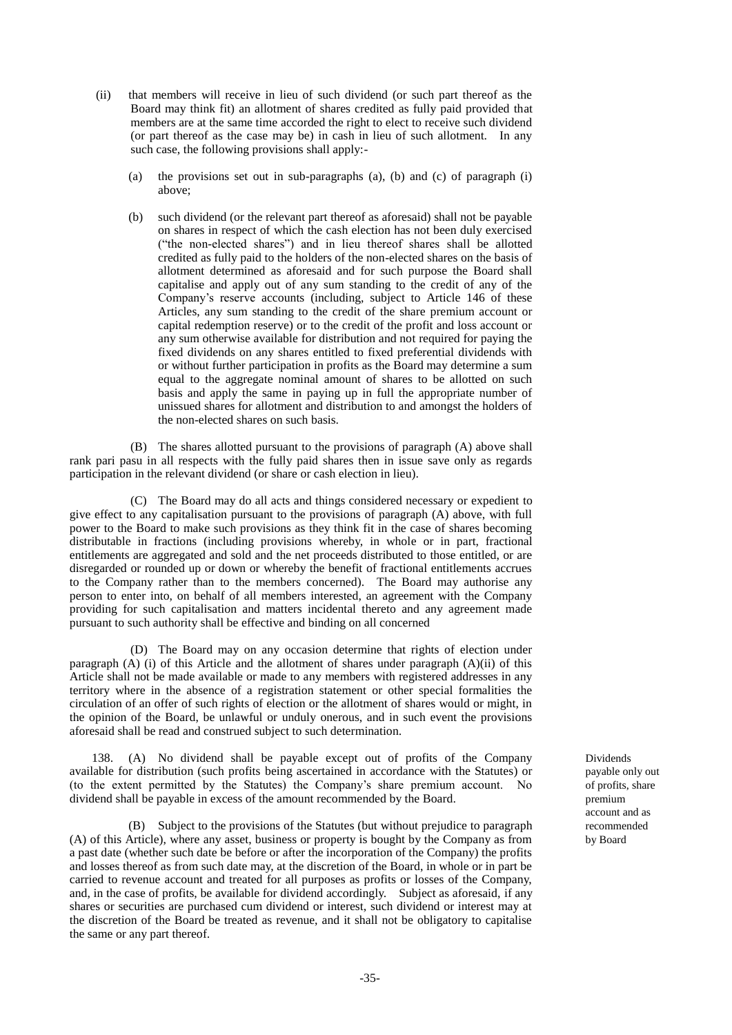(ii) that members will receive in lieu of such dividend (or such part thereof as the Board may think fit) an allotment of shares credited as fully paid provided that members are at the same time accorded the right to elect to receive such dividend (or part thereof as the case may be) in cash in lieu of such allotment. In any such case, the following provisions shall apply:-

(a) the provisions set out in sub-paragraphs (a), (b) and (c) of paragraph (i) above;

(b) such dividend (or the relevant part thereof as aforesaid) shall not be payable on shares in respect of which the cash election has not been duly exercised ("the non-elected shares") and in lieu thereof shares shall be allotted credited as fully paid to the holders of the non-elected shares on the basis of allotment determined as aforesaid and for such purpose the Board shall capitalise and apply out of any sum standing to the credit of any of the Company's reserve accounts (including, subject to Article 146 of these Articles, any sum standing to the credit of the share premium account or capital redemption reserve) or to the credit of the profit and loss account or any sum otherwise available for distribution and not required for paying the fixed dividends on any shares entitled to fixed preferential dividends with or without further participation in profits as the Board may determine a sum equal to the aggregate nominal amount of shares to be allotted on such basis and apply the same in paying up in full the appropriate number of unissued shares for allotment and distribution to and amongst the holders of the non-elected shares on such basis.

(B) The shares allotted pursuant to the provisions of paragraph (A) above shall rank pari pasu in all respects with the fully paid shares then in issue save only as regards participation in the relevant dividend (or share or cash election in lieu).

(C) The Board may do all acts and things considered necessary or expedient to give effect to any capitalisation pursuant to the provisions of paragraph (A) above, with full power to the Board to make such provisions as they think fit in the case of shares becoming distributable in fractions (including provisions whereby, in whole or in part, fractional entitlements are aggregated and sold and the net proceeds distributed to those entitled, or are disregarded or rounded up or down or whereby the benefit of fractional entitlements accrues to the Company rather than to the members concerned). The Board may authorise any person to enter into, on behalf of all members interested, an agreement with the Company providing for such capitalisation and matters incidental thereto and any agreement made pursuant to such authority shall be effective and binding on all concerned

(D) The Board may on any occasion determine that rights of election under paragraph (A) (i) of this Article and the allotment of shares under paragraph (A)(ii) of this Article shall not be made available or made to any members with registered addresses in any territory where in the absence of a registration statement or other special formalities the circulation of an offer of such rights of election or the allotment of shares would or might, in the opinion of the Board, be unlawful or unduly onerous, and in such event the provisions aforesaid shall be read and construed subject to such determination.

*Dividends payable only out of profits, share premium account and as recommended by Board*

138. (A) No dividend shall be payable except out of profits of the Company available for distribution (such profits being ascertained in accordance with the Statutes) or (to the extent permitted by the Statutes) the Company's share premium account. No dividend shall be payable in excess of the amount recommended by the Board.

(B) Subject to the provisions of the Statutes (but without prejudice to paragraph (A) of this Article), where any asset, business or property is bought by the Company as from a past date (whether such date be before or after the incorporation of the Company) the profits and losses thereof as from such date may, at the discretion of the Board, in whole or in part be carried to revenue account and treated for all purposes as profits or losses of the Company, and, in the case of profits, be available for dividend accordingly. Subject as aforesaid, if any shares or securities are purchased cum dividend or interest, such dividend or interest may at the discretion of the Board be treated as revenue, and it shall not be obligatory to capitalise the same or any part thereof.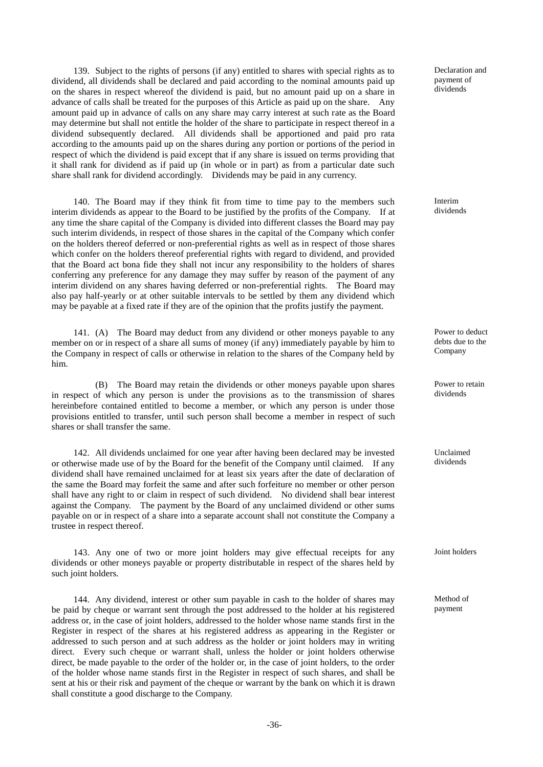139. Subject to the rights of persons (if any) entitled to shares with special rights as to dividend, all dividends shall be declared and paid according to the nominal amounts paid up on the shares in respect whereof the dividend is paid, but no amount paid up on a share in advance of calls shall be treated for the purposes of this Article as paid up on the share. Any amount paid up in advance of calls on any share may carry interest at such rate as the Board may determine but shall not entitle the holder of the share to participate in respect thereof in a dividend subsequently declared. All dividends shall be apportioned and paid pro rata according to the amounts paid up on the shares during any portion or portions of the period in respect of which the dividend is paid except that if any share is issued on terms providing that it shall rank for dividend as if paid up (in whole or in part) as from a particular date such share shall rank for dividend accordingly. Dividends may be paid in any currency.

Declaration and payment of dividends

140. The Board may if they think fit from time to time pay to the members such interim dividends as appear to the Board to be justified by the profits of the Company. If at any time the share capital of the Company is divided into different classes the Board may pay such interim dividends, in respect of those shares in the capital of the Company which confer on the holders thereof deferred or non-preferential rights as well as in respect of those shares which confer on the holders thereof preferential rights with regard to dividend, and provided that the Board act bona fide they shall not incur any responsibility to the holders of shares conferring any preference for any damage they may suffer by reason of the payment of any interim dividend on any shares having deferred or non-preferential rights. The Board may also pay half-yearly or at other suitable intervals to be settled by them any dividend which may be payable at a fixed rate if they are of the opinion that the profits justify the payment.

Interim dividends

141. (A) The Board may deduct from any dividend or other moneys payable to any member on or in respect of a share all sums of money (if any) immediately payable by him to the Company in respect of calls or otherwise in relation to the shares of the Company held by him.

Power to deduct debts due to the Company

(B) The Board may retain the dividends or other moneys payable upon shares in respect of which any person is under the provisions as to the transmission of shares hereinbefore contained entitled to become a member, or which any person is under those provisions entitled to transfer, until such person shall become a member in respect of such shares or shall transfer the same.

Power to retain dividends

142. All dividends unclaimed for one year after having been declared may be invested or otherwise made use of by the Board for the benefit of the Company until claimed. If any dividend shall have remained unclaimed for at least six years after the date of declaration of the same the Board may forfeit the same and after such forfeiture no member or other person shall have any right to or claim in respect of such dividend. No dividend shall bear interest against the Company. The payment by the Board of any unclaimed dividend or other sums payable on or in respect of a share into a separate account shall not constitute the Company a trustee in respect thereof.

Unclaimed dividends

143. Any one of two or more joint holders may give effectual receipts for any dividends or other moneys payable or property distributable in respect of the shares held by such joint holders.

Joint holders

144. Any dividend, interest or other sum payable in cash to the holder of shares may be paid by cheque or warrant sent through the post addressed to the holder at his registered address or, in the case of joint holders, addressed to the holder whose name stands first in the Register in respect of the shares at his registered address as appearing in the Register or addressed to such person and at such address as the holder or joint holders may in writing direct. Every such cheque or warrant shall, unless the holder or joint holders otherwise direct, be made payable to the order of the holder or, in the case of joint holders, to the order of the holder whose name stands first in the Register in respect of such shares, and shall be sent at his or their risk and payment of the cheque or warrant by the bank on which it is drawn shall constitute a good discharge to the Company.

Method of payment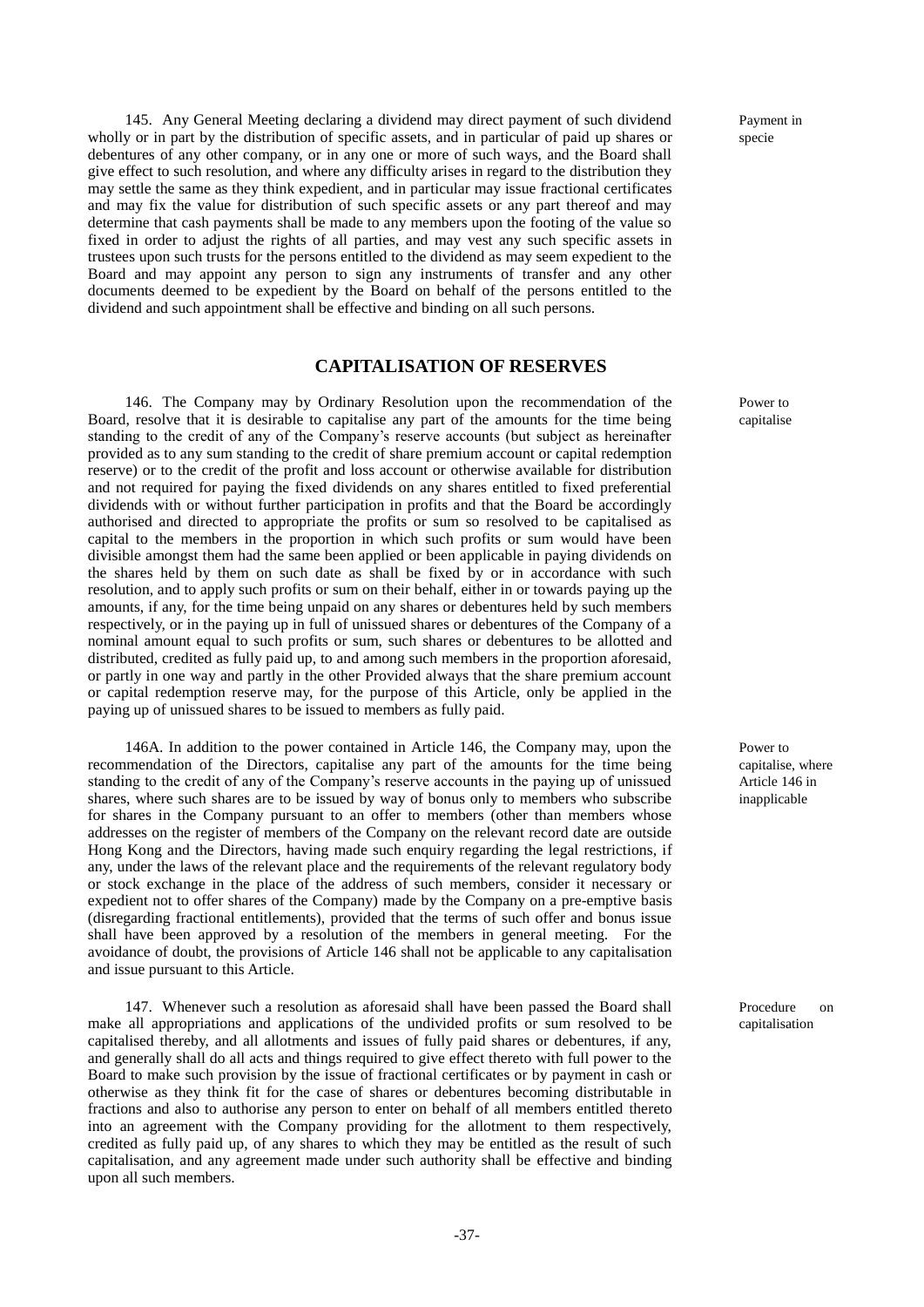145. Any General Meeting declaring a dividend may direct payment of such dividend wholly or in part by the distribution of specific assets, and in particular of paid up shares or debentures of any other company, or in any one or more of such ways, and the Board shall give effect to such resolution, and where any difficulty arises in regard to the distribution they may settle the same as they think expedient, and in particular may issue fractional certificates and may fix the value for distribution of such specific assets or any part thereof and may determine that cash payments shall be made to any members upon the footing of the value so fixed in order to adjust the rights of all parties, and may vest any such specific assets in trustees upon such trusts for the persons entitled to the dividend as may seem expedient to the Board and may appoint any person to sign any instruments of transfer and any other documents deemed to be expedient by the Board on behalf of the persons entitled to the dividend and such appointment shall be effective and binding on all such persons.

Payment in specie

## CAPITALISATION OF RESERVES

146. The Company may by Ordinary Resolution upon the recommendation of the Board, resolve that it is desirable to capitalise any part of the amounts for the time being standing to the credit of any of the Company's reserve accounts (but subject as hereinafter provided as to any sum standing to the credit of share premium account or capital redemption reserve) or to the credit of the profit and loss account or otherwise available for distribution and not required for paying the fixed dividends on any shares entitled to fixed preferential dividends with or without further participation in profits and that the Board be accordingly authorised and directed to appropriate the profits or sum so resolved to be capitalised as capital to the members in the proportion in which such profits or sum would have been divisible amongst them had the same been applied or been applicable in paying dividends on the shares held by them on such date as shall be fixed by or in accordance with such resolution, and to apply such profits or sum on their behalf, either in or towards paying up the amounts, if any, for the time being unpaid on any shares or debentures held by such members respectively, or in the paying up in full of unissued shares or debentures of the Company of a nominal amount equal to such profits or sum, such shares or debentures to be allotted and distributed, credited as fully paid up, to and among such members in the proportion aforesaid, or partly in one way and partly in the other Provided always that the share premium account or capital redemption reserve may, for the purpose of this Article, only be applied in the paying up of unissued shares to be issued to members as fully paid.

Power to capitalise

146A. In addition to the power contained in Article 146, the Company may, upon the recommendation of the Directors, capitalise any part of the amounts for the time being standing to the credit of any of the Company's reserve accounts in the paying up of unissued shares, where such shares are to be issued by way of bonus only to members who subscribe for shares in the Company pursuant to an offer to members (other than members whose addresses on the register of members of the Company on the relevant record date are outside Hong Kong and the Directors, having made such enquiry regarding the legal restrictions, if any, under the laws of the relevant place and the requirements of the relevant regulatory body or stock exchange in the place of the address of such members, consider it necessary or expedient not to offer shares of the Company) made by the Company on a pre-emptive basis (disregarding fractional entitlements), provided that the terms of such offer and bonus issue shall have been approved by a resolution of the members in general meeting. For the avoidance of doubt, the provisions of Article 146 shall not be applicable to any capitalisation and issue pursuant to this Article.

Power to capitalise, where Article 146 in inapplicable

147. Whenever such a resolution as aforesaid shall have been passed the Board shall make all appropriations and applications of the undivided profits or sum resolved to be capitalised thereby, and all allotments and issues of fully paid shares or debentures, if any, and generally shall do all acts and things required to give effect thereto with full power to the Board to make such provision by the issue of fractional certificates or by payment in cash or otherwise as they think fit for the case of shares or debentures becoming distributable in fractions and also to authorise any person to enter on behalf of all members entitled thereto into an agreement with the Company providing for the allotment to them respectively, credited as fully paid up, of any shares to which they may be entitled as the result of such capitalisation, and any agreement made under such authority shall be effective and binding upon all such members.

Procedure on capitalisation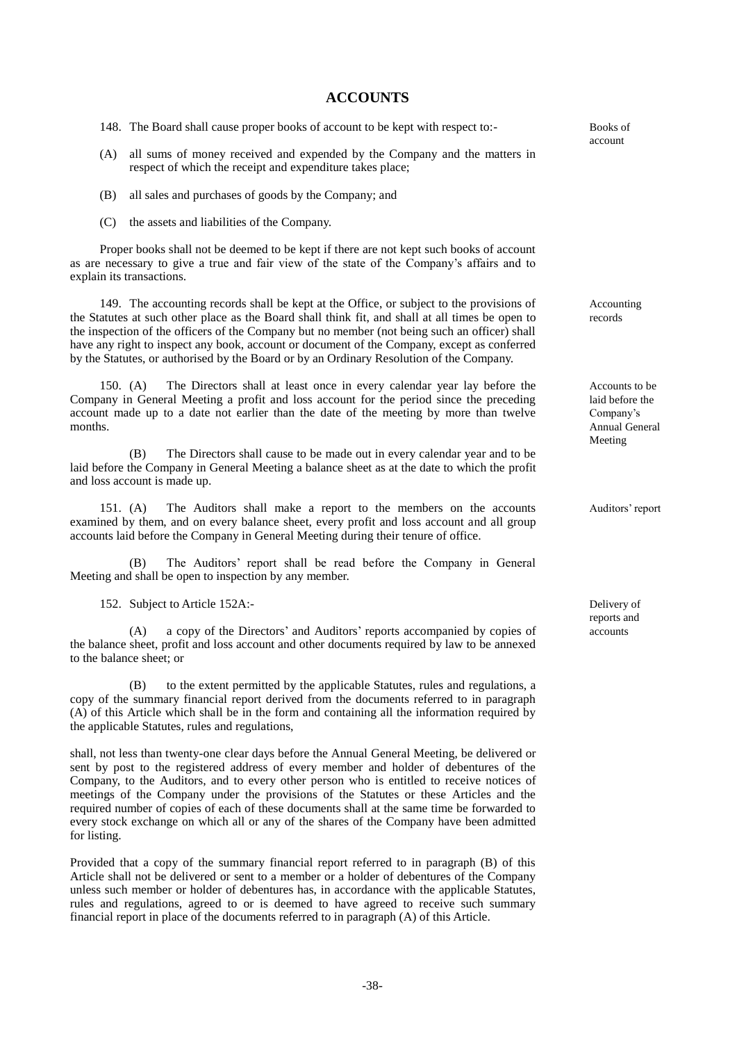## ACCOUNTS

148. The Board shall cause proper books of account to be kept with respect to:-

Books of account

(A) all sums of money received and expended by the Company and the matters in respect of which the receipt and expenditure takes place;

(B) all sales and purchases of goods by the Company; and

(C) the assets and liabilities of the Company.

Proper books shall not be deemed to be kept if there are not kept such books of account as are necessary to give a true and fair view of the state of the Company's affairs and to explain its transactions.

149. The accounting records shall be kept at the Office, or subject to the provisions of the Statutes at such other place as the Board shall think fit, and shall at all times be open to the inspection of the officers of the Company but no member (not being such an officer) shall have any right to inspect any book, account or document of the Company, except as conferred by the Statutes, or authorised by the Board or by an Ordinary Resolution of the Company.

Accounting records

150. (A) The Directors shall at least once in every calendar year lay before the Company in General Meeting a profit and loss account for the period since the preceding account made up to a date not earlier than the date of the meeting by more than twelve months.

Accounts to be laid before the Company's Annual General Meeting

(B) The Directors shall cause to be made out in every calendar year and to be laid before the Company in General Meeting a balance sheet as at the date to which the profit and loss account is made up.

151. (A) The Auditors shall make a report to the members on the accounts examined by them, and on every balance sheet, every profit and loss account and all group accounts laid before the Company in General Meeting during their tenure of office.

Auditors' report

(B) The Auditors' report shall be read before the Company in General Meeting and shall be open to inspection by any member.

152. Subject to Article 152A:-

Delivery of reports and accounts

(A) a copy of the Directors' and Auditors' reports accompanied by copies of the balance sheet, profit and loss account and other documents required by law to be annexed to the balance sheet; or

(B) to the extent permitted by the applicable Statutes, rules and regulations, a copy of the summary financial report derived from the documents referred to in paragraph (A) of this Article which shall be in the form and containing all the information required by the applicable Statutes, rules and regulations,

shall, not less than twenty-one clear days before the Annual General Meeting, be delivered or sent by post to the registered address of every member and holder of debentures of the Company, to the Auditors, and to every other person who is entitled to receive notices of meetings of the Company under the provisions of the Statutes or these Articles and the required number of copies of each of these documents shall at the same time be forwarded to every stock exchange on which all or any of the shares of the Company have been admitted for listing.

Provided that a copy of the summary financial report referred to in paragraph (B) of this Article shall not be delivered or sent to a member or a holder of debentures of the Company unless such member or holder of debentures has, in accordance with the applicable Statutes, rules and regulations, agreed to or is deemed to have agreed to receive such summary financial report in place of the documents referred to in paragraph (A) of this Article.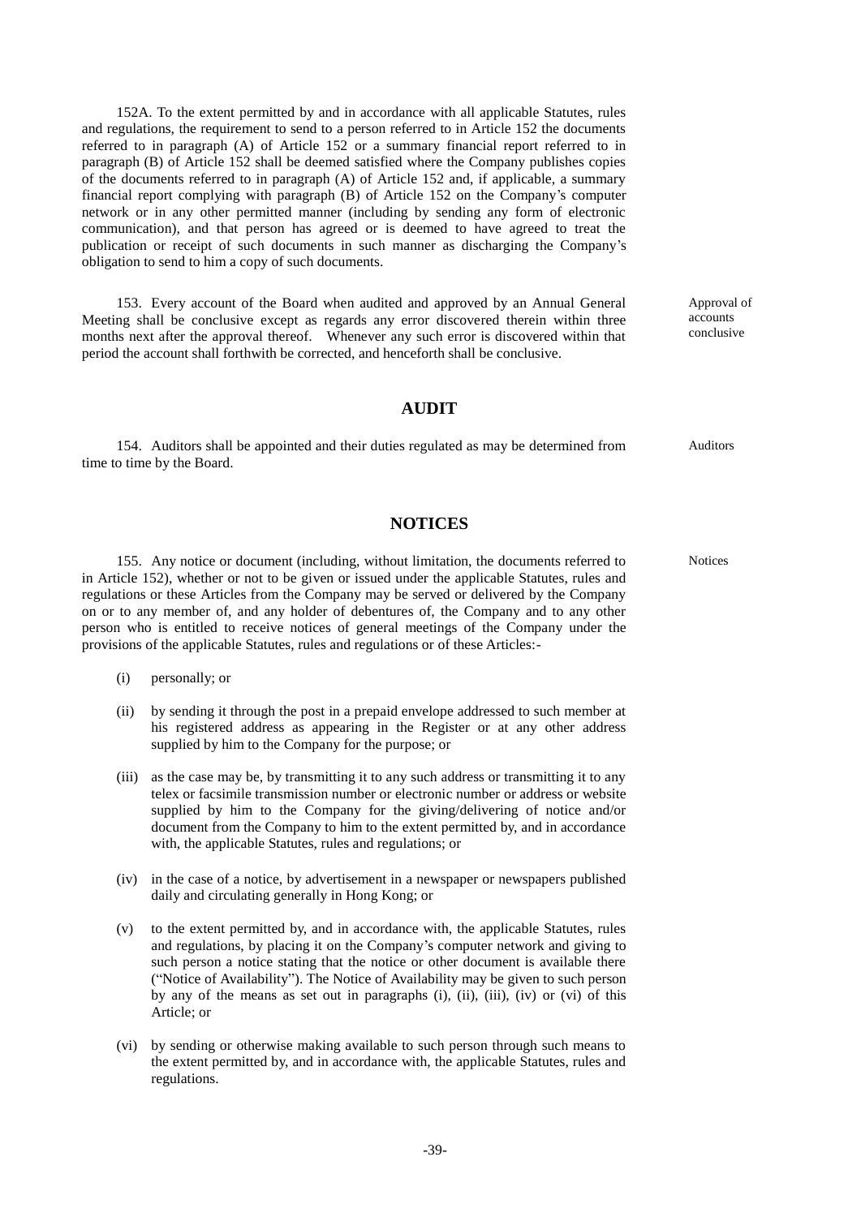152A. To the extent permitted by and in accordance with all applicable Statutes, rules and regulations, the requirement to send to a person referred to in Article 152 the documents referred to in paragraph (A) of Article 152 or a summary financial report referred to in paragraph (B) of Article 152 shall be deemed satisfied where the Company publishes copies of the documents referred to in paragraph (A) of Article 152 and, if applicable, a summary financial report complying with paragraph (B) of Article 152 on the Company's computer network or in any other permitted manner (including by sending any form of electronic communication), and that person has agreed or is deemed to have agreed to treat the publication or receipt of such documents in such manner as discharging the Company's obligation to send to him a copy of such documents.

*Approval of accounts conclusive*

153. Every account of the Board when audited and approved by an Annual General Meeting shall be conclusive except as regards any error discovered therein within three months next after the approval thereof. Whenever any such error is discovered within that period the account shall forthwith be corrected, and henceforth shall be conclusive.

## AUDIT

*Auditors*

154. Auditors shall be appointed and their duties regulated as may be determined from time to time by the Board.

## NOTICES

*Notices*

155. Any notice or document (including, without limitation, the documents referred to in Article 152), whether or not to be given or issued under the applicable Statutes, rules and regulations or these Articles from the Company may be served or delivered by the Company on or to any member of, and any holder of debentures of, the Company and to any other person who is entitled to receive notices of general meetings of the Company under the provisions of the applicable Statutes, rules and regulations or of these Articles:-

(i) personally; or

(ii) by sending it through the post in a prepaid envelope addressed to such member at his registered address as appearing in the Register or at any other address supplied by him to the Company for the purpose; or

(iii) as the case may be, by transmitting it to any such address or transmitting it to any telex or facsimile transmission number or electronic number or address or website supplied by him to the Company for the giving/delivering of notice and/or document from the Company to him to the extent permitted by, and in accordance with, the applicable Statutes, rules and regulations; or

(iv) in the case of a notice, by advertisement in a newspaper or newspapers published daily and circulating generally in Hong Kong; or

(v) to the extent permitted by, and in accordance with, the applicable Statutes, rules and regulations, by placing it on the Company's computer network and giving to such person a notice stating that the notice or other document is available there ("Notice of Availability"). The Notice of Availability may be given to such person by any of the means as set out in paragraphs (i), (ii), (iii), (iv) or (vi) of this Article; or

(vi) by sending or otherwise making available to such person through such means to the extent permitted by, and in accordance with, the applicable Statutes, rules and regulations.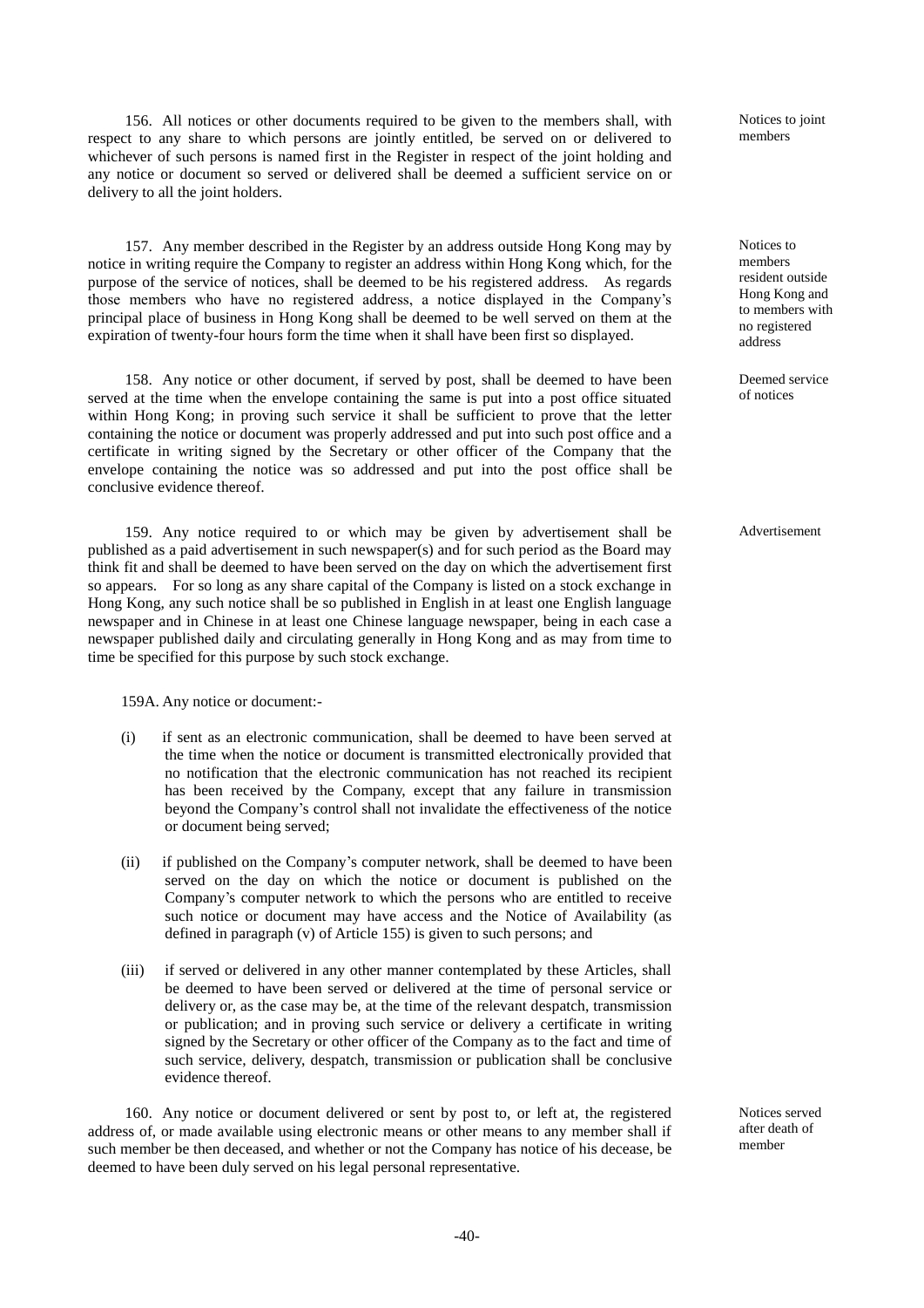156. All notices or other documents required to be given to the members shall, with respect to any share to which persons are jointly entitled, be served on or delivered to whichever of such persons is named first in the Register in respect of the joint holding and any notice or document so served or delivered shall be deemed a sufficient service on or delivery to all the joint holders.

Notices to joint members

157. Any member described in the Register by an address outside Hong Kong may by notice in writing require the Company to register an address within Hong Kong which, for the purpose of the service of notices, shall be deemed to be his registered address. As regards those members who have no registered address, a notice displayed in the Company's principal place of business in Hong Kong shall be deemed to be well served on them at the expiration of twenty-four hours form the time when it shall have been first so displayed.

Notices to members resident outside Hong Kong and to members with no registered address

158. Any notice or other document, if served by post, shall be deemed to have been served at the time when the envelope containing the same is put into a post office situated within Hong Kong; in proving such service it shall be sufficient to prove that the letter containing the notice or document was properly addressed and put into such post office and a certificate in writing signed by the Secretary or other officer of the Company that the envelope containing the notice was so addressed and put into the post office shall be conclusive evidence thereof.

Deemed service of notices

159. Any notice required to or which may be given by advertisement shall be published as a paid advertisement in such newspaper(s) and for such period as the Board may think fit and shall be deemed to have been served on the day on which the advertisement first so appears. For so long as any share capital of the Company is listed on a stock exchange in Hong Kong, any such notice shall be so published in English in at least one English language newspaper and in Chinese in at least one Chinese language newspaper, being in each case a newspaper published daily and circulating generally in Hong Kong and as may from time to time be specified for this purpose by such stock exchange.

Advertisement

159A. Any notice or document:-

(i) if sent as an electronic communication, shall be deemed to have been served at the time when the notice or document is transmitted electronically provided that no notification that the electronic communication has not reached its recipient has been received by the Company, except that any failure in transmission beyond the Company's control shall not invalidate the effectiveness of the notice or document being served;

(ii) if published on the Company's computer network, shall be deemed to have been served on the day on which the notice or document is published on the Company's computer network to which the persons who are entitled to receive such notice or document may have access and the Notice of Availability (as defined in paragraph (v) of Article 155) is given to such persons; and

(iii) if served or delivered in any other manner contemplated by these Articles, shall be deemed to have been served or delivered at the time of personal service or delivery or, as the case may be, at the time of the relevant despatch, transmission or publication; and in proving such service or delivery a certificate in writing signed by the Secretary or other officer of the Company as to the fact and time of such service, delivery, despatch, transmission or publication shall be conclusive evidence thereof.

160. Any notice or document delivered or sent by post to, or left at, the registered address of, or made available using electronic means or other means to any member shall if such member be then deceased, and whether or not the Company has notice of his decease, be deemed to have been duly served on his legal personal representative.

Notices served after death of member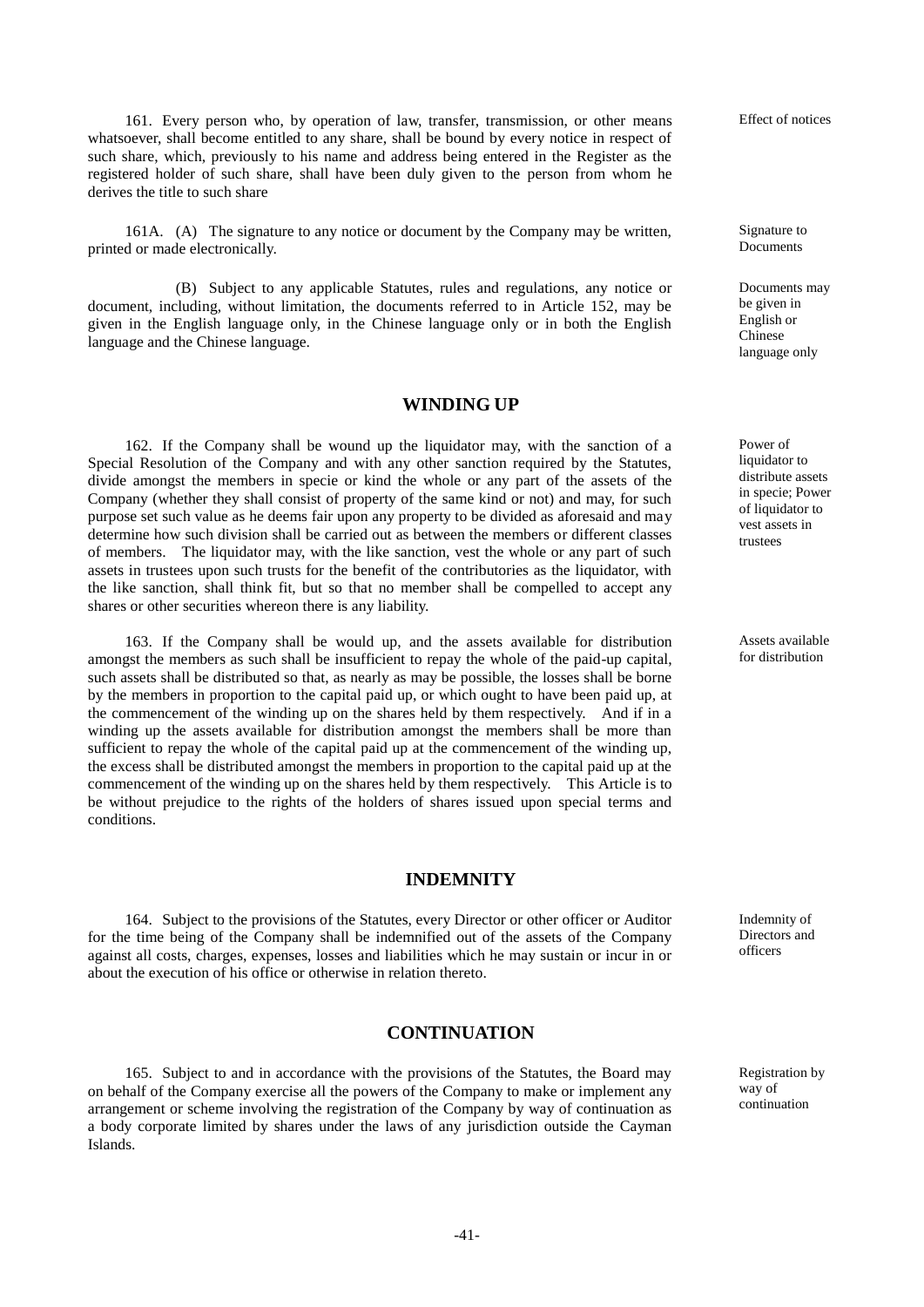161. Every person who, by operation of law, transfer, transmission, or other means whatsoever, shall become entitled to any share, shall be bound by every notice in respect of such share, which, previously to his name and address being entered in the Register as the registered holder of such share, shall have been duly given to the person from whom he derives the title to such share

Effect of notices

161A. (A) The signature to any notice or document by the Company may be written, printed or made electronically.

Signature to Documents

(B) Subject to any applicable Statutes, rules and regulations, any notice or document, including, without limitation, the documents referred to in Article 152, may be given in the English language only, in the Chinese language only or in both the English language and the Chinese language.

Documents may be given in English or Chinese language only

## WINDING UP

162. If the Company shall be wound up the liquidator may, with the sanction of a Special Resolution of the Company and with any other sanction required by the Statutes, divide amongst the members in specie or kind the whole or any part of the assets of the Company (whether they shall consist of property of the same kind or not) and may, for such purpose set such value as he deems fair upon any property to be divided as aforesaid and may determine how such division shall be carried out as between the members or different classes of members. The liquidator may, with the like sanction, vest the whole or any part of such assets in trustees upon such trusts for the benefit of the contributories as the liquidator, with the like sanction, shall think fit, but so that no member shall be compelled to accept any shares or other securities whereon there is any liability.

Power of liquidator to distribute assets in specie; Power of liquidator to vest assets in trustees

163. If the Company shall be would up, and the assets available for distribution amongst the members as such shall be insufficient to repay the whole of the paid-up capital, such assets shall be distributed so that, as nearly as may be possible, the losses shall be borne by the members in proportion to the capital paid up, or which ought to have been paid up, at the commencement of the winding up on the shares held by them respectively. And if in a winding up the assets available for distribution amongst the members shall be more than sufficient to repay the whole of the capital paid up at the commencement of the winding up, the excess shall be distributed amongst the members in proportion to the capital paid up at the commencement of the winding up on the shares held by them respectively. This Article is to be without prejudice to the rights of the holders of shares issued upon special terms and conditions.

Assets available for distribution

## INDEMNITY

164. Subject to the provisions of the Statutes, every Director or other officer or Auditor for the time being of the Company shall be indemnified out of the assets of the Company against all costs, charges, expenses, losses and liabilities which he may sustain or incur in or about the execution of his office or otherwise in relation thereto.

Indemnity of Directors and officers

## CONTINUATION

165. Subject to and in accordance with the provisions of the Statutes, the Board may on behalf of the Company exercise all the powers of the Company to make or implement any arrangement or scheme involving the registration of the Company by way of continuation as a body corporate limited by shares under the laws of any jurisdiction outside the Cayman Islands.

Registration by way of continuation